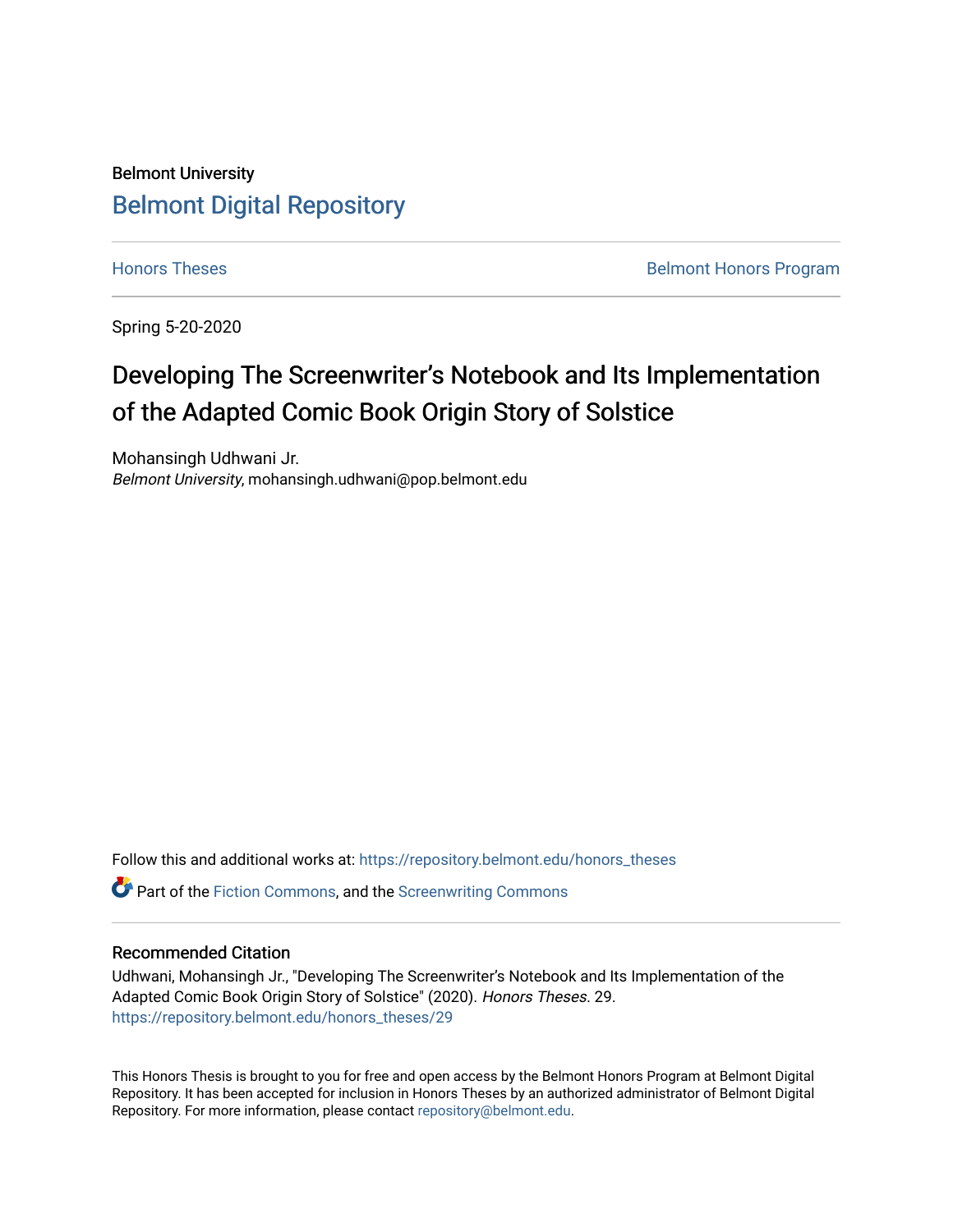Belmont University

# Belmont Digital Repository

Honors Theses | Belmont Honors Program

Spring 5-20-2020

## Developing The Screenwriter's Notebook and Its Implementation of the Adapted Comic Book Origin Story of Solstice

Mohansingh Udhwani Jr.
*Belmont University*, mohansingh.udhwani@pop.belmont.edu

Follow this and additional works at: https://repository.belmont.edu/honors_theses

Part of the Fiction Commons, and the Screenwriting Commons

### Recommended Citation

Udhwani, Mohansingh Jr., "Developing The Screenwriter's Notebook and Its Implementation of the Adapted Comic Book Origin Story of Solstice" (2020). *Honors Theses*. 29.
https://repository.belmont.edu/honors_theses/29

This Honors Thesis is brought to you for free and open access by the Belmont Honors Program at Belmont Digital Repository. It has been accepted for inclusion in Honors Theses by an authorized administrator of Belmont Digital Repository. For more information, please contact repository@belmont.edu.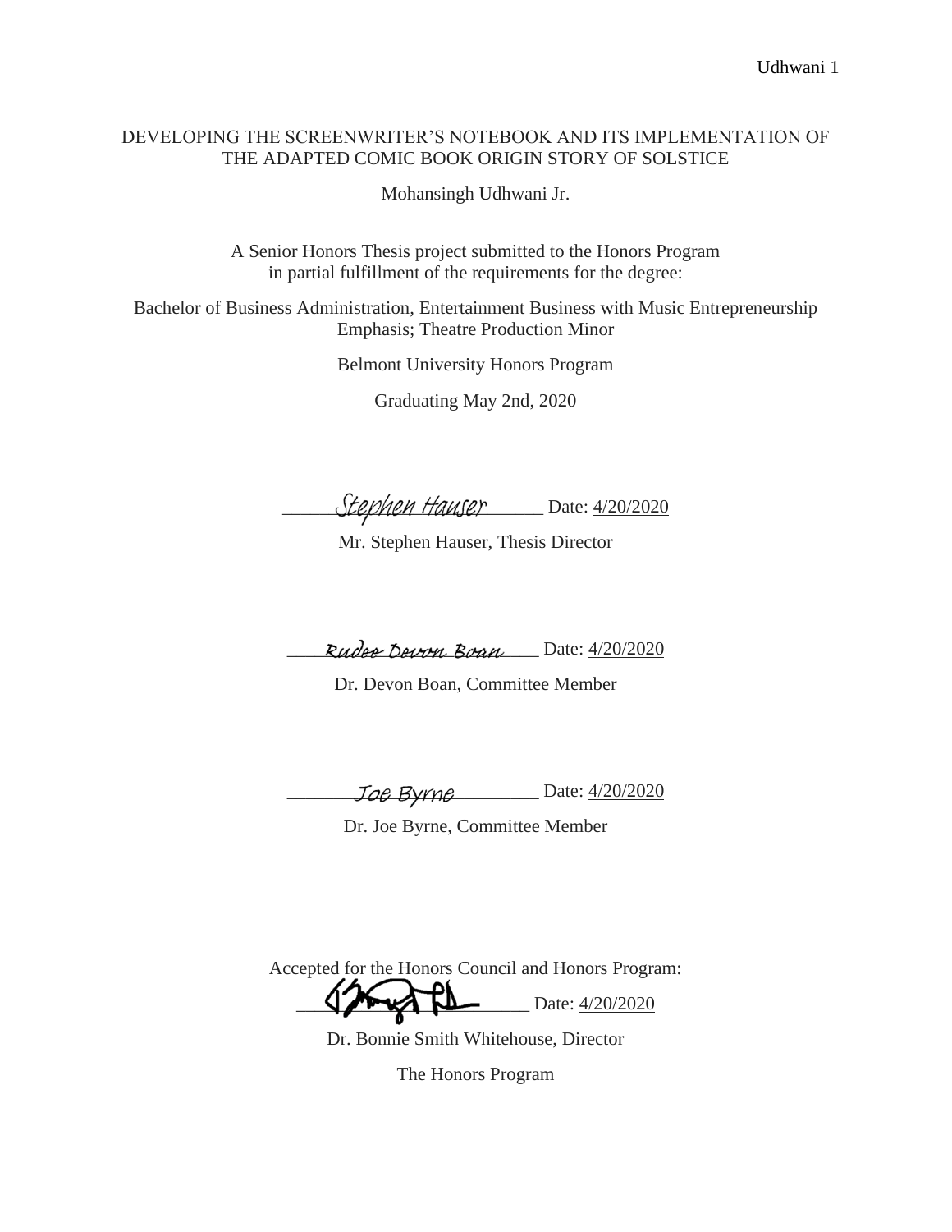DEVELOPING THE SCREENWRITER'S NOTEBOOK AND ITS IMPLEMENTATION OF THE ADAPTED COMIC BOOK ORIGIN STORY OF SOLSTICE

Mohansingh Udhwani Jr.

A Senior Honors Thesis project submitted to the Honors Program in partial fulfillment of the requirements for the degree:

Bachelor of Business Administration, Entertainment Business with Music Entrepreneurship Emphasis; Theatre Production Minor

Belmont University Honors Program

Graduating May 2nd, 2020

Stephen Hauser Date: 4/20/2020

Mr. Stephen Hauser, Thesis Director

Rudee Devon Boan Date: 4/20/2020

Dr. Devon Boan, Committee Member

Joe Byrne Date: 4/20/2020

Dr. Joe Byrne, Committee Member

Accepted for the Honors Council and Honors Program:

______________________ Date: 4/20/2020

Dr. Bonnie Smith Whitehouse, Director

The Honors Program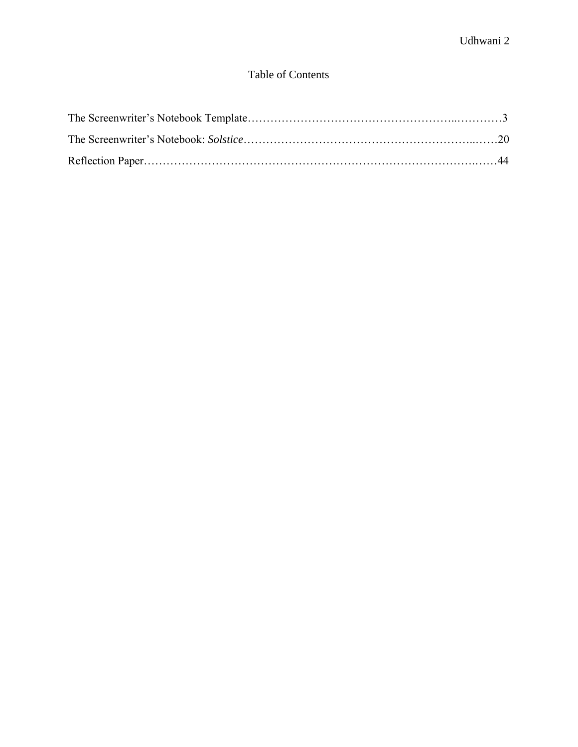# Table of Contents

The Screenwriter's Notebook Template……………………………………………...…………3

The Screenwriter's Notebook: *Solstice*…………………………………….……………...……20

Reflection Paper…………………………………………………………………………….……44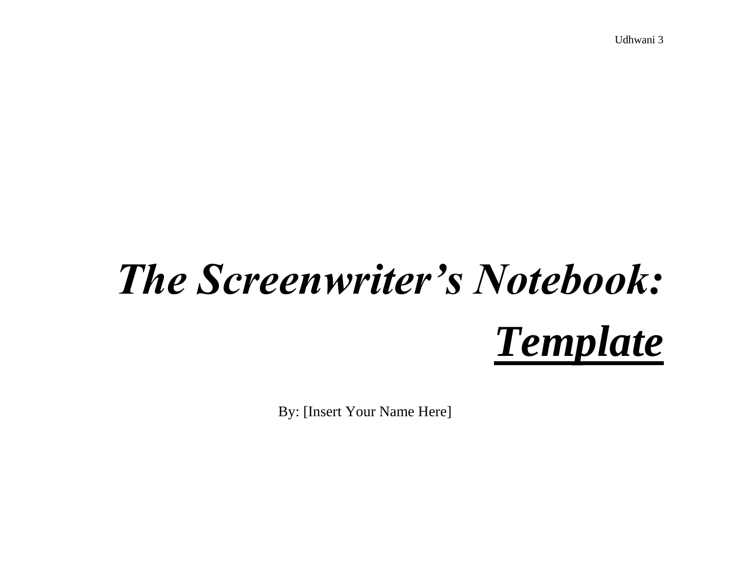# ***The Screenwriter's Notebook: Template***

By: [Insert Your Name Here]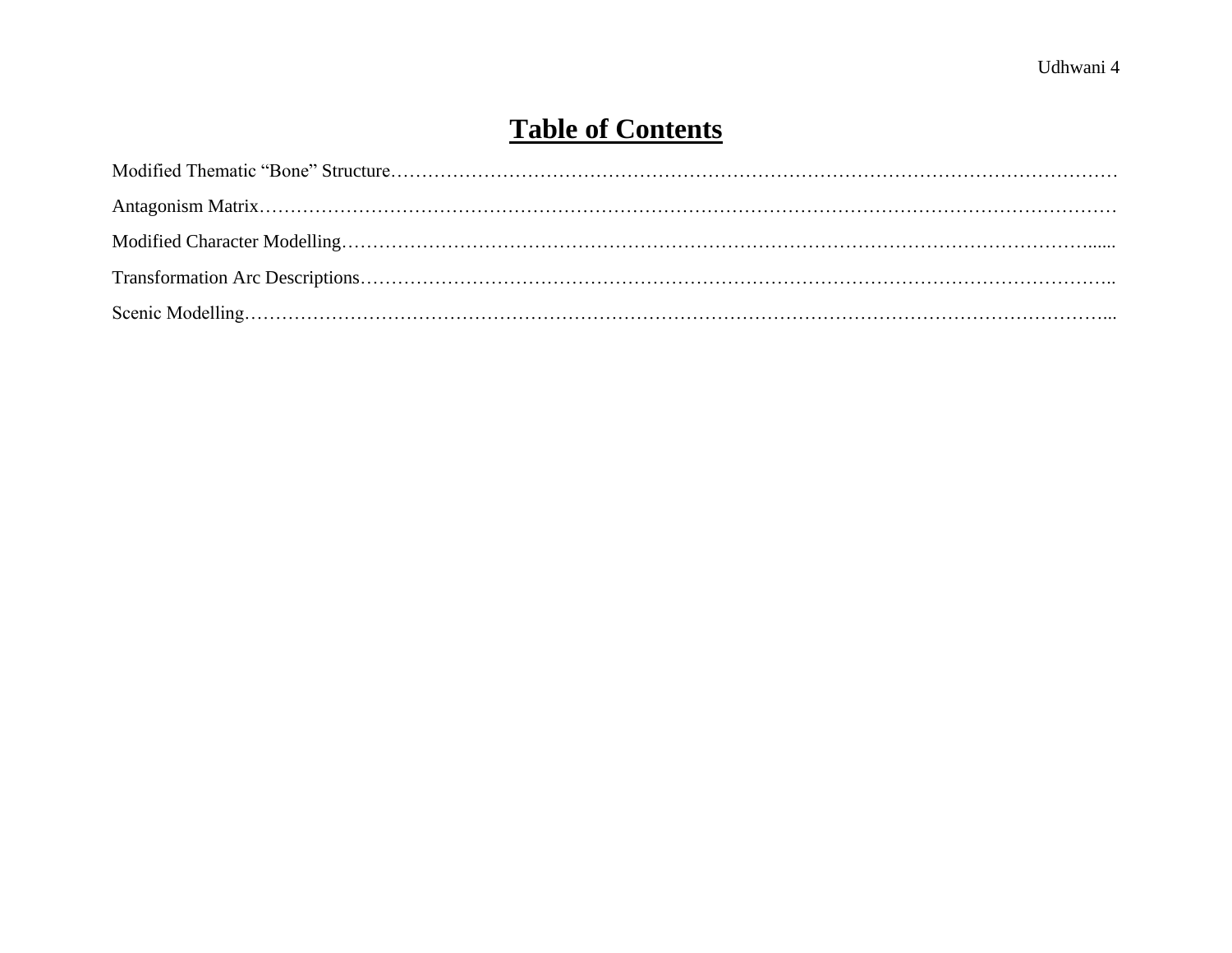# **Table of Contents**

Modified Thematic "Bone" Structure………………………………………………………………………………………………………

Antagonism Matrix…………………………………………………………………………………………………………………

Modified Character Modelling……………………………………………………………………………………………………......

Transformation Arc Descriptions…………………………………………………………………………………………………..

Scenic Modelling………………………………………………………………………………………………………………...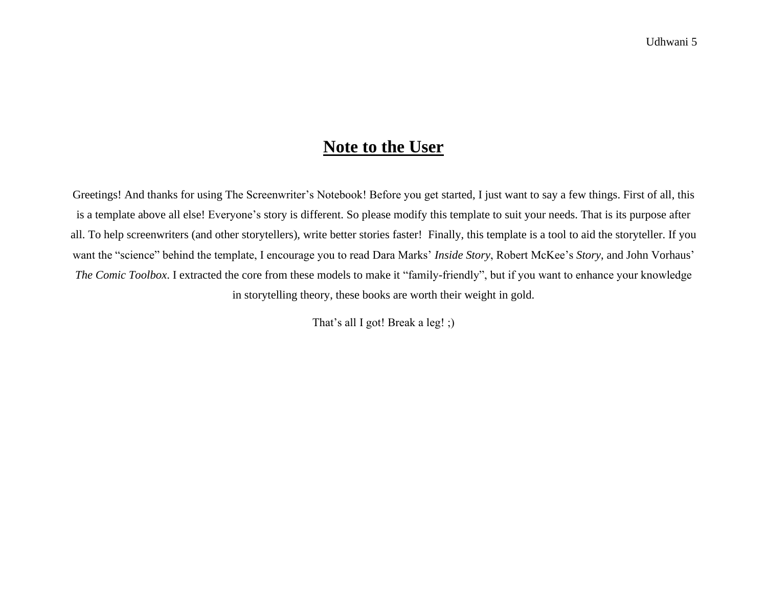# **Note to the User**

Greetings! And thanks for using The Screenwriter's Notebook! Before you get started, I just want to say a few things. First of all, this is a template above all else! Everyone's story is different. So please modify this template to suit your needs. That is its purpose after all. To help screenwriters (and other storytellers), write better stories faster!  Finally, this template is a tool to aid the storyteller. If you want the "science" behind the template, I encourage you to read Dara Marks' *Inside Story*, Robert McKee's *Story*, and John Vorhaus' *The Comic Toolbox*. I extracted the core from these models to make it "family-friendly", but if you want to enhance your knowledge in storytelling theory, these books are worth their weight in gold.

That's all I got! Break a leg! ;)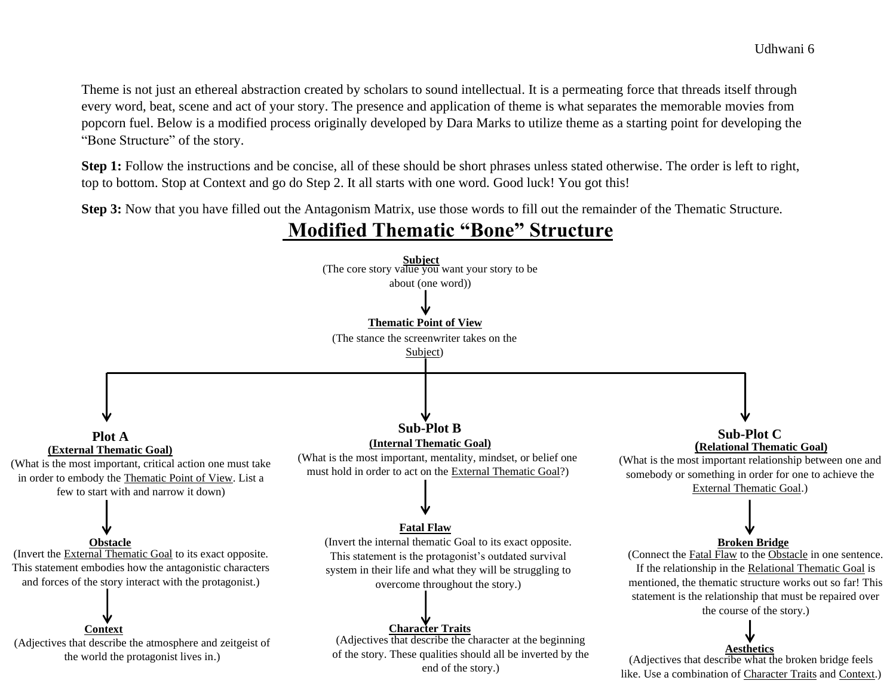Theme is not just an ethereal abstraction created by scholars to sound intellectual. It is a permeating force that threads itself through every word, beat, scene and act of your story. The presence and application of theme is what separates the memorable movies from popcorn fuel. Below is a modified process originally developed by Dara Marks to utilize theme as a starting point for developing the "Bone Structure" of the story.

**Step 1:** Follow the instructions and be concise, all of these should be short phrases unless stated otherwise. The order is left to right, top to bottom. Stop at Context and go do Step 2. It all starts with one word. Good luck! You got this!

**Step 3:** Now that you have filled out the Antagonism Matrix, use those words to fill out the remainder of the Thematic Structure.

# Modified Thematic "Bone" Structure

**Subject**
(The core story value you want your story to be about (one word))

↓

**Thematic Point of View**
(The stance the screenwriter takes on the Subject)

↓

## Plot A

**(External Thematic Goal)**
(What is the most important, critical action one must take in order to embody the Thematic Point of View. List a few to start with and narrow it down)

↓

**Obstacle**
(Invert the External Thematic Goal to its exact opposite. This statement embodies how the antagonistic characters and forces of the story interact with the protagonist.)

↓

**Context**
(Adjectives that describe the atmosphere and zeitgeist of the world the protagonist lives in.)

## Sub-Plot B

**(Internal Thematic Goal)**
(What is the most important, mentality, mindset, or belief one must hold in order to act on the External Thematic Goal?)

↓

**Fatal Flaw**
(Invert the internal thematic Goal to its exact opposite. This statement is the protagonist's outdated survival system in their life and what they will be struggling to overcome throughout the story.)

↓

**Character Traits**
(Adjectives that describe the character at the beginning of the story. These qualities should all be inverted by the end of the story.)

## Sub-Plot C

**(Relational Thematic Goal)**
(What is the most important relationship between one and somebody or something in order for one to achieve the External Thematic Goal.)

↓

**Broken Bridge**
(Connect the Fatal Flaw to the Obstacle in one sentence. If the relationship in the Relational Thematic Goal is mentioned, the thematic structure works out so far! This statement is the relationship that must be repaired over the course of the story.)

↓

**Aesthetics**
(Adjectives that describe what the broken bridge feels like. Use a combination of Character Traits and Context.)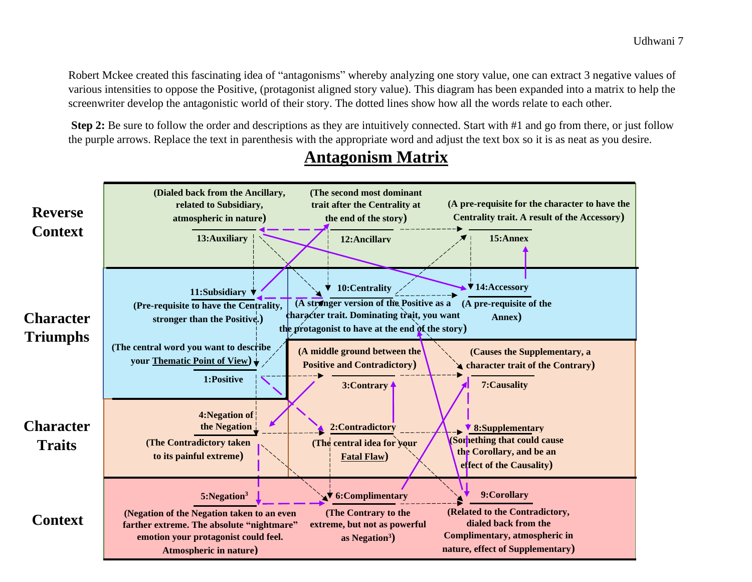Robert Mckee created this fascinating idea of "antagonisms" whereby analyzing one story value, one can extract 3 negative values of various intensities to oppose the Positive, (protagonist aligned story value). This diagram has been expanded into a matrix to help the screenwriter develop the antagonistic world of their story. The dotted lines show how all the words relate to each other.

**Step 2:** Be sure to follow the order and descriptions as they are intuitively connected. Start with #1 and go from there, or just follow the purple arrows. Replace the text in parenthesis with the appropriate word and adjust the text box so it is as neat as you desire.

# Antagonism Matrix

**Reverse Context**

**13:Auxiliary** (Dialed back from the Ancillary, related to Subsidiary, atmospheric in nature)

**12:Ancillary** (The second most dominant trait after the Centrality at the end of the story)

**15:Annex** (A pre-requisite for the character to have the Centrality trait. A result of the Accessory)

**Character Triumphs**

**11:Subsidiary** (Pre-requisite to have the Centrality, stronger than the Positive.)

**10:Centrality** (A stronger version of the Positive as a character trait. Dominating trait, you want the protagonist to have at the end of the story)

**14:Accessory** (A pre-requisite of the Annex)

**1:Positive** (The central word you want to describe your Thematic Point of View)

**Character Traits**

**3:Contrary** (A middle ground between the Positive and Contradictory)

**7:Causality** (Causes the Supplementary, a character trait of the Contrary)

**4:Negation of the Negation** (The Contradictory taken to its painful extreme)

**2:Contradictory** (The central idea for your Fatal Flaw)

**8:Supplementary** (Something that could cause the Corollary, and be an effect of the Causality)

**Context**

**5:Negation[3]** (Negation of the Negation taken to an even farther extreme. The absolute "nightmare" emotion your protagonist could feel. Atmospheric in nature)

**6:Complimentary** (The Contrary to the extreme, but not as powerful as Negation[3])

**9:Corollary** (Related to the Contradictory, dialed back from the Complimentary, atmospheric in nature, effect of Supplementary)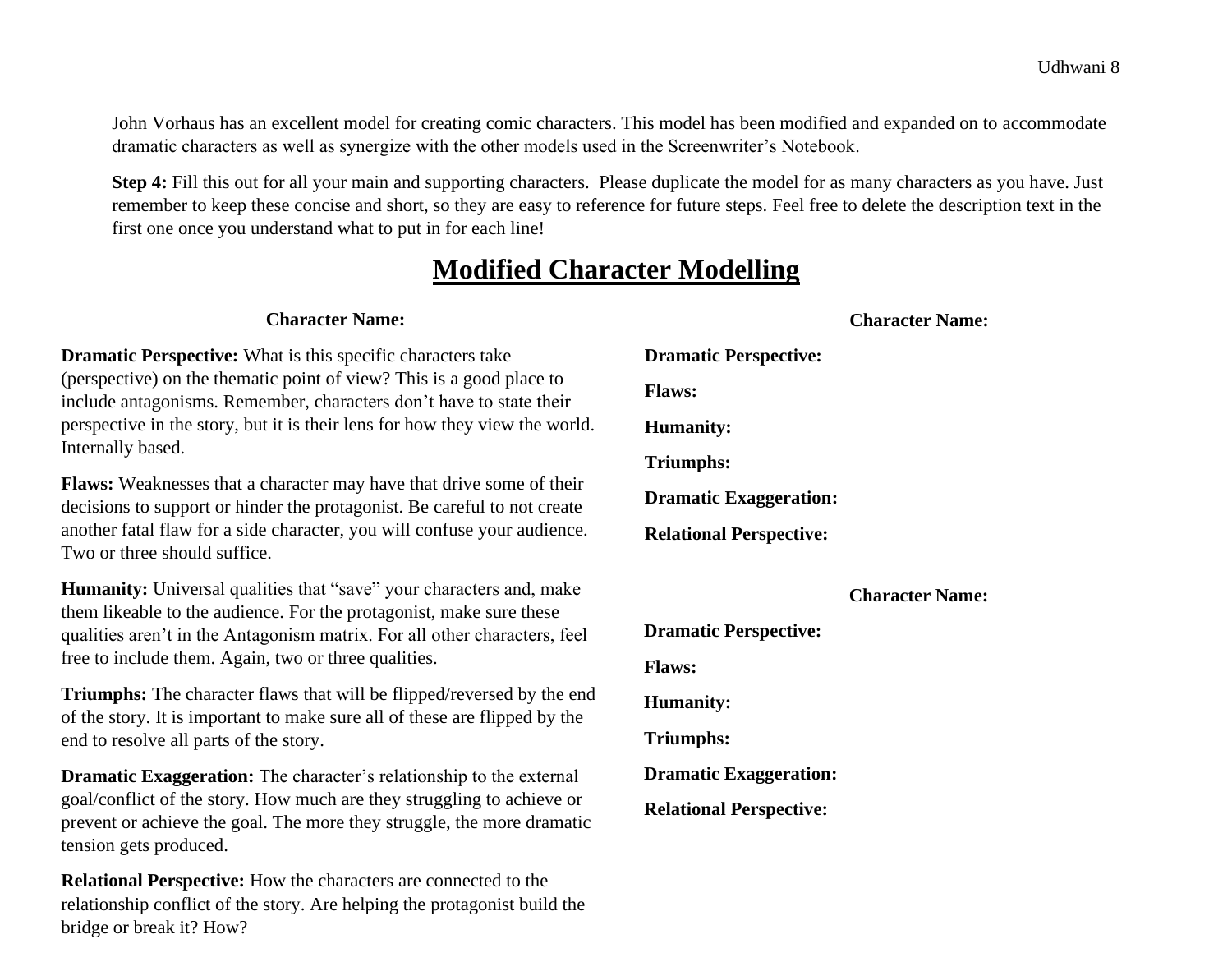John Vorhaus has an excellent model for creating comic characters. This model has been modified and expanded on to accommodate dramatic characters as well as synergize with the other models used in the Screenwriter's Notebook.

**Step 4:** Fill this out for all your main and supporting characters. Please duplicate the model for as many characters as you have. Just remember to keep these concise and short, so they are easy to reference for future steps. Feel free to delete the description text in the first one once you understand what to put in for each line!

# Modified Character Modelling

**Character Name:**

**Dramatic Perspective:** What is this specific characters take (perspective) on the thematic point of view? This is a good place to include antagonisms. Remember, characters don't have to state their perspective in the story, but it is their lens for how they view the world. Internally based.

**Flaws:** Weaknesses that a character may have that drive some of their decisions to support or hinder the protagonist. Be careful to not create another fatal flaw for a side character, you will confuse your audience. Two or three should suffice.

**Humanity:** Universal qualities that "save" your characters and, make them likeable to the audience. For the protagonist, make sure these qualities aren't in the Antagonism matrix. For all other characters, feel free to include them. Again, two or three qualities.

**Triumphs:** The character flaws that will be flipped/reversed by the end of the story. It is important to make sure all of these are flipped by the end to resolve all parts of the story.

**Dramatic Exaggeration:** The character's relationship to the external goal/conflict of the story. How much are they struggling to achieve or prevent or achieve the goal. The more they struggle, the more dramatic tension gets produced.

**Relational Perspective:** How the characters are connected to the relationship conflict of the story. Are helping the protagonist build the bridge or break it? How?

**Character Name:**

**Dramatic Perspective:**

**Flaws:**

**Humanity:**

**Triumphs:**

**Dramatic Exaggeration:**

**Relational Perspective:**

**Character Name:**

**Dramatic Perspective:**

**Flaws:**

**Humanity:**

**Triumphs:**

**Dramatic Exaggeration:**

**Relational Perspective:**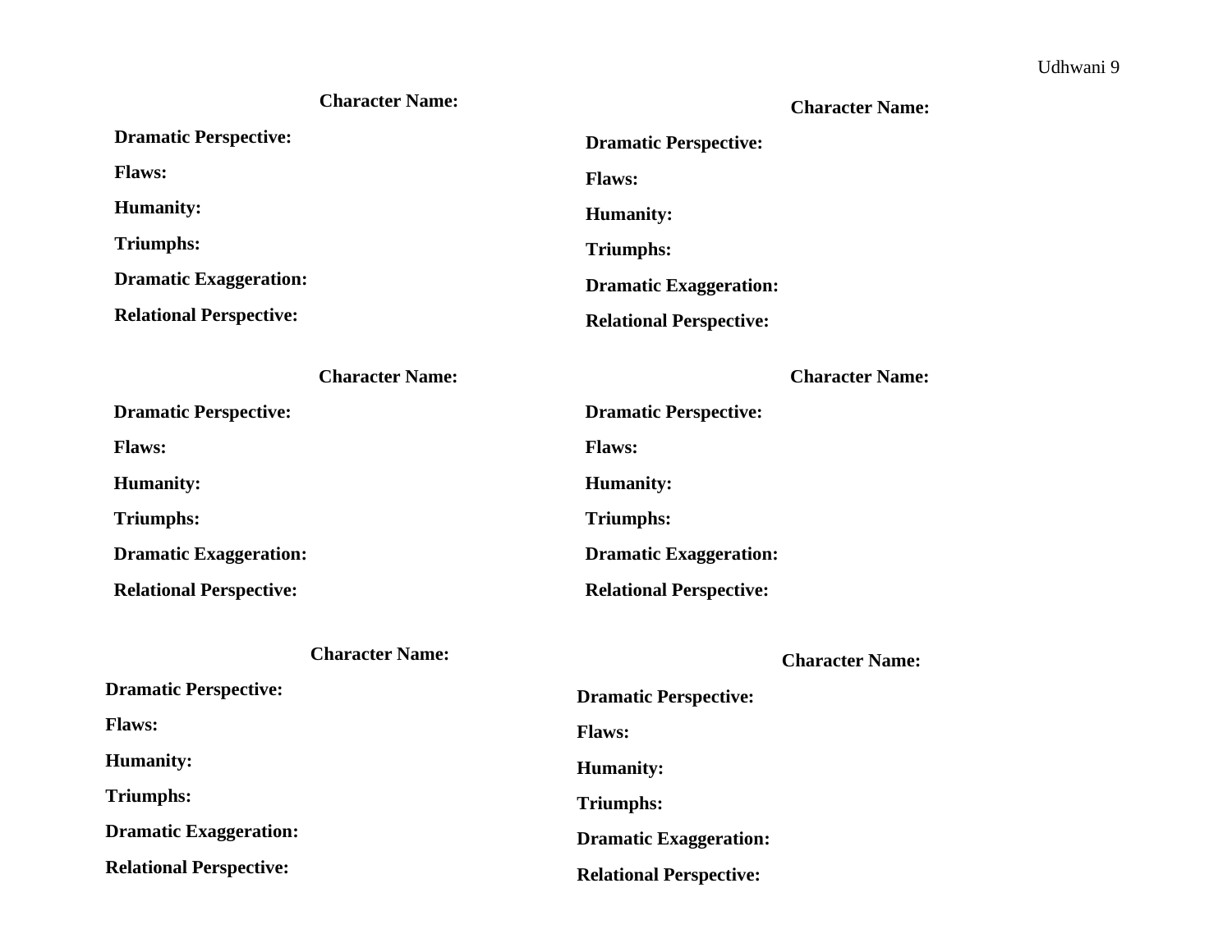**Character Name:**

**Dramatic Perspective:**

**Flaws:**

**Humanity:**

**Triumphs:**

**Dramatic Exaggeration:**

**Relational Perspective:**

**Character Name:**

**Dramatic Perspective:**

**Flaws:**

**Humanity:**

**Triumphs:**

**Dramatic Exaggeration:**

**Relational Perspective:**

**Character Name:**

**Dramatic Perspective:**

**Flaws:**

**Humanity:**

**Triumphs:**

**Dramatic Exaggeration:**

**Relational Perspective:**

**Character Name:**

**Dramatic Perspective:**

**Flaws:**

**Humanity:**

**Triumphs:**

**Dramatic Exaggeration:**

**Relational Perspective:**

**Character Name:**

**Dramatic Perspective:**

**Flaws:**

**Humanity:**

**Triumphs:**

**Dramatic Exaggeration:**

**Relational Perspective:**

**Character Name:**

**Dramatic Perspective:**

**Flaws:**

**Humanity:**

**Triumphs:**

**Dramatic Exaggeration:**

**Relational Perspective:**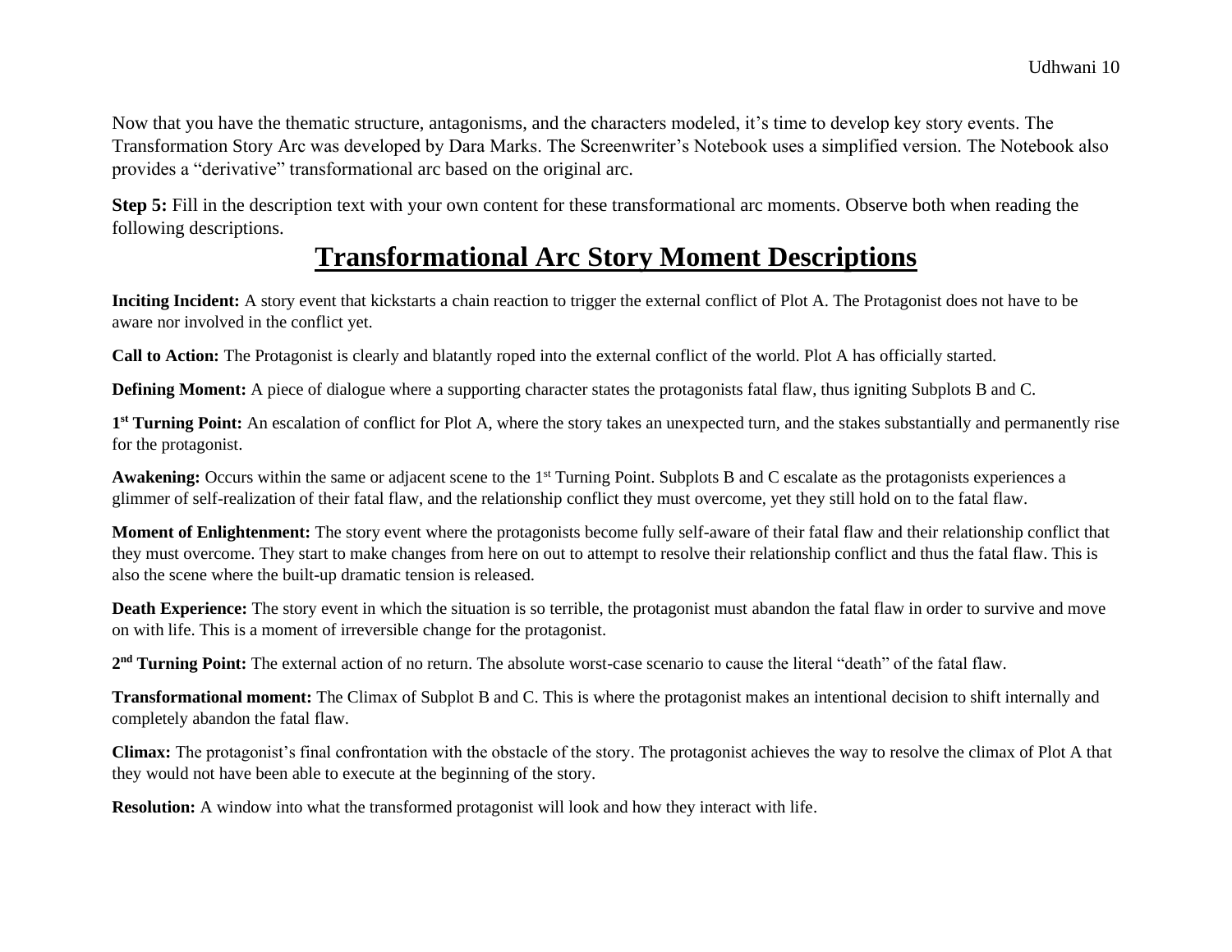Now that you have the thematic structure, antagonisms, and the characters modeled, it's time to develop key story events. The Transformation Story Arc was developed by Dara Marks. The Screenwriter's Notebook uses a simplified version. The Notebook also provides a "derivative" transformational arc based on the original arc.

**Step 5:** Fill in the description text with your own content for these transformational arc moments. Observe both when reading the following descriptions.

# Transformational Arc Story Moment Descriptions

**Inciting Incident:** A story event that kickstarts a chain reaction to trigger the external conflict of Plot A. The Protagonist does not have to be aware nor involved in the conflict yet.

**Call to Action:** The Protagonist is clearly and blatantly roped into the external conflict of the world. Plot A has officially started.

**Defining Moment:** A piece of dialogue where a supporting character states the protagonists fatal flaw, thus igniting Subplots B and C.

**1st Turning Point:** An escalation of conflict for Plot A, where the story takes an unexpected turn, and the stakes substantially and permanently rise for the protagonist.

**Awakening:** Occurs within the same or adjacent scene to the 1st Turning Point. Subplots B and C escalate as the protagonists experiences a glimmer of self-realization of their fatal flaw, and the relationship conflict they must overcome, yet they still hold on to the fatal flaw.

**Moment of Enlightenment:** The story event where the protagonists become fully self-aware of their fatal flaw and their relationship conflict that they must overcome. They start to make changes from here on out to attempt to resolve their relationship conflict and thus the fatal flaw. This is also the scene where the built-up dramatic tension is released.

**Death Experience:** The story event in which the situation is so terrible, the protagonist must abandon the fatal flaw in order to survive and move on with life. This is a moment of irreversible change for the protagonist.

**2nd Turning Point:** The external action of no return. The absolute worst-case scenario to cause the literal "death" of the fatal flaw.

**Transformational moment:** The Climax of Subplot B and C. This is where the protagonist makes an intentional decision to shift internally and completely abandon the fatal flaw.

**Climax:** The protagonist's final confrontation with the obstacle of the story. The protagonist achieves the way to resolve the climax of Plot A that they would not have been able to execute at the beginning of the story.

**Resolution:** A window into what the transformed protagonist will look and how they interact with life.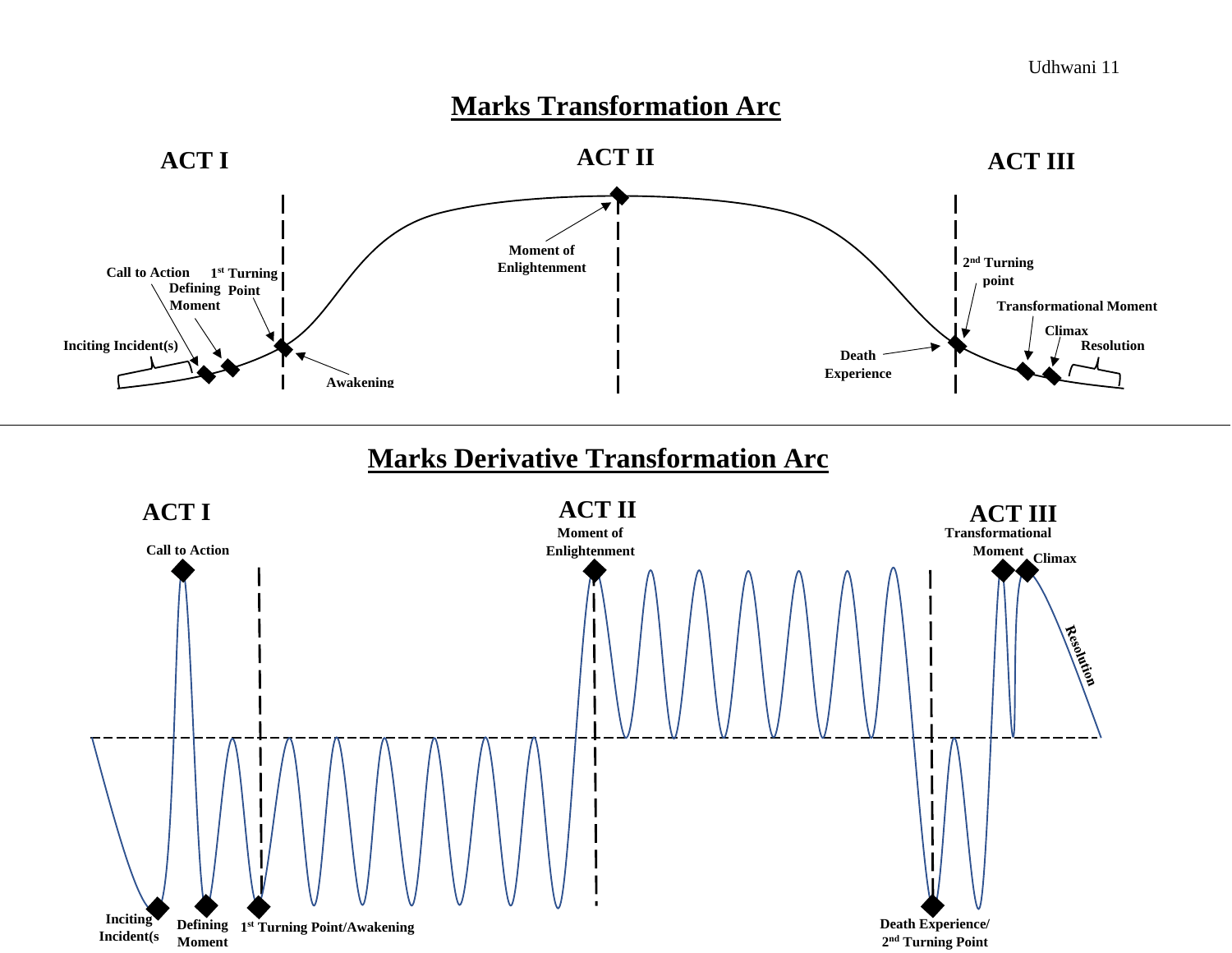# Marks Transformation Arc

ACT I

ACT II

ACT III

Call to Action

1st Turning Point

Defining Moment

Inciting Incident(s)

Awakening

Moment of Enlightenment

2nd Turning point

Transformational Moment

Climax

Resolution

Death Experience

# Marks Derivative Transformation Arc

ACT I

ACT II

ACT III

Call to Action

Moment of Enlightenment

Transformational Moment

Climax

Resolution

Inciting Incident(s

Defining Moment

1st Turning Point/Awakening

Death Experience/ 2nd Turning Point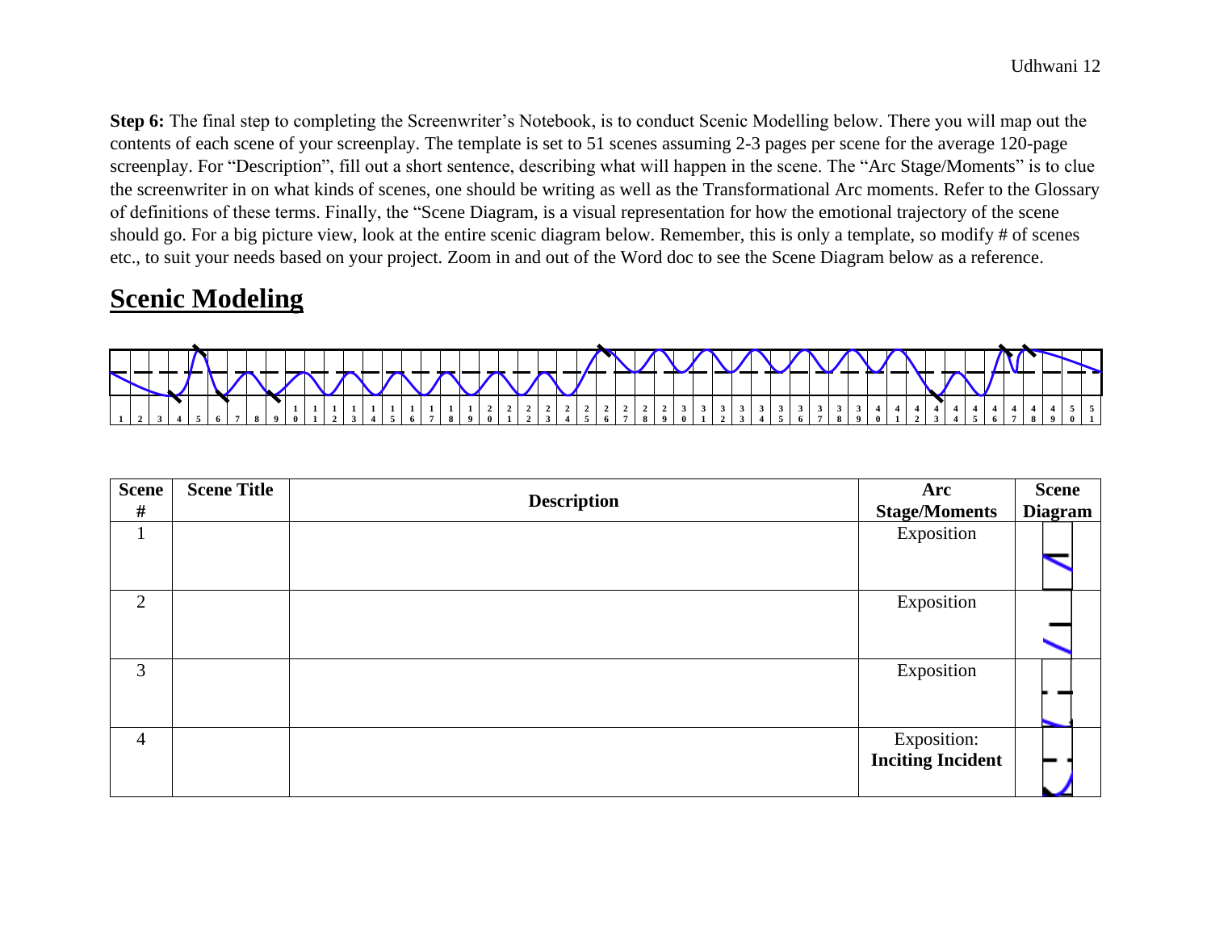**Step 6:** The final step to completing the Screenwriter's Notebook, is to conduct Scenic Modelling below. There you will map out the contents of each scene of your screenplay. The template is set to 51 scenes assuming 2-3 pages per scene for the average 120-page screenplay. For "Description", fill out a short sentence, describing what will happen in the scene. The "Arc Stage/Moments" is to clue the screenwriter in on what kinds of scenes, one should be writing as well as the Transformational Arc moments. Refer to the Glossary of definitions of these terms. Finally, the "Scene Diagram, is a visual representation for how the emotional trajectory of the scene should go. For a big picture view, look at the entire scenic diagram below. Remember, this is only a template, so modify # of scenes etc., to suit your needs based on your project. Zoom in and out of the Word doc to see the Scene Diagram below as a reference.

## Scenic Modeling

| 1 | 2 | 3 | 4 | 5 | 6 | 7 | 8 | 9 | 10 | 11 | 12 | 13 | 14 | 15 | 16 | 17 | 18 | 19 | 20 | 21 | 22 | 23 | 24 | 25 | 26 | 27 | 28 | 29 | 30 | 31 | 32 | 33 | 34 | 35 | 36 | 37 | 38 | 39 | 40 | 41 | 42 | 43 | 44 | 45 | 46 | 47 | 48 | 49 | 50 | 51 |
|---|---|---|---|---|---|---|---|---|---|---|---|---|---|---|---|---|---|---|---|---|---|---|---|---|---|---|---|---|---|---|---|---|---|---|---|---|---|---|---|---|---|---|---|---|---|---|---|---|---|---|

| Scene # | Scene Title | Description | Arc Stage/Moments | Scene Diagram |
|---|---|---|---|---|
| 1 | | | Exposition | |
| 2 | | | Exposition | |
| 3 | | | Exposition | |
| 4 | | | Exposition: **Inciting Incident** | |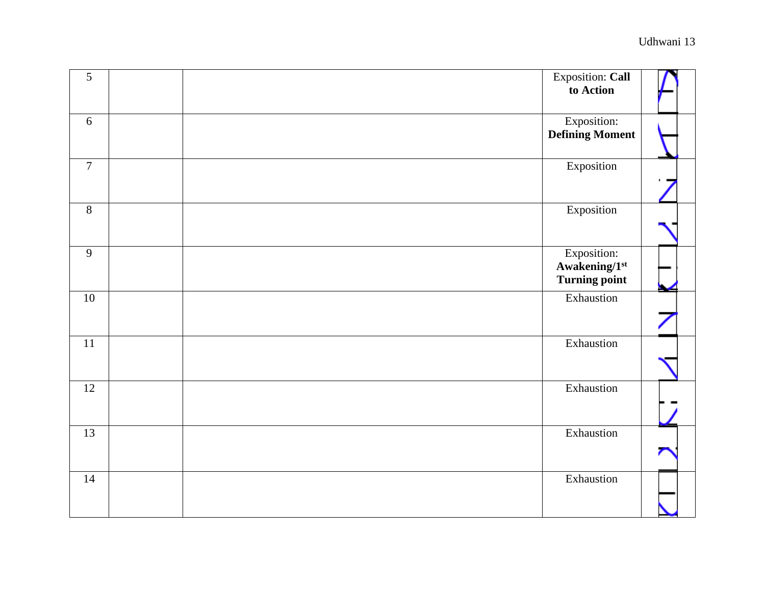| | | | | |
|---|---|---|---|---|
| 5 | | | Exposition: **Call to Action** | |
| 6 | | | Exposition: **Defining Moment** | |
| 7 | | | Exposition | |
| 8 | | | Exposition | |
| 9 | | | Exposition: **Awakening/1st Turning point** | |
| 10 | | | Exhaustion | |
| 11 | | | Exhaustion | |
| 12 | | | Exhaustion | |
| 13 | | | Exhaustion | |
| 14 | | | Exhaustion | |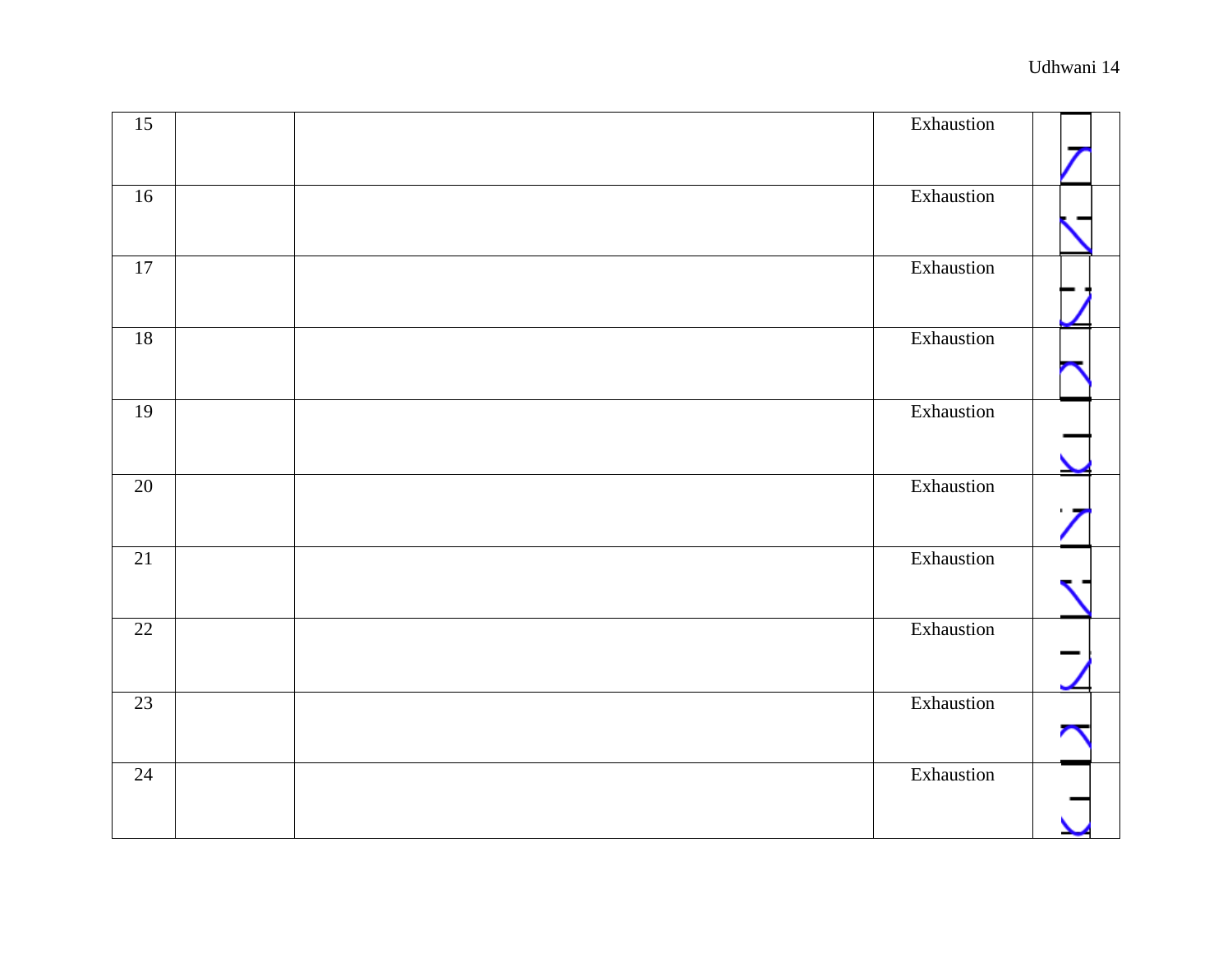| 15 | | | Exhaustion | |
|---|---|---|---|---|
| 16 | | | Exhaustion | |
| 17 | | | Exhaustion | |
| 18 | | | Exhaustion | |
| 19 | | | Exhaustion | |
| 20 | | | Exhaustion | |
| 21 | | | Exhaustion | |
| 22 | | | Exhaustion | |
| 23 | | | Exhaustion | |
| 24 | | | Exhaustion | |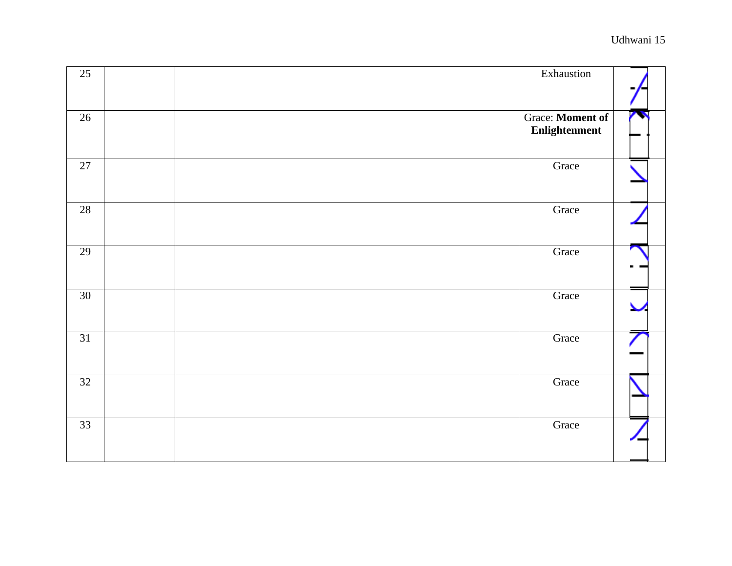| | | | | |
|---|---|---|---|---|
| 25 | | | Exhaustion | |
| 26 | | | Grace: **Moment of Enlightenment** | |
| 27 | | | Grace | |
| 28 | | | Grace | |
| 29 | | | Grace | |
| 30 | | | Grace | |
| 31 | | | Grace | |
| 32 | | | Grace | |
| 33 | | | Grace | |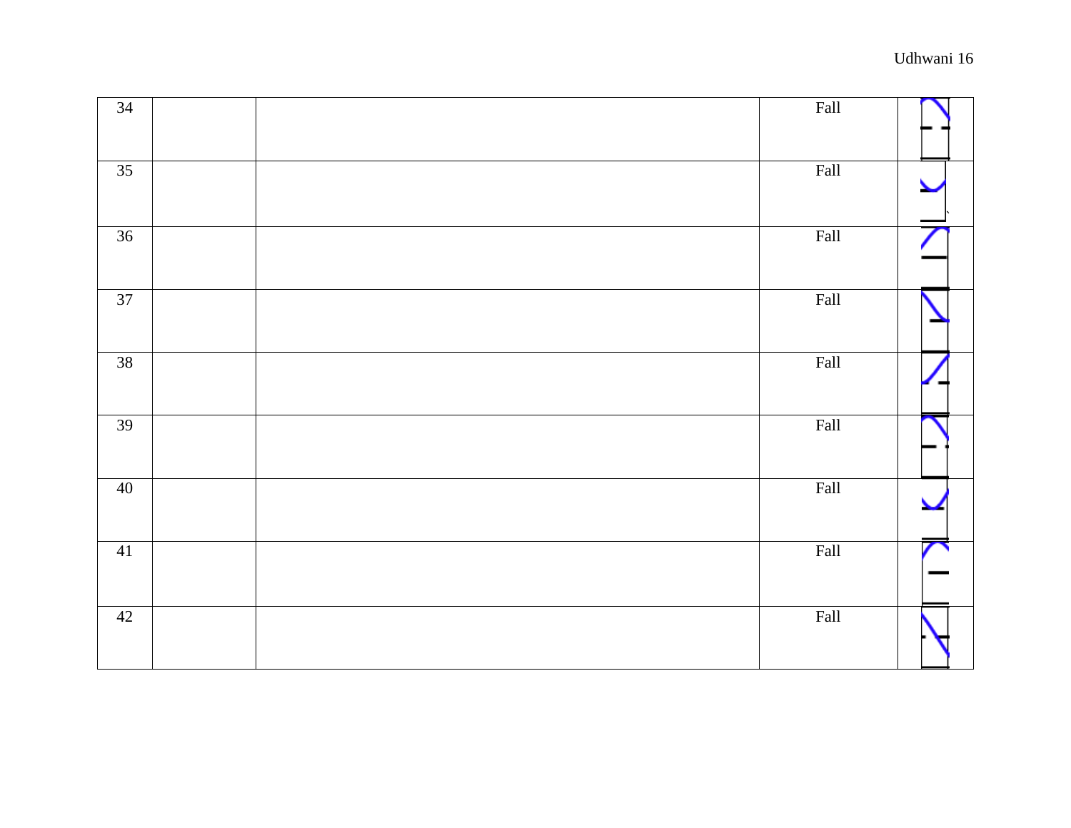| | | | | |
|---|---|---|---|---|
| 34 | | | Fall | |
| 35 | | | Fall | |
| 36 | | | Fall | |
| 37 | | | Fall | |
| 38 | | | Fall | |
| 39 | | | Fall | |
| 40 | | | Fall | |
| 41 | | | Fall | |
| 42 | | | Fall | |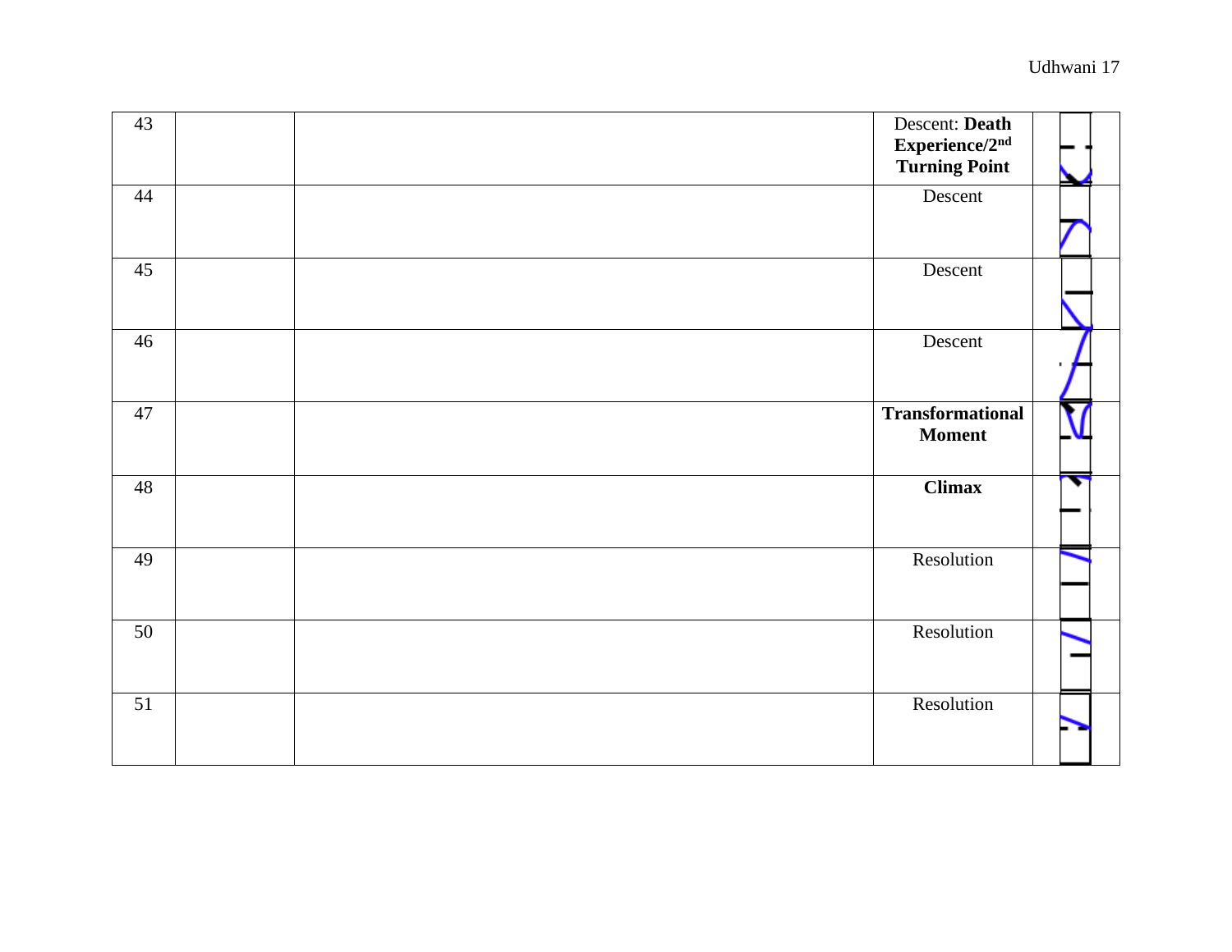| 43 | | | Descent: **Death Experience/2nd Turning Point** | |
|---|---|---|---|---|
| 44 | | | Descent | |
| 45 | | | Descent | |
| 46 | | | Descent | |
| 47 | | | **Transformational Moment** | |
| 48 | | | **Climax** | |
| 49 | | | Resolution | |
| 50 | | | Resolution | |
| 51 | | | Resolution | |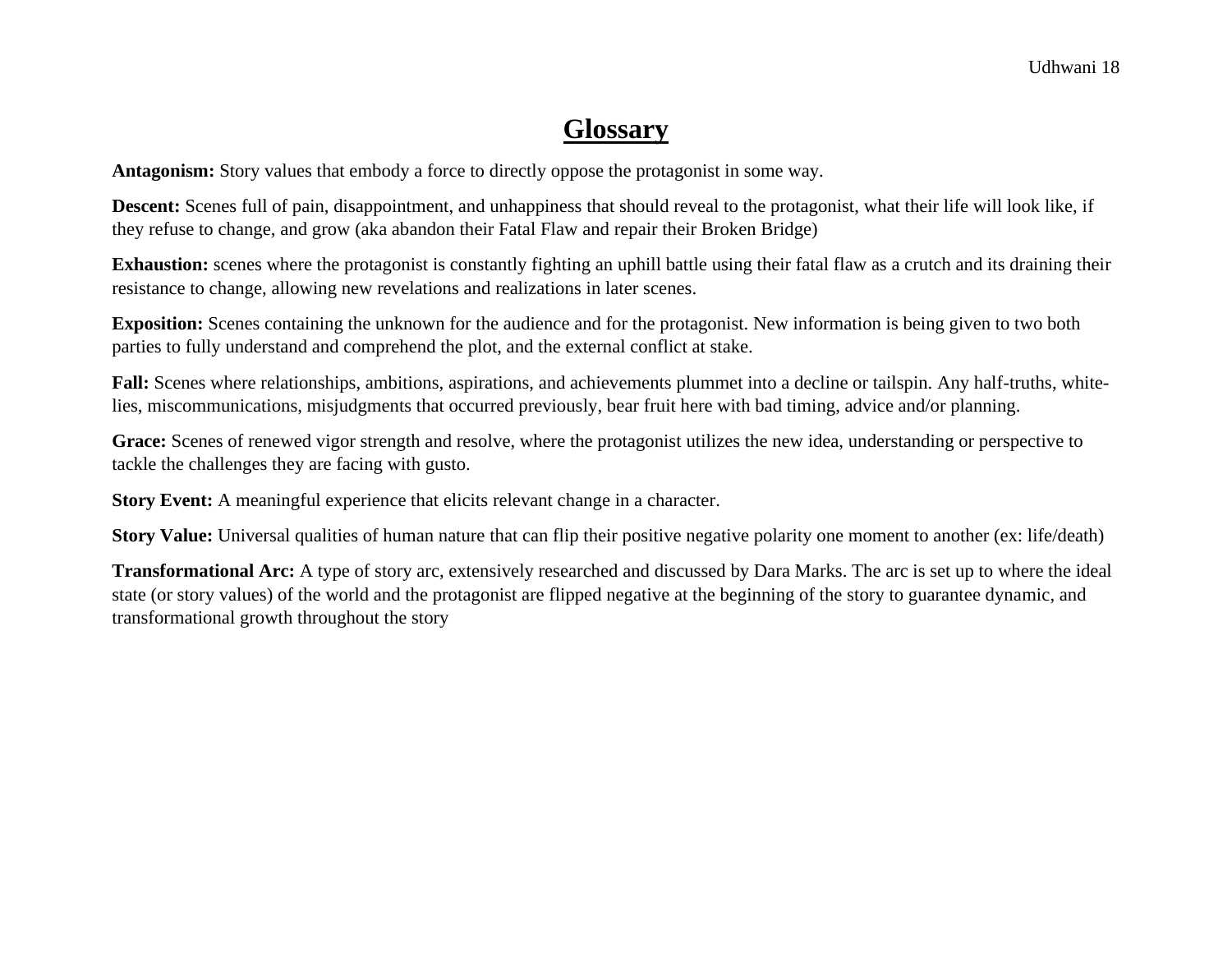# Glossary

**Antagonism:** Story values that embody a force to directly oppose the protagonist in some way.

**Descent:** Scenes full of pain, disappointment, and unhappiness that should reveal to the protagonist, what their life will look like, if they refuse to change, and grow (aka abandon their Fatal Flaw and repair their Broken Bridge)

**Exhaustion:** scenes where the protagonist is constantly fighting an uphill battle using their fatal flaw as a crutch and its draining their resistance to change, allowing new revelations and realizations in later scenes.

**Exposition:** Scenes containing the unknown for the audience and for the protagonist. New information is being given to two both parties to fully understand and comprehend the plot, and the external conflict at stake.

**Fall:** Scenes where relationships, ambitions, aspirations, and achievements plummet into a decline or tailspin. Any half-truths, white-lies, miscommunications, misjudgments that occurred previously, bear fruit here with bad timing, advice and/or planning.

**Grace:** Scenes of renewed vigor strength and resolve, where the protagonist utilizes the new idea, understanding or perspective to tackle the challenges they are facing with gusto.

**Story Event:** A meaningful experience that elicits relevant change in a character.

**Story Value:** Universal qualities of human nature that can flip their positive negative polarity one moment to another (ex: life/death)

**Transformational Arc:** A type of story arc, extensively researched and discussed by Dara Marks. The arc is set up to where the ideal state (or story values) of the world and the protagonist are flipped negative at the beginning of the story to guarantee dynamic, and transformational growth throughout the story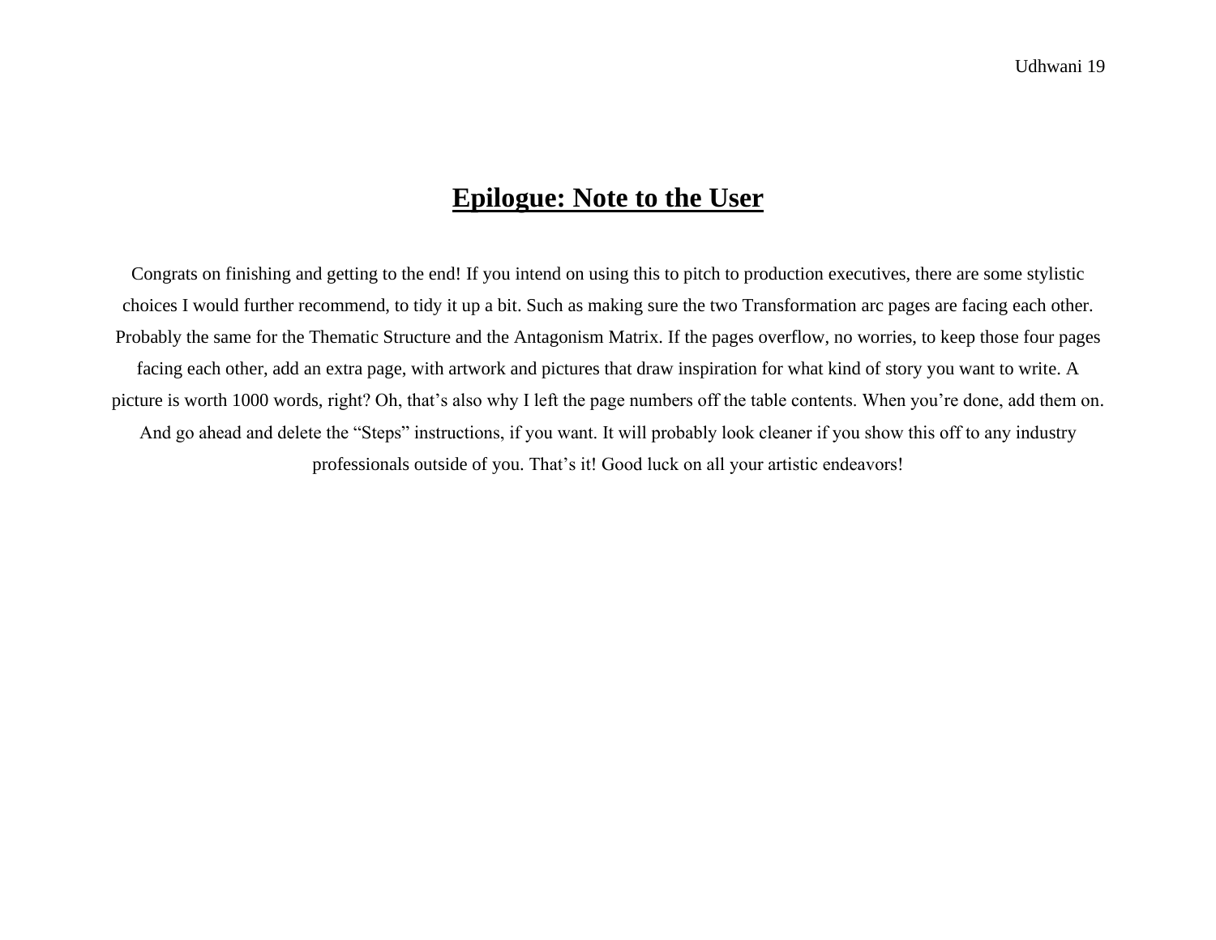# **Epilogue: Note to the User**

Congrats on finishing and getting to the end! If you intend on using this to pitch to production executives, there are some stylistic choices I would further recommend, to tidy it up a bit. Such as making sure the two Transformation arc pages are facing each other. Probably the same for the Thematic Structure and the Antagonism Matrix. If the pages overflow, no worries, to keep those four pages facing each other, add an extra page, with artwork and pictures that draw inspiration for what kind of story you want to write. A picture is worth 1000 words, right? Oh, that's also why I left the page numbers off the table contents. When you're done, add them on. And go ahead and delete the "Steps" instructions, if you want. It will probably look cleaner if you show this off to any industry professionals outside of you. That's it! Good luck on all your artistic endeavors!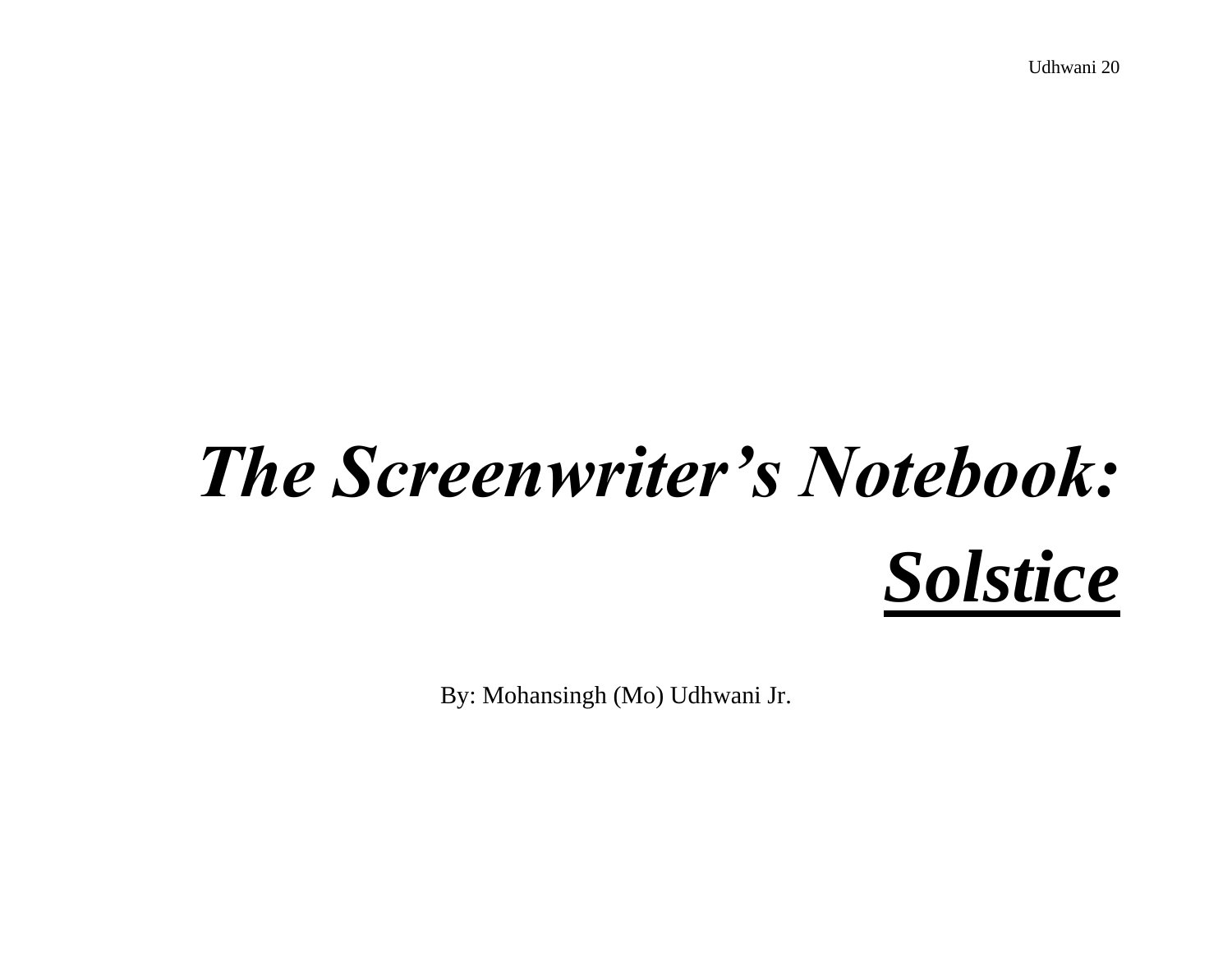# ***The Screenwriter's Notebook:***
# ***<u>Solstice</u>***

By: Mohansingh (Mo) Udhwani Jr.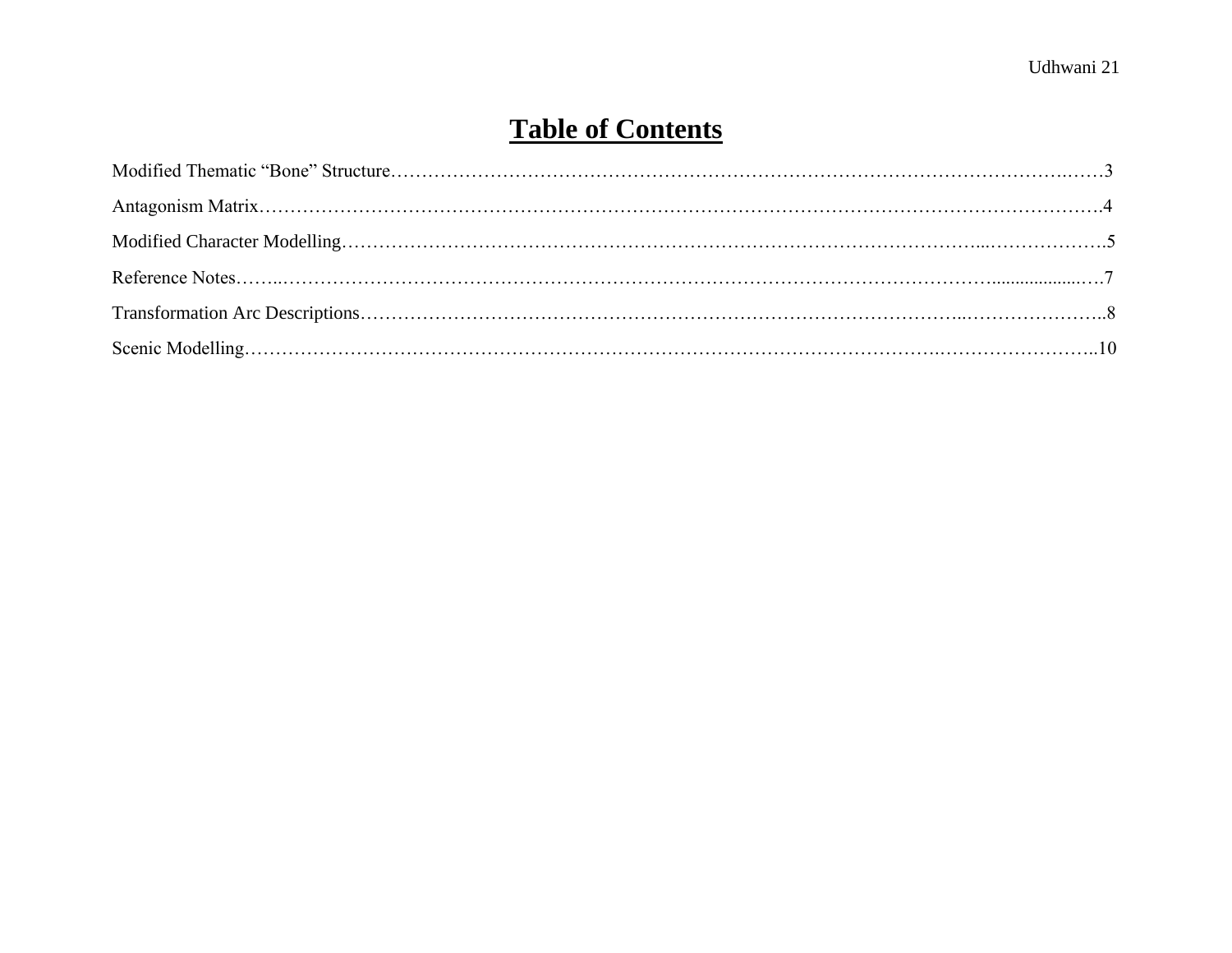# **Table of Contents**

Modified Thematic "Bone" Structure……………………………………………………………………………………………3

Antagonism Matrix……………………………………………………………………………………………………………4

Modified Character Modelling……………………………………………………………………………………………….5

Reference Notes……………………………………………………………………………………………………………7

Transformation Arc Descriptions…………………………………………………………………………………………..8

Scenic Modelling……………………………………………………………………………………………………………10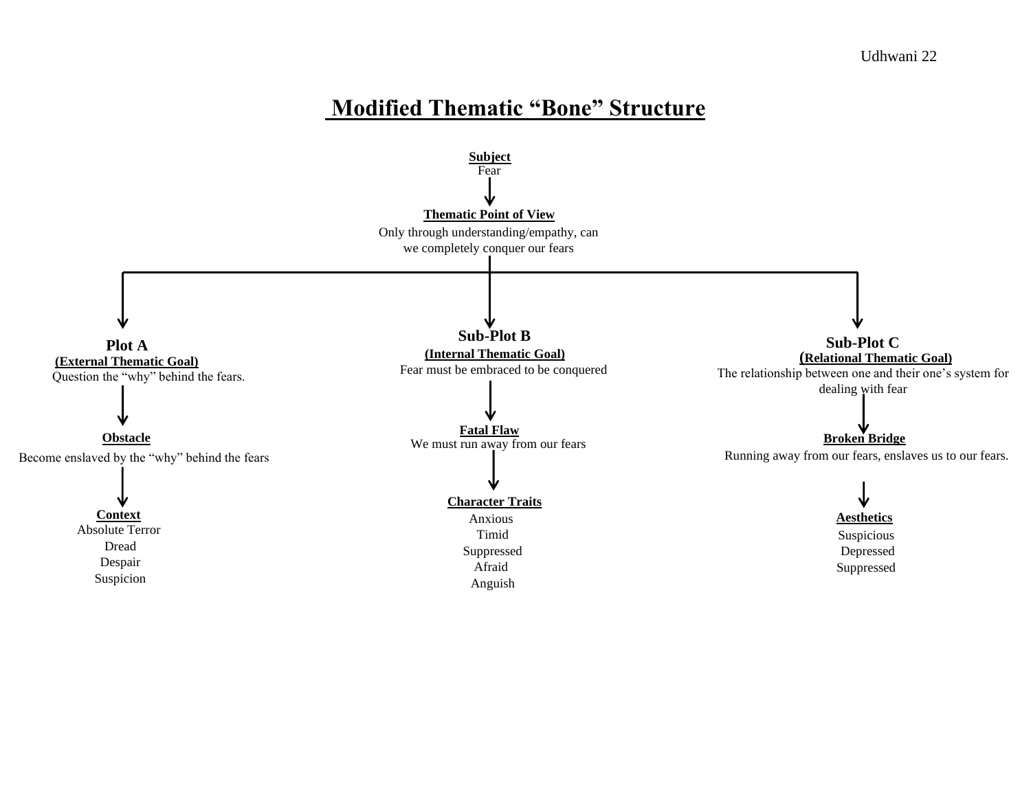# Modified Thematic "Bone" Structure

**Subject**
Fear

↓

**Thematic Point of View**
Only through understanding/empathy, can we completely conquer our fears

---

### Plot A
**(External Thematic Goal)**
Question the "why" behind the fears.

↓

**Obstacle**
Become enslaved by the "why" behind the fears

↓

**Context**
- Absolute Terror
- Dread
- Despair
- Suspicion

---

### Sub-Plot B
**(Internal Thematic Goal)**
Fear must be embraced to be conquered

↓

**Fatal Flaw**
We must run away from our fears

↓

**Character Traits**
- Anxious
- Timid
- Suppressed
- Afraid
- Anguish

---

### Sub-Plot C
**(Relational Thematic Goal)**
The relationship between one and their one's system for dealing with fear

↓

**Broken Bridge**
Running away from our fears, enslaves us to our fears.

↓

**Aesthetics**
- Suspicious
- Depressed
- Suppressed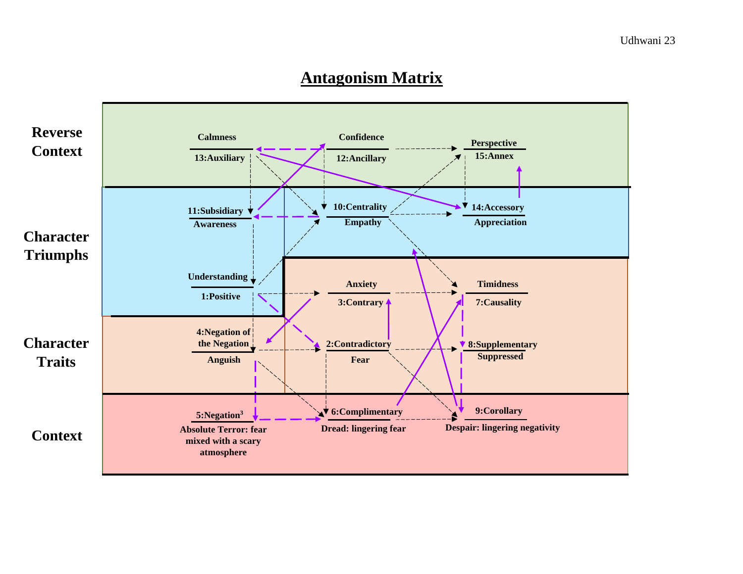# Antagonism Matrix

**Reverse Context**

- Calmness — 13:Auxiliary
- Confidence — 12:Ancillary
- Perspective — 15:Annex

**Character Triumphs**

- 11:Subsidiary — Awareness
- 10:Centrality — Empathy
- 14:Accessory — Appreciation
- Understanding — 1:Positive

**Character Traits**

- Anxiety — 3:Contrary
- Timidness — 7:Causality
- 4:Negation of the Negation — Anguish
- 2:Contradictory — Fear
- 8:Supplementary — Suppressed

**Context**

- 5:Negation$^3$ — Absolute Terror: fear mixed with a scary atmosphere
- 6:Complimentary — Dread: lingering fear
- 9:Corollary — Despair: lingering negativity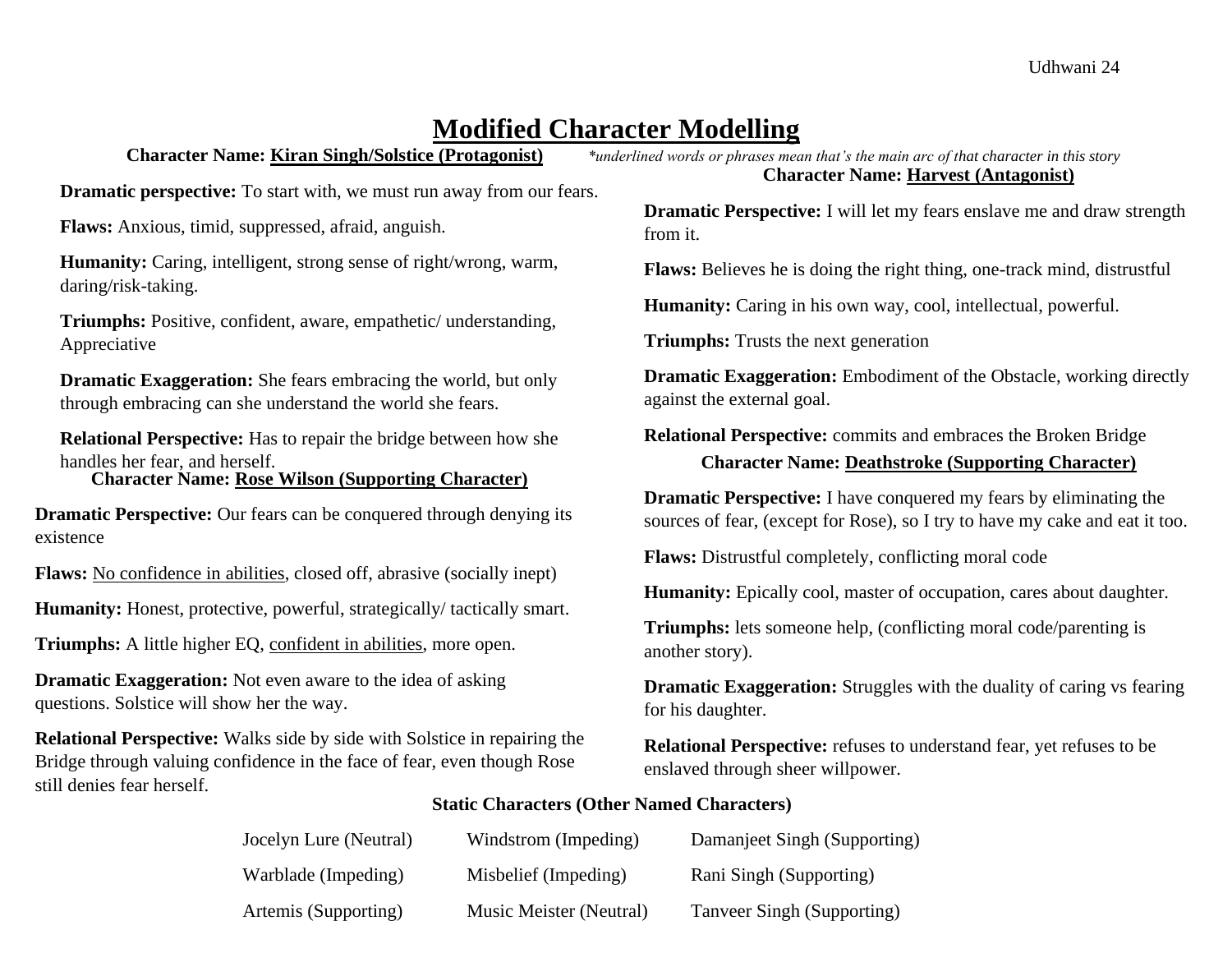# Modified Character Modelling

*\*underlined words or phrases mean that's the main arc of that character in this story*

### Character Name: Kiran Singh/Solstice (Protagonist)

**Dramatic perspective:** To start with, we must run away from our fears.

**Flaws:** Anxious, timid, suppressed, afraid, anguish.

**Humanity:** Caring, intelligent, strong sense of right/wrong, warm, daring/risk-taking.

**Triumphs:** Positive, confident, aware, empathetic/ understanding, Appreciative

**Dramatic Exaggeration:** She fears embracing the world, but only through embracing can she understand the world she fears.

**Relational Perspective:** Has to repair the bridge between how she handles her fear, and herself.

### Character Name: Rose Wilson (Supporting Character)

**Dramatic Perspective:** Our fears can be conquered through denying its existence

**Flaws:** <u>No confidence in abilities</u>, closed off, abrasive (socially inept)

**Humanity:** Honest, protective, powerful, strategically/ tactically smart.

**Triumphs:** A little higher EQ, <u>confident in abilities</u>, more open.

**Dramatic Exaggeration:** Not even aware to the idea of asking questions. Solstice will show her the way.

**Relational Perspective:** Walks side by side with Solstice in repairing the Bridge through valuing confidence in the face of fear, even though Rose still denies fear herself.

### Character Name: Harvest (Antagonist)

**Dramatic Perspective:** I will let my fears enslave me and draw strength from it.

**Flaws:** Believes he is doing the right thing, one-track mind, distrustful

**Humanity:** Caring in his own way, cool, intellectual, powerful.

**Triumphs:** Trusts the next generation

**Dramatic Exaggeration:** Embodiment of the Obstacle, working directly against the external goal.

**Relational Perspective:** commits and embraces the Broken Bridge

### Character Name: Deathstroke (Supporting Character)

**Dramatic Perspective:** I have conquered my fears by eliminating the sources of fear, (except for Rose), so I try to have my cake and eat it too.

**Flaws:** Distrustful completely, conflicting moral code

**Humanity:** Epically cool, master of occupation, cares about daughter.

**Triumphs:** lets someone help, (conflicting moral code/parenting is another story).

**Dramatic Exaggeration:** Struggles with the duality of caring vs fearing for his daughter.

**Relational Perspective:** refuses to understand fear, yet refuses to be enslaved through sheer willpower.

### Static Characters (Other Named Characters)

| | | |
|---|---|---|
| Jocelyn Lure (Neutral) | Windstrom (Impeding) | Damanjeet Singh (Supporting) |
| Warblade (Impeding) | Misbelief (Impeding) | Rani Singh (Supporting) |
| Artemis (Supporting) | Music Meister (Neutral) | Tanveer Singh (Supporting) |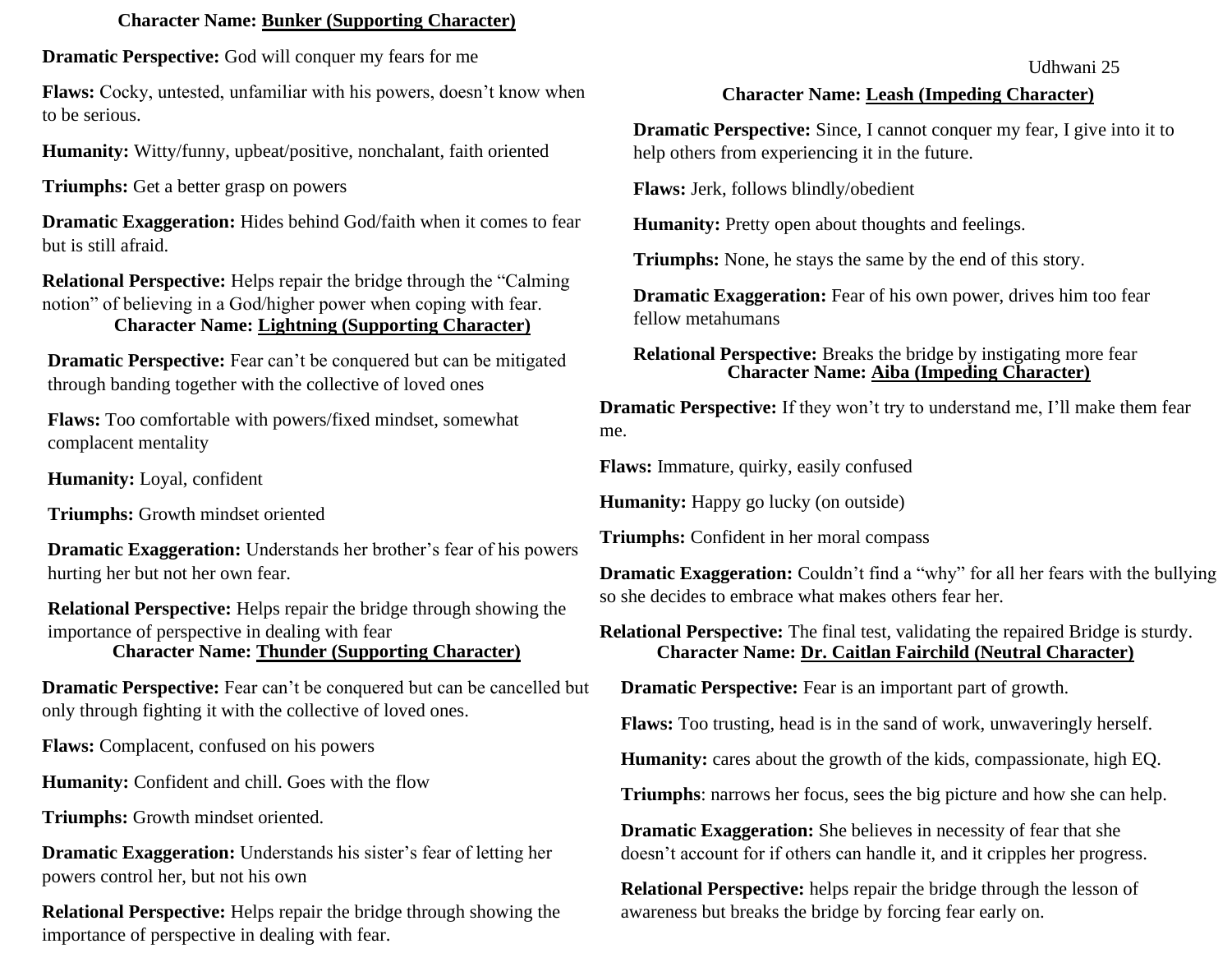**Character Name: Bunker (Supporting Character)**

**Dramatic Perspective:** God will conquer my fears for me

**Flaws:** Cocky, untested, unfamiliar with his powers, doesn't know when to be serious.

**Humanity:** Witty/funny, upbeat/positive, nonchalant, faith oriented

**Triumphs:** Get a better grasp on powers

**Dramatic Exaggeration:** Hides behind God/faith when it comes to fear but is still afraid.

**Relational Perspective:** Helps repair the bridge through the "Calming notion" of believing in a God/higher power when coping with fear.

**Character Name: Lightning (Supporting Character)**

**Dramatic Perspective:** Fear can't be conquered but can be mitigated through banding together with the collective of loved ones

**Flaws:** Too comfortable with powers/fixed mindset, somewhat complacent mentality

**Humanity:** Loyal, confident

**Triumphs:** Growth mindset oriented

**Dramatic Exaggeration:** Understands her brother's fear of his powers hurting her but not her own fear.

**Relational Perspective:** Helps repair the bridge through showing the importance of perspective in dealing with fear

**Character Name: Thunder (Supporting Character)**

**Dramatic Perspective:** Fear can't be conquered but can be cancelled but only through fighting it with the collective of loved ones.

**Flaws:** Complacent, confused on his powers

**Humanity:** Confident and chill. Goes with the flow

**Triumphs:** Growth mindset oriented.

**Dramatic Exaggeration:** Understands his sister's fear of letting her powers control her, but not his own

**Relational Perspective:** Helps repair the bridge through showing the importance of perspective in dealing with fear.

**Character Name: Leash (Impeding Character)**

**Dramatic Perspective:** Since, I cannot conquer my fear, I give into it to help others from experiencing it in the future.

**Flaws:** Jerk, follows blindly/obedient

**Humanity:** Pretty open about thoughts and feelings.

**Triumphs:** None, he stays the same by the end of this story.

**Dramatic Exaggeration:** Fear of his own power, drives him too fear fellow metahumans

**Relational Perspective:** Breaks the bridge by instigating more fear

**Character Name: Aiba (Impeding Character)**

**Dramatic Perspective:** If they won't try to understand me, I'll make them fear me.

**Flaws:** Immature, quirky, easily confused

**Humanity:** Happy go lucky (on outside)

**Triumphs:** Confident in her moral compass

**Dramatic Exaggeration:** Couldn't find a "why" for all her fears with the bullying so she decides to embrace what makes others fear her.

**Relational Perspective:** The final test, validating the repaired Bridge is sturdy.

**Character Name: Dr. Caitlan Fairchild (Neutral Character)**

**Dramatic Perspective:** Fear is an important part of growth.

**Flaws:** Too trusting, head is in the sand of work, unwaveringly herself.

**Humanity:** cares about the growth of the kids, compassionate, high EQ.

**Triumphs**: narrows her focus, sees the big picture and how she can help.

**Dramatic Exaggeration:** She believes in necessity of fear that she doesn't account for if others can handle it, and it cripples her progress.

**Relational Perspective:** helps repair the bridge through the lesson of awareness but breaks the bridge by forcing fear early on.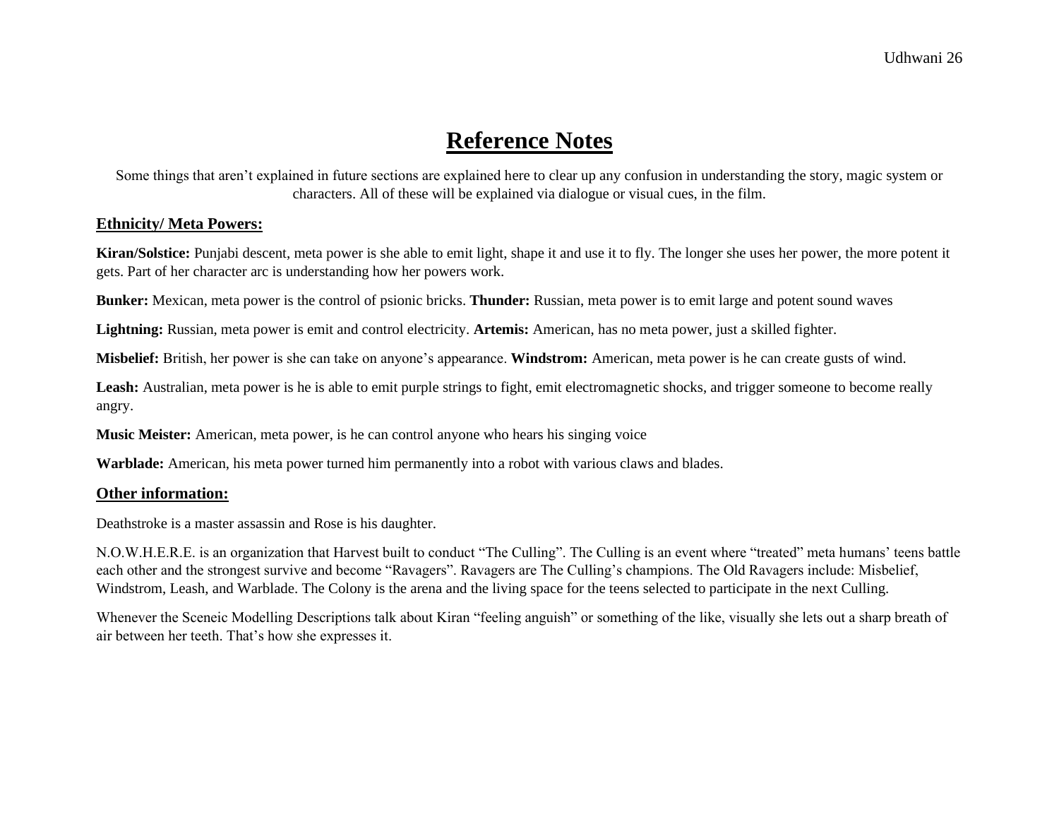# Reference Notes

Some things that aren't explained in future sections are explained here to clear up any confusion in understanding the story, magic system or characters. All of these will be explained via dialogue or visual cues, in the film.

## Ethnicity/ Meta Powers:

**Kiran/Solstice:** Punjabi descent, meta power is she able to emit light, shape it and use it to fly. The longer she uses her power, the more potent it gets. Part of her character arc is understanding how her powers work.

**Bunker:** Mexican, meta power is the control of psionic bricks. **Thunder:** Russian, meta power is to emit large and potent sound waves

**Lightning:** Russian, meta power is emit and control electricity. **Artemis:** American, has no meta power, just a skilled fighter.

**Misbelief:** British, her power is she can take on anyone's appearance. **Windstrom:** American, meta power is he can create gusts of wind.

**Leash:** Australian, meta power is he is able to emit purple strings to fight, emit electromagnetic shocks, and trigger someone to become really angry.

**Music Meister:** American, meta power, is he can control anyone who hears his singing voice

**Warblade:** American, his meta power turned him permanently into a robot with various claws and blades.

## Other information:

Deathstroke is a master assassin and Rose is his daughter.

N.O.W.H.E.R.E. is an organization that Harvest built to conduct "The Culling". The Culling is an event where "treated" meta humans' teens battle each other and the strongest survive and become "Ravagers". Ravagers are The Culling's champions. The Old Ravagers include: Misbelief, Windstrom, Leash, and Warblade. The Colony is the arena and the living space for the teens selected to participate in the next Culling.

Whenever the Sceneic Modelling Descriptions talk about Kiran "feeling anguish" or something of the like, visually she lets out a sharp breath of air between her teeth. That's how she expresses it.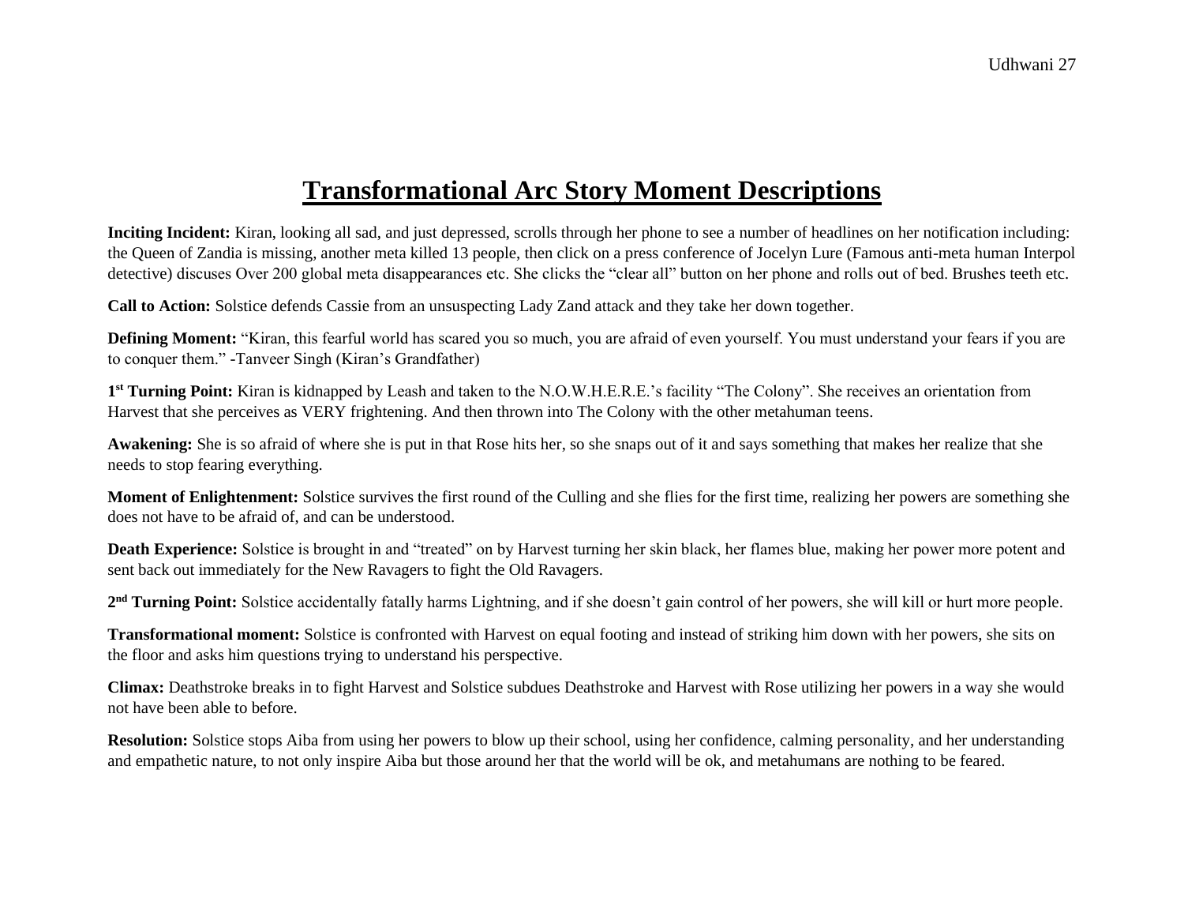# Transformational Arc Story Moment Descriptions

**Inciting Incident:** Kiran, looking all sad, and just depressed, scrolls through her phone to see a number of headlines on her notification including: the Queen of Zandia is missing, another meta killed 13 people, then click on a press conference of Jocelyn Lure (Famous anti-meta human Interpol detective) discuses Over 200 global meta disappearances etc. She clicks the "clear all" button on her phone and rolls out of bed. Brushes teeth etc.

**Call to Action:** Solstice defends Cassie from an unsuspecting Lady Zand attack and they take her down together.

**Defining Moment:** "Kiran, this fearful world has scared you so much, you are afraid of even yourself. You must understand your fears if you are to conquer them." -Tanveer Singh (Kiran's Grandfather)

**1st Turning Point:** Kiran is kidnapped by Leash and taken to the N.O.W.H.E.R.E.'s facility "The Colony". She receives an orientation from Harvest that she perceives as VERY frightening. And then thrown into The Colony with the other metahuman teens.

**Awakening:** She is so afraid of where she is put in that Rose hits her, so she snaps out of it and says something that makes her realize that she needs to stop fearing everything.

**Moment of Enlightenment:** Solstice survives the first round of the Culling and she flies for the first time, realizing her powers are something she does not have to be afraid of, and can be understood.

**Death Experience:** Solstice is brought in and "treated" on by Harvest turning her skin black, her flames blue, making her power more potent and sent back out immediately for the New Ravagers to fight the Old Ravagers.

**2nd Turning Point:** Solstice accidentally fatally harms Lightning, and if she doesn't gain control of her powers, she will kill or hurt more people.

**Transformational moment:** Solstice is confronted with Harvest on equal footing and instead of striking him down with her powers, she sits on the floor and asks him questions trying to understand his perspective.

**Climax:** Deathstroke breaks in to fight Harvest and Solstice subdues Deathstroke and Harvest with Rose utilizing her powers in a way she would not have been able to before.

**Resolution:** Solstice stops Aiba from using her powers to blow up their school, using her confidence, calming personality, and her understanding and empathetic nature, to not only inspire Aiba but those around her that the world will be ok, and metahumans are nothing to be feared.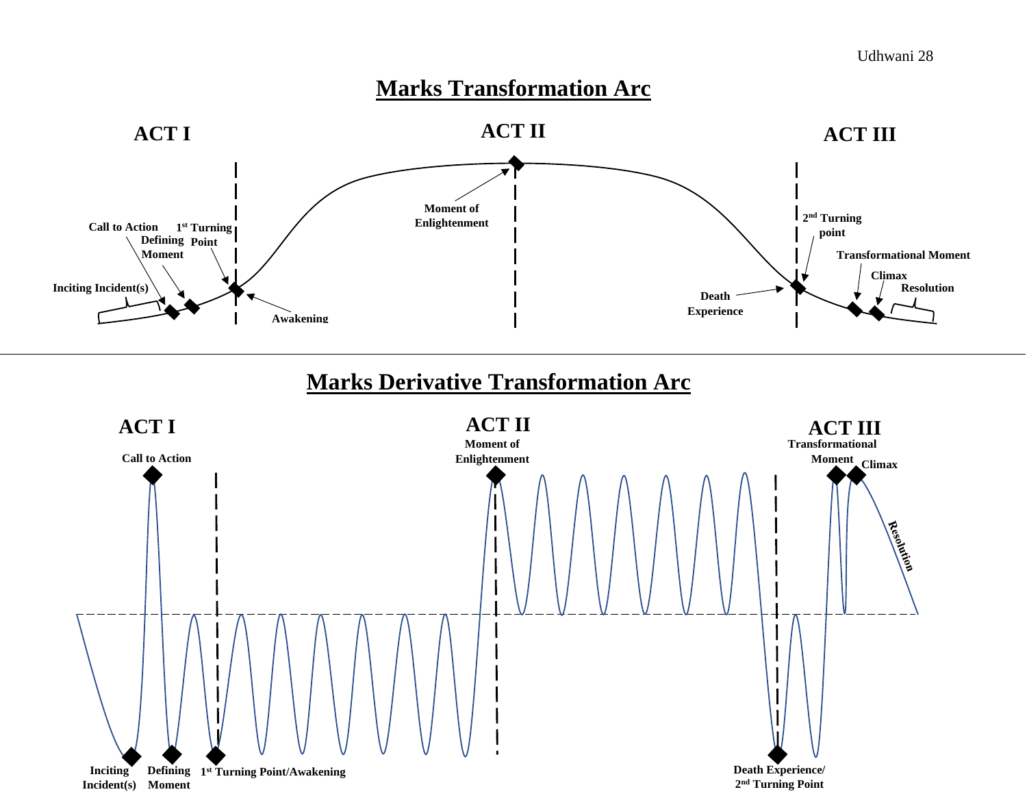## Marks Transformation Arc

**ACT I** **ACT II** **ACT III**

**Inciting Incident(s)**
**Call to Action**
**Defining Moment**
**1st Turning Point**
**Awakening**
**Moment of Enlightenment**
**Death Experience**
**2nd Turning point**
**Transformational Moment**
**Climax**
**Resolution**

## Marks Derivative Transformation Arc

**ACT I** **ACT II** **ACT III**

**Call to Action**
**Moment of Enlightenment**
**Transformational Moment**
**Climax**
**Resolution**
**Inciting Incident(s)**
**Defining Moment**
**1st Turning Point/Awakening**
**Death Experience/ 2nd Turning Point**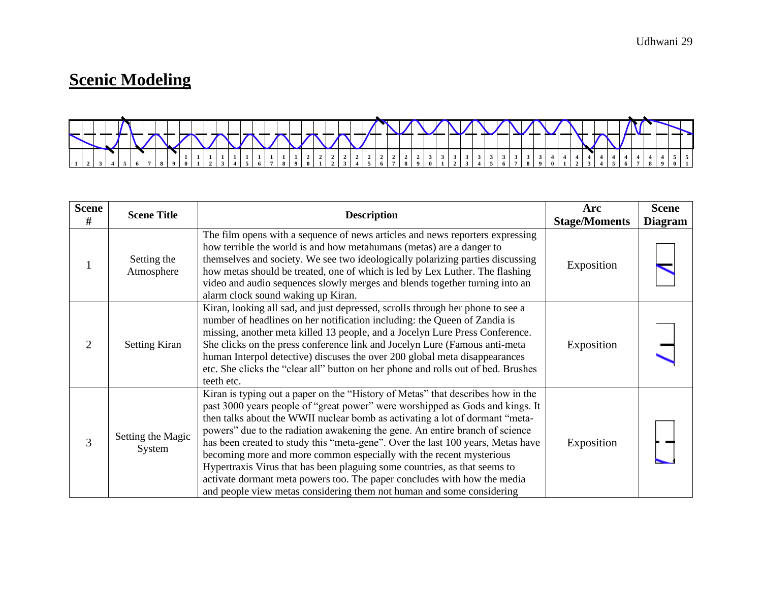## Scenic Modeling

| Scene # | Scene Title | Description | Arc Stage/Moments | Scene Diagram |
|---|---|---|---|---|
| 1 | Setting the Atmosphere | The film opens with a sequence of news articles and news reporters expressing how terrible the world is and how metahumans (metas) are a danger to themselves and society. We see two ideologically polarizing parties discussing how metas should be treated, one of which is led by Lex Luther. The flashing video and audio sequences slowly merges and blends together turning into an alarm clock sound waking up Kiran. | Exposition | |
| 2 | Setting Kiran | Kiran, looking all sad, and just depressed, scrolls through her phone to see a number of headlines on her notification including: the Queen of Zandia is missing, another meta killed 13 people, and a Jocelyn Lure Press Conference. She clicks on the press conference link and Jocelyn Lure (Famous anti-meta human Interpol detective) discuses the over 200 global meta disappearances etc. She clicks the "clear all" button on her phone and rolls out of bed. Brushes teeth etc. | Exposition | |
| 3 | Setting the Magic System | Kiran is typing out a paper on the "History of Metas" that describes how in the past 3000 years people of "great power" were worshipped as Gods and kings. It then talks about the WWII nuclear bomb as activating a lot of dormant "meta-powers" due to the radiation awakening the gene. An entire branch of science has been created to study this "meta-gene". Over the last 100 years, Metas have becoming more and more common especially with the recent mysterious Hypertraxis Virus that has been plaguing some countries, as that seems to activate dormant meta powers too. The paper concludes with how the media and people view metas considering them not human and some considering | Exposition | |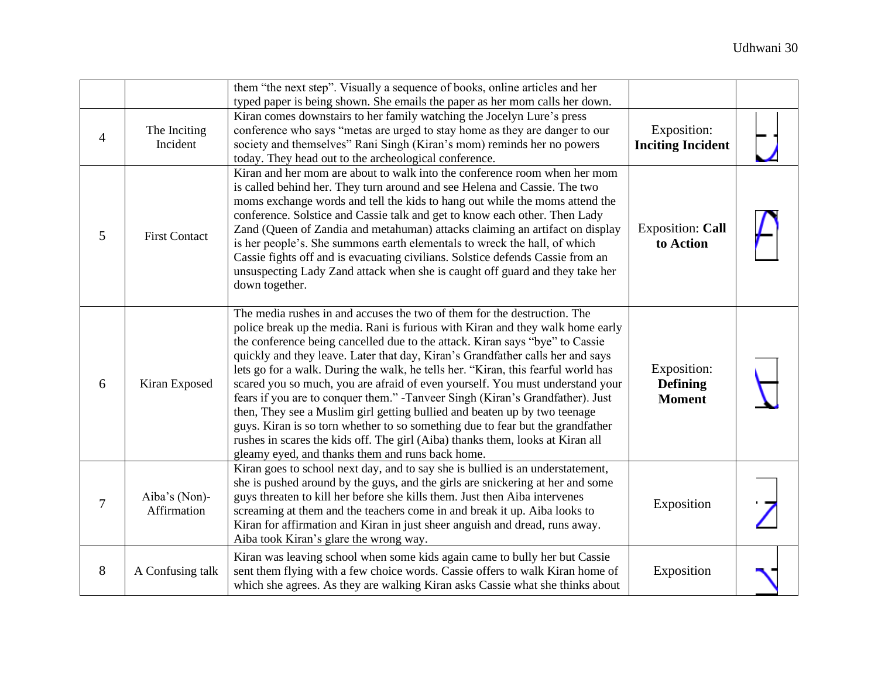| | | | | |
|---|---|---|---|---|
| | | them "the next step". Visually a sequence of books, online articles and her typed paper is being shown. She emails the paper as her mom calls her down. | | |
| 4 | The Inciting Incident | Kiran comes downstairs to her family watching the Jocelyn Lure's press conference who says "metas are urged to stay home as they are danger to our society and themselves" Rani Singh (Kiran's mom) reminds her no powers today. They head out to the archeological conference. | Exposition: **Inciting Incident** | |
| 5 | First Contact | Kiran and her mom are about to walk into the conference room when her mom is called behind her. They turn around and see Helena and Cassie. The two moms exchange words and tell the kids to hang out while the moms attend the conference. Solstice and Cassie talk and get to know each other. Then Lady Zand (Queen of Zandia and metahuman) attacks claiming an artifact on display is her people's. She summons earth elementals to wreck the hall, of which Cassie fights off and is evacuating civilians. Solstice defends Cassie from an unsuspecting Lady Zand attack when she is caught off guard and they take her down together. | Exposition: **Call to Action** | |
| 6 | Kiran Exposed | The media rushes in and accuses the two of them for the destruction. The police break up the media. Rani is furious with Kiran and they walk home early the conference being cancelled due to the attack. Kiran says "bye" to Cassie quickly and they leave. Later that day, Kiran's Grandfather calls her and says lets go for a walk. During the walk, he tells her. "Kiran, this fearful world has scared you so much, you are afraid of even yourself. You must understand your fears if you are to conquer them." -Tanveer Singh (Kiran's Grandfather). Just then, They see a Muslim girl getting bullied and beaten up by two teenage guys. Kiran is so torn whether to so something due to fear but the grandfather rushes in scares the kids off. The girl (Aiba) thanks them, looks at Kiran all gleamy eyed, and thanks them and runs back home. | Exposition: **Defining Moment** | |
| 7 | Aiba's (Non)-Affirmation | Kiran goes to school next day, and to say she is bullied is an understatement, she is pushed around by the guys, and the girls are snickering at her and some guys threaten to kill her before she kills them. Just then Aiba intervenes screaming at them and the teachers come in and break it up. Aiba looks to Kiran for affirmation and Kiran in just sheer anguish and dread, runs away. Aiba took Kiran's glare the wrong way. | Exposition | |
| 8 | A Confusing talk | Kiran was leaving school when some kids again came to bully her but Cassie sent them flying with a few choice words. Cassie offers to walk Kiran home of which she agrees. As they are walking Kiran asks Cassie what she thinks about | Exposition | |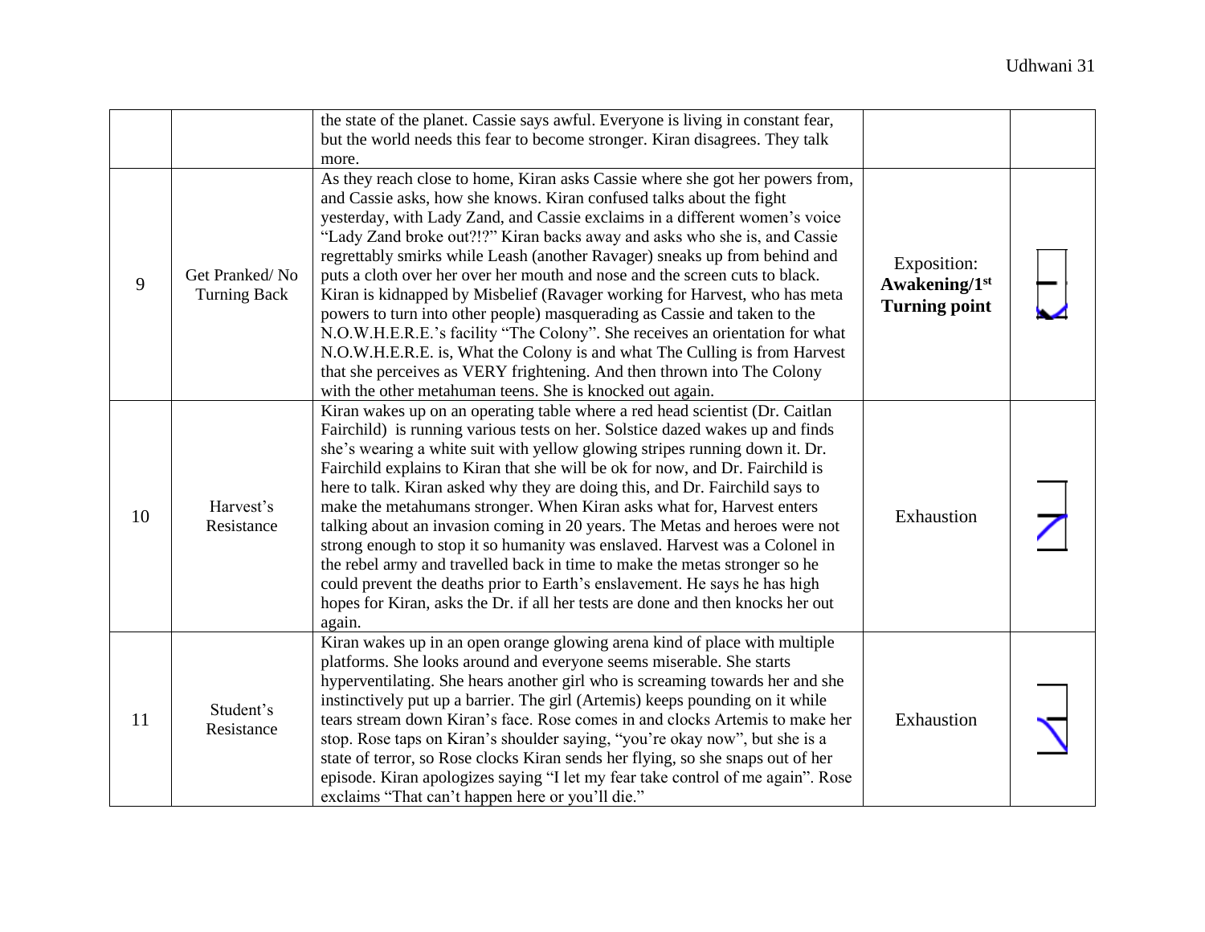| | | | | |
|---|---|---|---|---|
| | | the state of the planet. Cassie says awful. Everyone is living in constant fear, but the world needs this fear to become stronger. Kiran disagrees. They talk more. | | |
| 9 | Get Pranked/ No Turning Back | As they reach close to home, Kiran asks Cassie where she got her powers from, and Cassie asks, how she knows. Kiran confused talks about the fight yesterday, with Lady Zand, and Cassie exclaims in a different women's voice "Lady Zand broke out?!?" Kiran backs away and asks who she is, and Cassie regrettably smirks while Leash (another Ravager) sneaks up from behind and puts a cloth over her over her mouth and nose and the screen cuts to black. Kiran is kidnapped by Misbelief (Ravager working for Harvest, who has meta powers to turn into other people) masquerading as Cassie and taken to the N.O.W.H.E.R.E.'s facility "The Colony". She receives an orientation for what N.O.W.H.E.R.E. is, What the Colony is and what The Culling is from Harvest that she perceives as VERY frightening. And then thrown into The Colony with the other metahuman teens. She is knocked out again. | Exposition: **Awakening/1st Turning point** | |
| 10 | Harvest's Resistance | Kiran wakes up on an operating table where a red head scientist (Dr. Caitlan Fairchild) is running various tests on her. Solstice dazed wakes up and finds she's wearing a white suit with yellow glowing stripes running down it. Dr. Fairchild explains to Kiran that she will be ok for now, and Dr. Fairchild is here to talk. Kiran asked why they are doing this, and Dr. Fairchild says to make the metahumans stronger. When Kiran asks what for, Harvest enters talking about an invasion coming in 20 years. The Metas and heroes were not strong enough to stop it so humanity was enslaved. Harvest was a Colonel in the rebel army and travelled back in time to make the metas stronger so he could prevent the deaths prior to Earth's enslavement. He says he has high hopes for Kiran, asks the Dr. if all her tests are done and then knocks her out again. | Exhaustion | |
| 11 | Student's Resistance | Kiran wakes up in an open orange glowing arena kind of place with multiple platforms. She looks around and everyone seems miserable. She starts hyperventilating. She hears another girl who is screaming towards her and she instinctively put up a barrier. The girl (Artemis) keeps pounding on it while tears stream down Kiran's face. Rose comes in and clocks Artemis to make her stop. Rose taps on Kiran's shoulder saying, "you're okay now", but she is a state of terror, so Rose clocks Kiran sends her flying, so she snaps out of her episode. Kiran apologizes saying "I let my fear take control of me again". Rose exclaims "That can't happen here or you'll die." | Exhaustion | |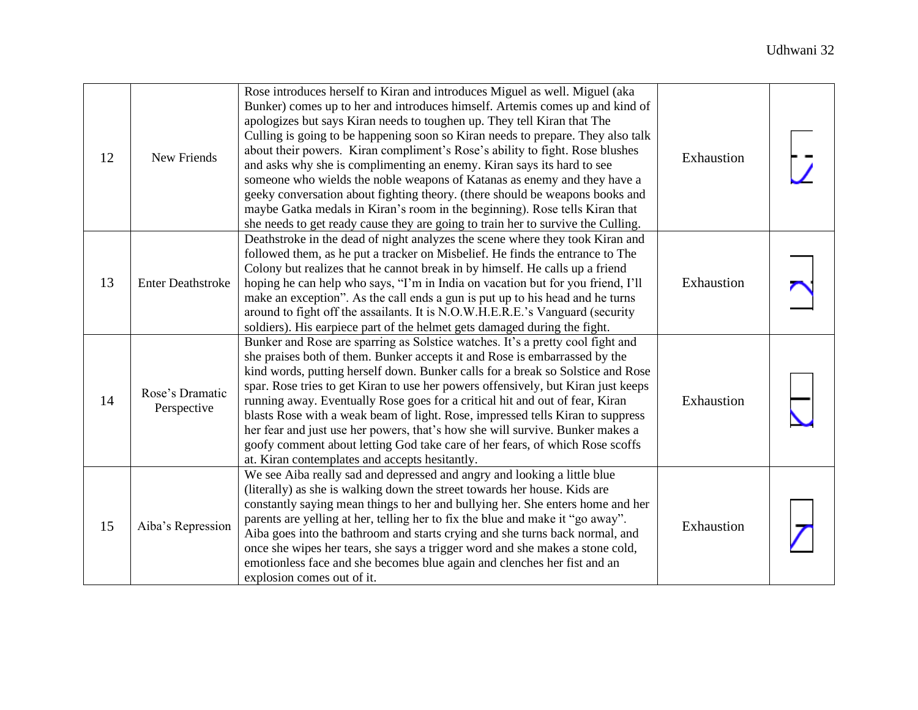| 12 | New Friends | Rose introduces herself to Kiran and introduces Miguel as well. Miguel (aka Bunker) comes up to her and introduces himself. Artemis comes up and kind of apologizes but says Kiran needs to toughen up. They tell Kiran that The Culling is going to be happening soon so Kiran needs to prepare. They also talk about their powers. Kiran compliment's Rose's ability to fight. Rose blushes and asks why she is complimenting an enemy. Kiran says its hard to see someone who wields the noble weapons of Katanas as enemy and they have a geeky conversation about fighting theory. (there should be weapons books and maybe Gatka medals in Kiran's room in the beginning). Rose tells Kiran that she needs to get ready cause they are going to train her to survive the Culling. | Exhaustion | |
|---|---|---|---|---|
| 13 | Enter Deathstroke | Deathstroke in the dead of night analyzes the scene where they took Kiran and followed them, as he put a tracker on Misbelief. He finds the entrance to The Colony but realizes that he cannot break in by himself. He calls up a friend hoping he can help who says, "I'm in India on vacation but for you friend, I'll make an exception". As the call ends a gun is put up to his head and he turns around to fight off the assailants. It is N.O.W.H.E.R.E.'s Vanguard (security soldiers). His earpiece part of the helmet gets damaged during the fight. | Exhaustion | |
| 14 | Rose's Dramatic Perspective | Bunker and Rose are sparring as Solstice watches. It's a pretty cool fight and she praises both of them. Bunker accepts it and Rose is embarrassed by the kind words, putting herself down. Bunker calls for a break so Solstice and Rose spar. Rose tries to get Kiran to use her powers offensively, but Kiran just keeps running away. Eventually Rose goes for a critical hit and out of fear, Kiran blasts Rose with a weak beam of light. Rose, impressed tells Kiran to suppress her fear and just use her powers, that's how she will survive. Bunker makes a goofy comment about letting God take care of her fears, of which Rose scoffs at. Kiran contemplates and accepts hesitantly. | Exhaustion | |
| 15 | Aiba's Repression | We see Aiba really sad and depressed and angry and looking a little blue (literally) as she is walking down the street towards her house. Kids are constantly saying mean things to her and bullying her. She enters home and her parents are yelling at her, telling her to fix the blue and make it "go away". Aiba goes into the bathroom and starts crying and she turns back normal, and once she wipes her tears, she says a trigger word and she makes a stone cold, emotionless face and she becomes blue again and clenches her fist and an explosion comes out of it. | Exhaustion | |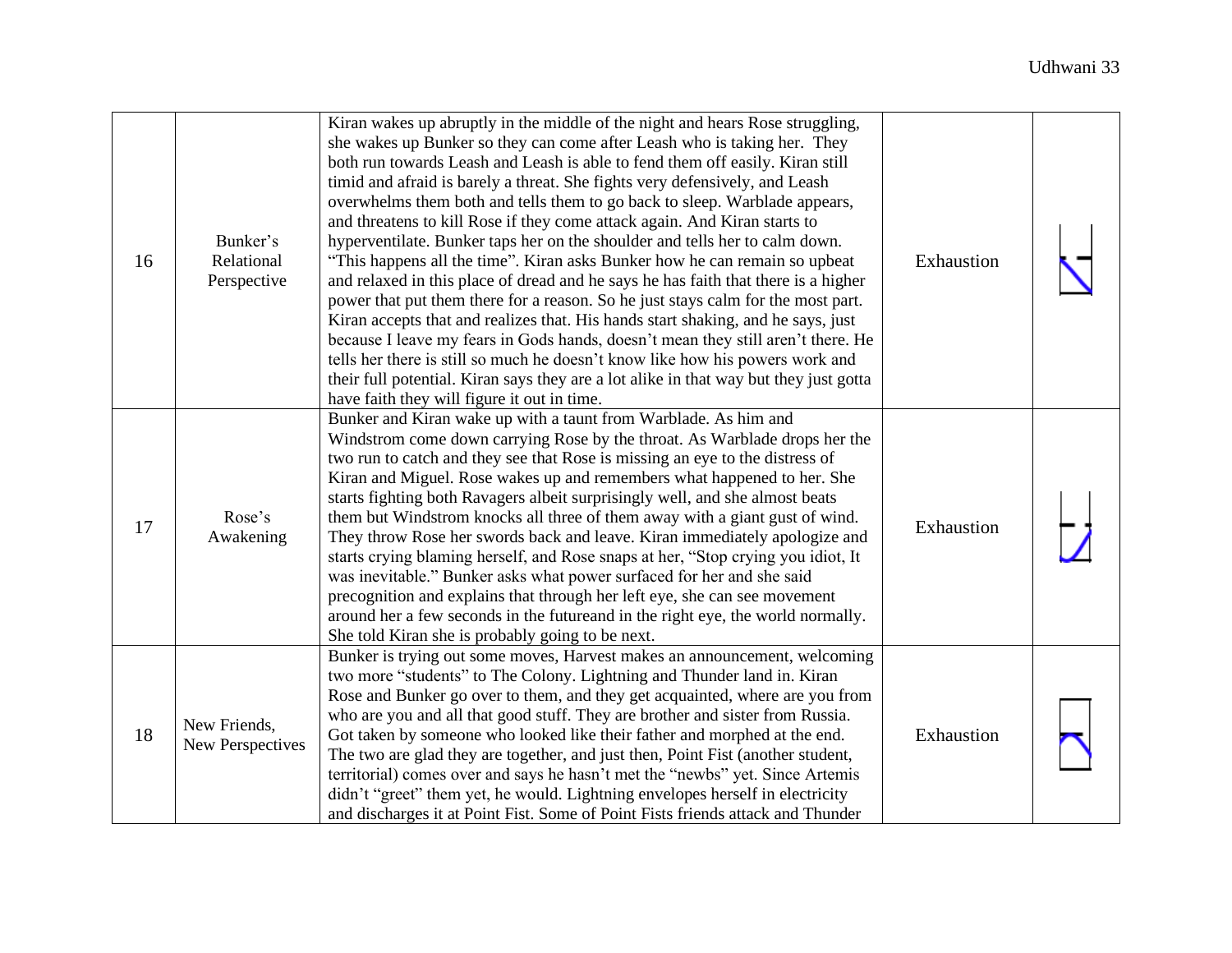| 16 | Bunker's Relational Perspective | Kiran wakes up abruptly in the middle of the night and hears Rose struggling, she wakes up Bunker so they can come after Leash who is taking her. They both run towards Leash and Leash is able to fend them off easily. Kiran still timid and afraid is barely a threat. She fights very defensively, and Leash overwhelms them both and tells them to go back to sleep. Warblade appears, and threatens to kill Rose if they come attack again. And Kiran starts to hyperventilate. Bunker taps her on the shoulder and tells her to calm down. "This happens all the time". Kiran asks Bunker how he can remain so upbeat and relaxed in this place of dread and he says he has faith that there is a higher power that put them there for a reason. So he just stays calm for the most part. Kiran accepts that and realizes that. His hands start shaking, and he says, just because I leave my fears in Gods hands, doesn't mean they still aren't there. He tells her there is still so much he doesn't know like how his powers work and their full potential. Kiran says they are a lot alike in that way but they just gotta have faith they will figure it out in time. | Exhaustion | |
|---|---|---|---|---|
| 17 | Rose's Awakening | Bunker and Kiran wake up with a taunt from Warblade. As him and Windstrom come down carrying Rose by the throat. As Warblade drops her the two run to catch and they see that Rose is missing an eye to the distress of Kiran and Miguel. Rose wakes up and remembers what happened to her. She starts fighting both Ravagers albeit surprisingly well, and she almost beats them but Windstrom knocks all three of them away with a giant gust of wind. They throw Rose her swords back and leave. Kiran immediately apologize and starts crying blaming herself, and Rose snaps at her, "Stop crying you idiot, It was inevitable." Bunker asks what power surfaced for her and she said precognition and explains that through her left eye, she can see movement around her a few seconds in the futureand in the right eye, the world normally. She told Kiran she is probably going to be next. | Exhaustion | |
| 18 | New Friends, New Perspectives | Bunker is trying out some moves, Harvest makes an announcement, welcoming two more "students" to The Colony. Lightning and Thunder land in. Kiran Rose and Bunker go over to them, and they get acquainted, where are you from who are you and all that good stuff. They are brother and sister from Russia. Got taken by someone who looked like their father and morphed at the end. The two are glad they are together, and just then, Point Fist (another student, territorial) comes over and says he hasn't met the "newbs" yet. Since Artemis didn't "greet" them yet, he would. Lightning envelopes herself in electricity and discharges it at Point Fist. Some of Point Fists friends attack and Thunder | Exhaustion | |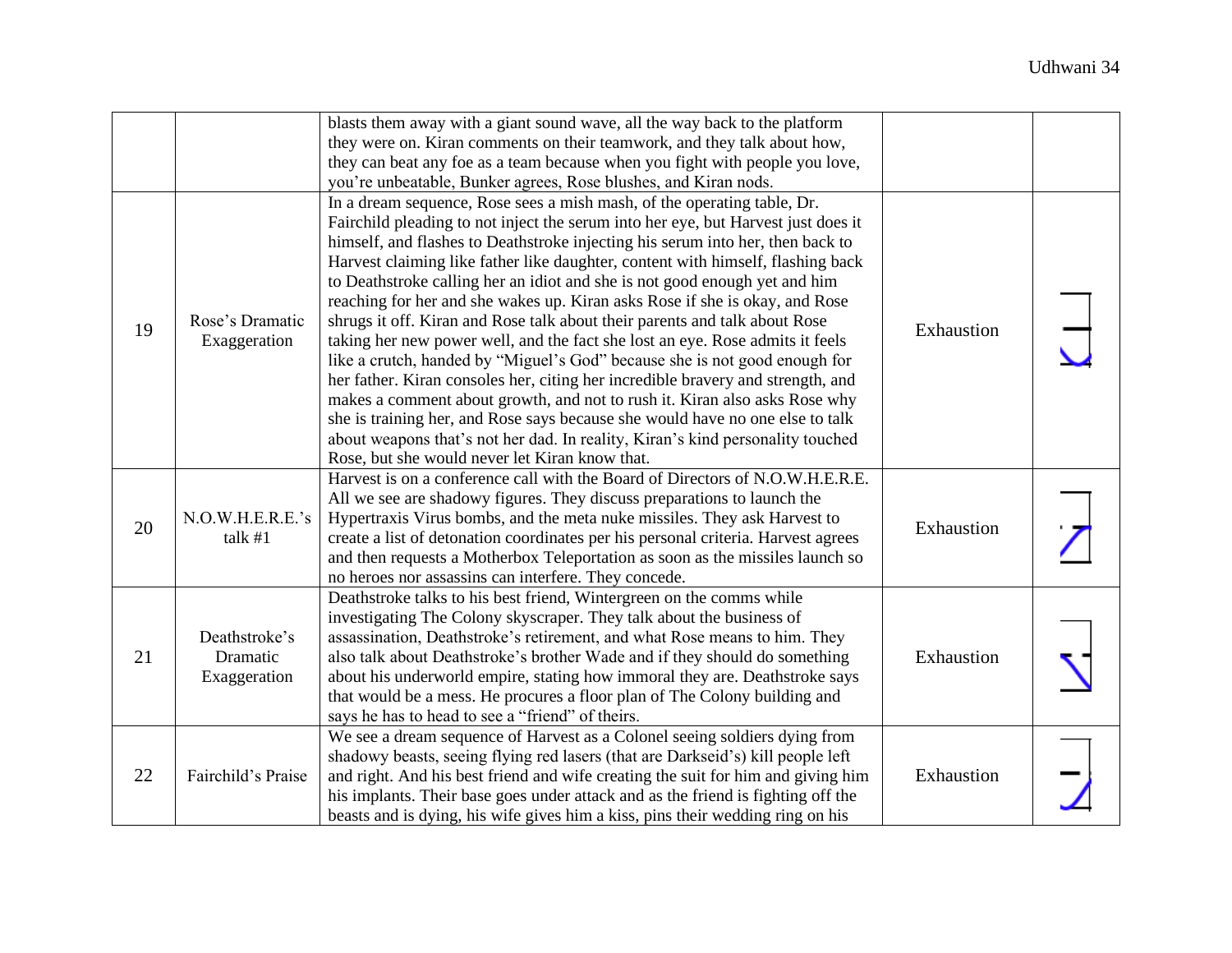| | | | | |
|---|---|---|---|---|
| | | blasts them away with a giant sound wave, all the way back to the platform they were on. Kiran comments on their teamwork, and they talk about how, they can beat any foe as a team because when you fight with people you love, you're unbeatable, Bunker agrees, Rose blushes, and Kiran nods. | | |
| 19 | Rose's Dramatic Exaggeration | In a dream sequence, Rose sees a mish mash, of the operating table, Dr. Fairchild pleading to not inject the serum into her eye, but Harvest just does it himself, and flashes to Deathstroke injecting his serum into her, then back to Harvest claiming like father like daughter, content with himself, flashing back to Deathstroke calling her an idiot and she is not good enough yet and him reaching for her and she wakes up. Kiran asks Rose if she is okay, and Rose shrugs it off. Kiran and Rose talk about their parents and talk about Rose taking her new power well, and the fact she lost an eye. Rose admits it feels like a crutch, handed by "Miguel's God" because she is not good enough for her father. Kiran consoles her, citing her incredible bravery and strength, and makes a comment about growth, and not to rush it. Kiran also asks Rose why she is training her, and Rose says because she would have no one else to talk about weapons that's not her dad. In reality, Kiran's kind personality touched Rose, but she would never let Kiran know that. | Exhaustion | |
| 20 | N.O.W.H.E.R.E.'s talk #1 | Harvest is on a conference call with the Board of Directors of N.O.W.H.E.R.E. All we see are shadowy figures. They discuss preparations to launch the Hypertraxis Virus bombs, and the meta nuke missiles. They ask Harvest to create a list of detonation coordinates per his personal criteria. Harvest agrees and then requests a Motherbox Teleportation as soon as the missiles launch so no heroes nor assassins can interfere. They concede. | Exhaustion | |
| 21 | Deathstroke's Dramatic Exaggeration | Deathstroke talks to his best friend, Wintergreen on the comms while investigating The Colony skyscraper. They talk about the business of assassination, Deathstroke's retirement, and what Rose means to him. They also talk about Deathstroke's brother Wade and if they should do something about his underworld empire, stating how immoral they are. Deathstroke says that would be a mess. He procures a floor plan of The Colony building and says he has to head to see a "friend" of theirs. | Exhaustion | |
| 22 | Fairchild's Praise | We see a dream sequence of Harvest as a Colonel seeing soldiers dying from shadowy beasts, seeing flying red lasers (that are Darkseid's) kill people left and right. And his best friend and wife creating the suit for him and giving him his implants. Their base goes under attack and as the friend is fighting off the beasts and is dying, his wife gives him a kiss, pins their wedding ring on his | Exhaustion | |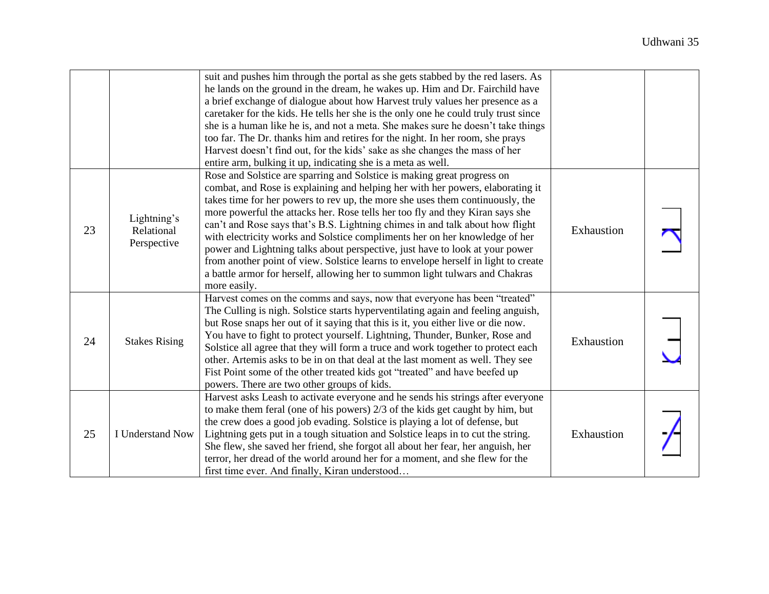| | | | | |
|---|---|---|---|---|
| | | suit and pushes him through the portal as she gets stabbed by the red lasers. As he lands on the ground in the dream, he wakes up. Him and Dr. Fairchild have a brief exchange of dialogue about how Harvest truly values her presence as a caretaker for the kids. He tells her she is the only one he could truly trust since she is a human like he is, and not a meta. She makes sure he doesn't take things too far. The Dr. thanks him and retires for the night. In her room, she prays Harvest doesn't find out, for the kids' sake as she changes the mass of her entire arm, bulking it up, indicating she is a meta as well. | | |
| 23 | Lightning's Relational Perspective | Rose and Solstice are sparring and Solstice is making great progress on combat, and Rose is explaining and helping her with her powers, elaborating it takes time for her powers to rev up, the more she uses them continuously, the more powerful the attacks her. Rose tells her too fly and they Kiran says she can't and Rose says that's B.S. Lightning chimes in and talk about how flight with electricity works and Solstice compliments her on her knowledge of her power and Lightning talks about perspective, just have to look at your power from another point of view. Solstice learns to envelope herself in light to create a battle armor for herself, allowing her to summon light tulwars and Chakras more easily. | Exhaustion | |
| 24 | Stakes Rising | Harvest comes on the comms and says, now that everyone has been "treated" The Culling is nigh. Solstice starts hyperventilating again and feeling anguish, but Rose snaps her out of it saying that this is it, you either live or die now. You have to fight to protect yourself. Lightning, Thunder, Bunker, Rose and Solstice all agree that they will form a truce and work together to protect each other. Artemis asks to be in on that deal at the last moment as well. They see Fist Point some of the other treated kids got "treated" and have beefed up powers. There are two other groups of kids. | Exhaustion | |
| 25 | I Understand Now | Harvest asks Leash to activate everyone and he sends his strings after everyone to make them feral (one of his powers) 2/3 of the kids get caught by him, but the crew does a good job evading. Solstice is playing a lot of defense, but Lightning gets put in a tough situation and Solstice leaps in to cut the string. She flew, she saved her friend, she forgot all about her fear, her anguish, her terror, her dread of the world around her for a moment, and she flew for the first time ever. And finally, Kiran understood… | Exhaustion | |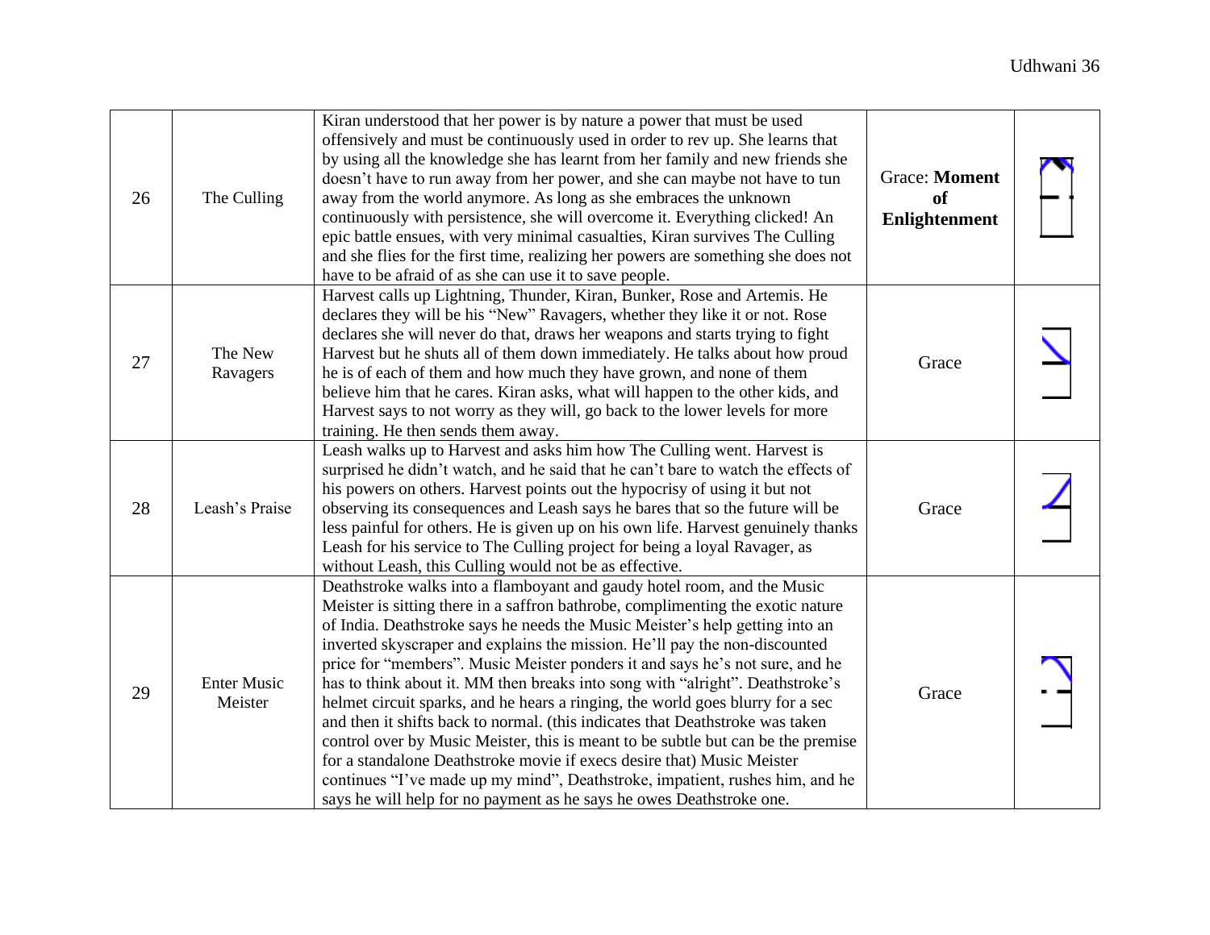| 26 | The Culling | Kiran understood that her power is by nature a power that must be used offensively and must be continuously used in order to rev up. She learns that by using all the knowledge she has learnt from her family and new friends she doesn't have to run away from her power, and she can maybe not have to tun away from the world anymore. As long as she embraces the unknown continuously with persistence, she will overcome it. Everything clicked! An epic battle ensues, with very minimal casualties, Kiran survives The Culling and she flies for the first time, realizing her powers are something she does not have to be afraid of as she can use it to save people. | Grace: **Moment of Enlightenment** | |
|---|---|---|---|---|
| 27 | The New Ravagers | Harvest calls up Lightning, Thunder, Kiran, Bunker, Rose and Artemis. He declares they will be his "New" Ravagers, whether they like it or not. Rose declares she will never do that, draws her weapons and starts trying to fight Harvest but he shuts all of them down immediately. He talks about how proud he is of each of them and how much they have grown, and none of them believe him that he cares. Kiran asks, what will happen to the other kids, and Harvest says to not worry as they will, go back to the lower levels for more training. He then sends them away. | Grace | |
| 28 | Leash's Praise | Leash walks up to Harvest and asks him how The Culling went. Harvest is surprised he didn't watch, and he said that he can't bare to watch the effects of his powers on others. Harvest points out the hypocrisy of using it but not observing its consequences and Leash says he bares that so the future will be less painful for others. He is given up on his own life. Harvest genuinely thanks Leash for his service to The Culling project for being a loyal Ravager, as without Leash, this Culling would not be as effective. | Grace | |
| 29 | Enter Music Meister | Deathstroke walks into a flamboyant and gaudy hotel room, and the Music Meister is sitting there in a saffron bathrobe, complimenting the exotic nature of India. Deathstroke says he needs the Music Meister's help getting into an inverted skyscraper and explains the mission. He'll pay the non-discounted price for "members". Music Meister ponders it and says he's not sure, and he has to think about it. MM then breaks into song with "alright". Deathstroke's helmet circuit sparks, and he hears a ringing, the world goes blurry for a sec and then it shifts back to normal. (this indicates that Deathstroke was taken control over by Music Meister, this is meant to be subtle but can be the premise for a standalone Deathstroke movie if execs desire that) Music Meister continues "I've made up my mind", Deathstroke, impatient, rushes him, and he says he will help for no payment as he says he owes Deathstroke one. | Grace | |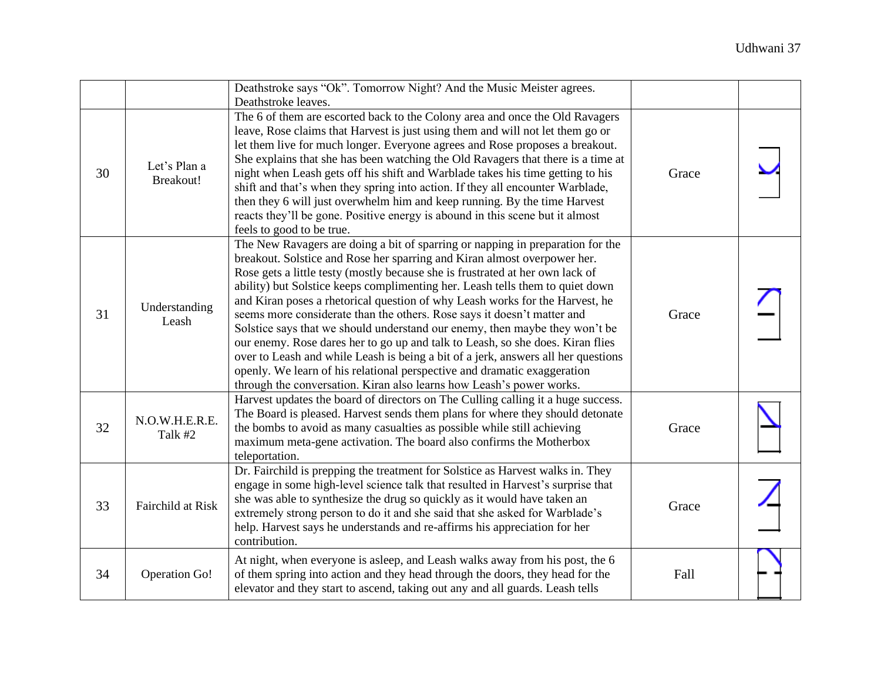| | | | | |
|---|---|---|---|---|
| | | Deathstroke says "Ok". Tomorrow Night? And the Music Meister agrees. Deathstroke leaves. | | |
| 30 | Let's Plan a Breakout! | The 6 of them are escorted back to the Colony area and once the Old Ravagers leave, Rose claims that Harvest is just using them and will not let them go or let them live for much longer. Everyone agrees and Rose proposes a breakout. She explains that she has been watching the Old Ravagers that there is a time at night when Leash gets off his shift and Warblade takes his time getting to his shift and that's when they spring into action. If they all encounter Warblade, then they 6 will just overwhelm him and keep running. By the time Harvest reacts they'll be gone. Positive energy is abound in this scene but it almost feels to good to be true. | Grace | |
| 31 | Understanding Leash | The New Ravagers are doing a bit of sparring or napping in preparation for the breakout. Solstice and Rose her sparring and Kiran almost overpower her. Rose gets a little testy (mostly because she is frustrated at her own lack of ability) but Solstice keeps complimenting her. Leash tells them to quiet down and Kiran poses a rhetorical question of why Leash works for the Harvest, he seems more considerate than the others. Rose says it doesn't matter and Solstice says that we should understand our enemy, then maybe they won't be our enemy. Rose dares her to go up and talk to Leash, so she does. Kiran flies over to Leash and while Leash is being a bit of a jerk, answers all her questions openly. We learn of his relational perspective and dramatic exaggeration through the conversation. Kiran also learns how Leash's power works. | Grace | |
| 32 | N.O.W.H.E.R.E. Talk #2 | Harvest updates the board of directors on The Culling calling it a huge success. The Board is pleased. Harvest sends them plans for where they should detonate the bombs to avoid as many casualties as possible while still achieving maximum meta-gene activation. The board also confirms the Motherbox teleportation. | Grace | |
| 33 | Fairchild at Risk | Dr. Fairchild is prepping the treatment for Solstice as Harvest walks in. They engage in some high-level science talk that resulted in Harvest's surprise that she was able to synthesize the drug so quickly as it would have taken an extremely strong person to do it and she said that she asked for Warblade's help. Harvest says he understands and re-affirms his appreciation for her contribution. | Grace | |
| 34 | Operation Go! | At night, when everyone is asleep, and Leash walks away from his post, the 6 of them spring into action and they head through the doors, they head for the elevator and they start to ascend, taking out any and all guards. Leash tells | Fall | |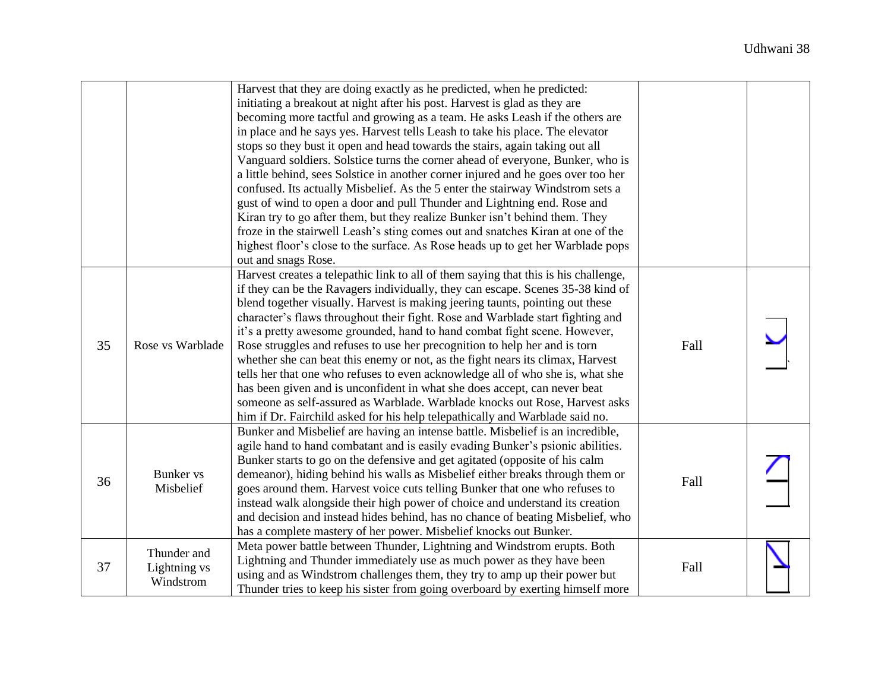| | | | | |
|---|---|---|---|---|
| | | Harvest that they are doing exactly as he predicted, when he predicted: initiating a breakout at night after his post. Harvest is glad as they are becoming more tactful and growing as a team. He asks Leash if the others are in place and he says yes. Harvest tells Leash to take his place. The elevator stops so they bust it open and head towards the stairs, again taking out all Vanguard soldiers. Solstice turns the corner ahead of everyone, Bunker, who is a little behind, sees Solstice in another corner injured and he goes over too her confused. Its actually Misbelief. As the 5 enter the stairway Windstrom sets a gust of wind to open a door and pull Thunder and Lightning end. Rose and Kiran try to go after them, but they realize Bunker isn't behind them. They froze in the stairwell Leash's sting comes out and snatches Kiran at one of the highest floor's close to the surface. As Rose heads up to get her Warblade pops out and snags Rose. | | |
| 35 | Rose vs Warblade | Harvest creates a telepathic link to all of them saying that this is his challenge, if they can be the Ravagers individually, they can escape. Scenes 35-38 kind of blend together visually. Harvest is making jeering taunts, pointing out these character's flaws throughout their fight. Rose and Warblade start fighting and it's a pretty awesome grounded, hand to hand combat fight scene. However, Rose struggles and refuses to use her precognition to help her and is torn whether she can beat this enemy or not, as the fight nears its climax, Harvest tells her that one who refuses to even acknowledge all of who she is, what she has been given and is unconfident in what she does accept, can never beat someone as self-assured as Warblade. Warblade knocks out Rose, Harvest asks him if Dr. Fairchild asked for his help telepathically and Warblade said no. | Fall | |
| 36 | Bunker vs Misbelief | Bunker and Misbelief are having an intense battle. Misbelief is an incredible, agile hand to hand combatant and is easily evading Bunker's psionic abilities. Bunker starts to go on the defensive and get agitated (opposite of his calm demeanor), hiding behind his walls as Misbelief either breaks through them or goes around them. Harvest voice cuts telling Bunker that one who refuses to instead walk alongside their high power of choice and understand its creation and decision and instead hides behind, has no chance of beating Misbelief, who has a complete mastery of her power. Misbelief knocks out Bunker. | Fall | |
| 37 | Thunder and Lightning vs Windstrom | Meta power battle between Thunder, Lightning and Windstrom erupts. Both Lightning and Thunder immediately use as much power as they have been using and as Windstrom challenges them, they try to amp up their power but Thunder tries to keep his sister from going overboard by exerting himself more | Fall | |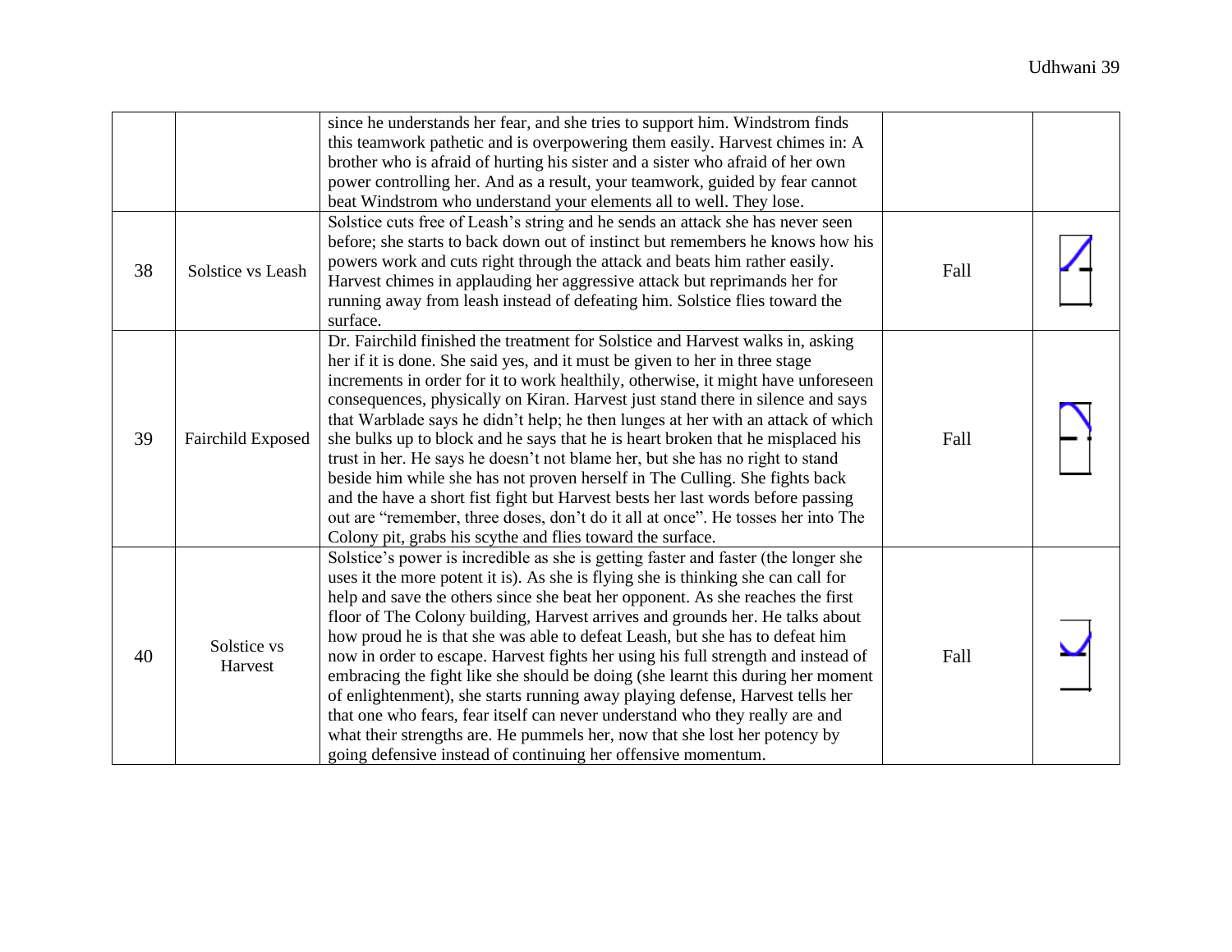|  |  |  |  |  |
|---|---|---|---|---|
|  |  | since he understands her fear, and she tries to support him. Windstrom finds this teamwork pathetic and is overpowering them easily. Harvest chimes in: A brother who is afraid of hurting his sister and a sister who afraid of her own power controlling her. And as a result, your teamwork, guided by fear cannot beat Windstrom who understand your elements all to well. They lose. |  |  |
| 38 | Solstice vs Leash | Solstice cuts free of Leash's string and he sends an attack she has never seen before; she starts to back down out of instinct but remembers he knows how his powers work and cuts right through the attack and beats him rather easily. Harvest chimes in applauding her aggressive attack but reprimands her for running away from leash instead of defeating him. Solstice flies toward the surface. | Fall |  |
| 39 | Fairchild Exposed | Dr. Fairchild finished the treatment for Solstice and Harvest walks in, asking her if it is done. She said yes, and it must be given to her in three stage increments in order for it to work healthily, otherwise, it might have unforeseen consequences, physically on Kiran. Harvest just stand there in silence and says that Warblade says he didn't help; he then lunges at her with an attack of which she bulks up to block and he says that he is heart broken that he misplaced his trust in her. He says he doesn't not blame her, but she has no right to stand beside him while she has not proven herself in The Culling. She fights back and the have a short fist fight but Harvest bests her last words before passing out are "remember, three doses, don't do it all at once". He tosses her into The Colony pit, grabs his scythe and flies toward the surface. | Fall |  |
| 40 | Solstice vs Harvest | Solstice's power is incredible as she is getting faster and faster (the longer she uses it the more potent it is). As she is flying she is thinking she can call for help and save the others since she beat her opponent. As she reaches the first floor of The Colony building, Harvest arrives and grounds her. He talks about how proud he is that she was able to defeat Leash, but she has to defeat him now in order to escape. Harvest fights her using his full strength and instead of embracing the fight like she should be doing (she learnt this during her moment of enlightenment), she starts running away playing defense, Harvest tells her that one who fears, fear itself can never understand who they really are and what their strengths are. He pummels her, now that she lost her potency by going defensive instead of continuing her offensive momentum. | Fall |  |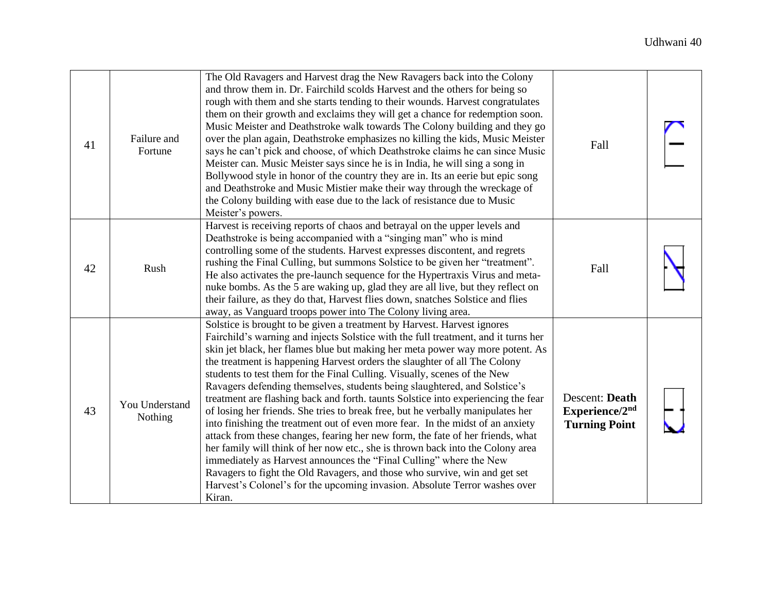| | | | | |
|---|---|---|---|---|
| 41 | Failure and Fortune | The Old Ravagers and Harvest drag the New Ravagers back into the Colony and throw them in. Dr. Fairchild scolds Harvest and the others for being so rough with them and she starts tending to their wounds. Harvest congratulates them on their growth and exclaims they will get a chance for redemption soon. Music Meister and Deathstroke walk towards The Colony building and they go over the plan again, Deathstroke emphasizes no killing the kids, Music Meister says he can't pick and choose, of which Deathstroke claims he can since Music Meister can. Music Meister says since he is in India, he will sing a song in Bollywood style in honor of the country they are in. Its an eerie but epic song and Deathstroke and Music Mistier make their way through the wreckage of the Colony building with ease due to the lack of resistance due to Music Meister's powers. | Fall | |
| 42 | Rush | Harvest is receiving reports of chaos and betrayal on the upper levels and Deathstroke is being accompanied with a "singing man" who is mind controlling some of the students. Harvest expresses discontent, and regrets rushing the Final Culling, but summons Solstice to be given her "treatment". He also activates the pre-launch sequence for the Hypertraxis Virus and meta-nuke bombs. As the 5 are waking up, glad they are all live, but they reflect on their failure, as they do that, Harvest flies down, snatches Solstice and flies away, as Vanguard troops power into The Colony living area. | Fall | |
| 43 | You Understand Nothing | Solstice is brought to be given a treatment by Harvest. Harvest ignores Fairchild's warning and injects Solstice with the full treatment, and it turns her skin jet black, her flames blue but making her meta power way more potent. As the treatment is happening Harvest orders the slaughter of all The Colony students to test them for the Final Culling. Visually, scenes of the New Ravagers defending themselves, students being slaughtered, and Solstice's treatment are flashing back and forth. taunts Solstice into experiencing the fear of losing her friends. She tries to break free, but he verbally manipulates her into finishing the treatment out of even more fear. In the midst of an anxiety attack from these changes, fearing her new form, the fate of her friends, what her family will think of her now etc., she is thrown back into the Colony area immediately as Harvest announces the "Final Culling" where the New Ravagers to fight the Old Ravagers, and those who survive, win and get set Harvest's Colonel's for the upcoming invasion. Absolute Terror washes over Kiran. | Descent: **Death Experience/2nd Turning Point** | |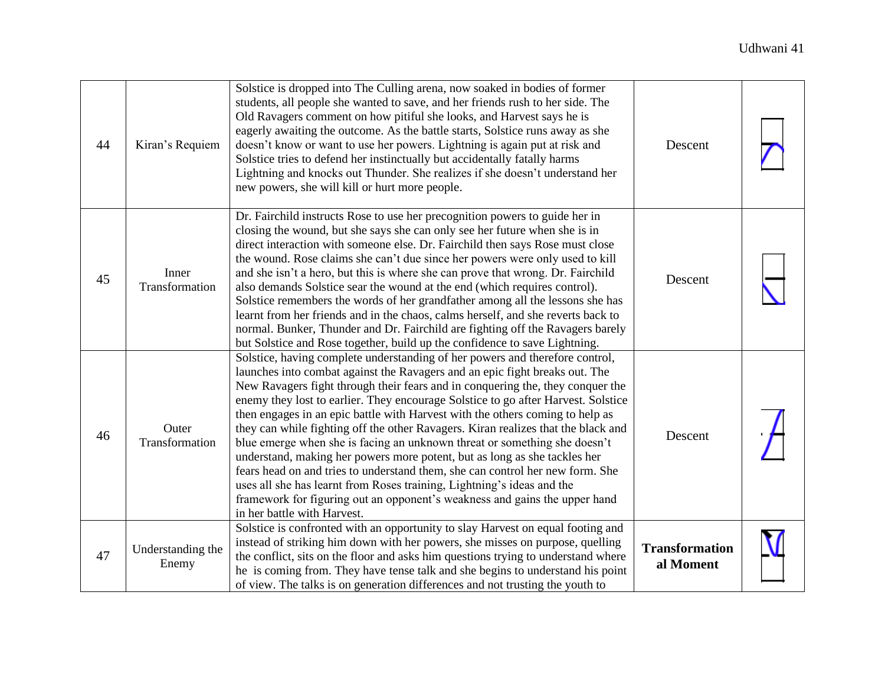| 44 | Kiran's Requiem | Solstice is dropped into The Culling arena, now soaked in bodies of former students, all people she wanted to save, and her friends rush to her side. The Old Ravagers comment on how pitiful she looks, and Harvest says he is eagerly awaiting the outcome. As the battle starts, Solstice runs away as she doesn't know or want to use her powers. Lightning is again put at risk and Solstice tries to defend her instinctually but accidentally fatally harms Lightning and knocks out Thunder. She realizes if she doesn't understand her new powers, she will kill or hurt more people. | Descent | |
|---|---|---|---|---|
| 45 | Inner Transformation | Dr. Fairchild instructs Rose to use her precognition powers to guide her in closing the wound, but she says she can only see her future when she is in direct interaction with someone else. Dr. Fairchild then says Rose must close the wound. Rose claims she can't due since her powers were only used to kill and she isn't a hero, but this is where she can prove that wrong. Dr. Fairchild also demands Solstice sear the wound at the end (which requires control). Solstice remembers the words of her grandfather among all the lessons she has learnt from her friends and in the chaos, calms herself, and she reverts back to normal. Bunker, Thunder and Dr. Fairchild are fighting off the Ravagers barely but Solstice and Rose together, build up the confidence to save Lightning. | Descent | |
| 46 | Outer Transformation | Solstice, having complete understanding of her powers and therefore control, launches into combat against the Ravagers and an epic fight breaks out. The New Ravagers fight through their fears and in conquering the, they conquer the enemy they lost to earlier. They encourage Solstice to go after Harvest. Solstice then engages in an epic battle with Harvest with the others coming to help as they can while fighting off the other Ravagers. Kiran realizes that the black and blue emerge when she is facing an unknown threat or something she doesn't understand, making her powers more potent, but as long as she tackles her fears head on and tries to understand them, she can control her new form. She uses all she has learnt from Roses training, Lightning's ideas and the framework for figuring out an opponent's weakness and gains the upper hand in her battle with Harvest. | Descent | |
| 47 | Understanding the Enemy | Solstice is confronted with an opportunity to slay Harvest on equal footing and instead of striking him down with her powers, she misses on purpose, quelling the conflict, sits on the floor and asks him questions trying to understand where he is coming from. They have tense talk and she begins to understand his point of view. The talks is on generation differences and not trusting the youth to | **Transformational Moment** | |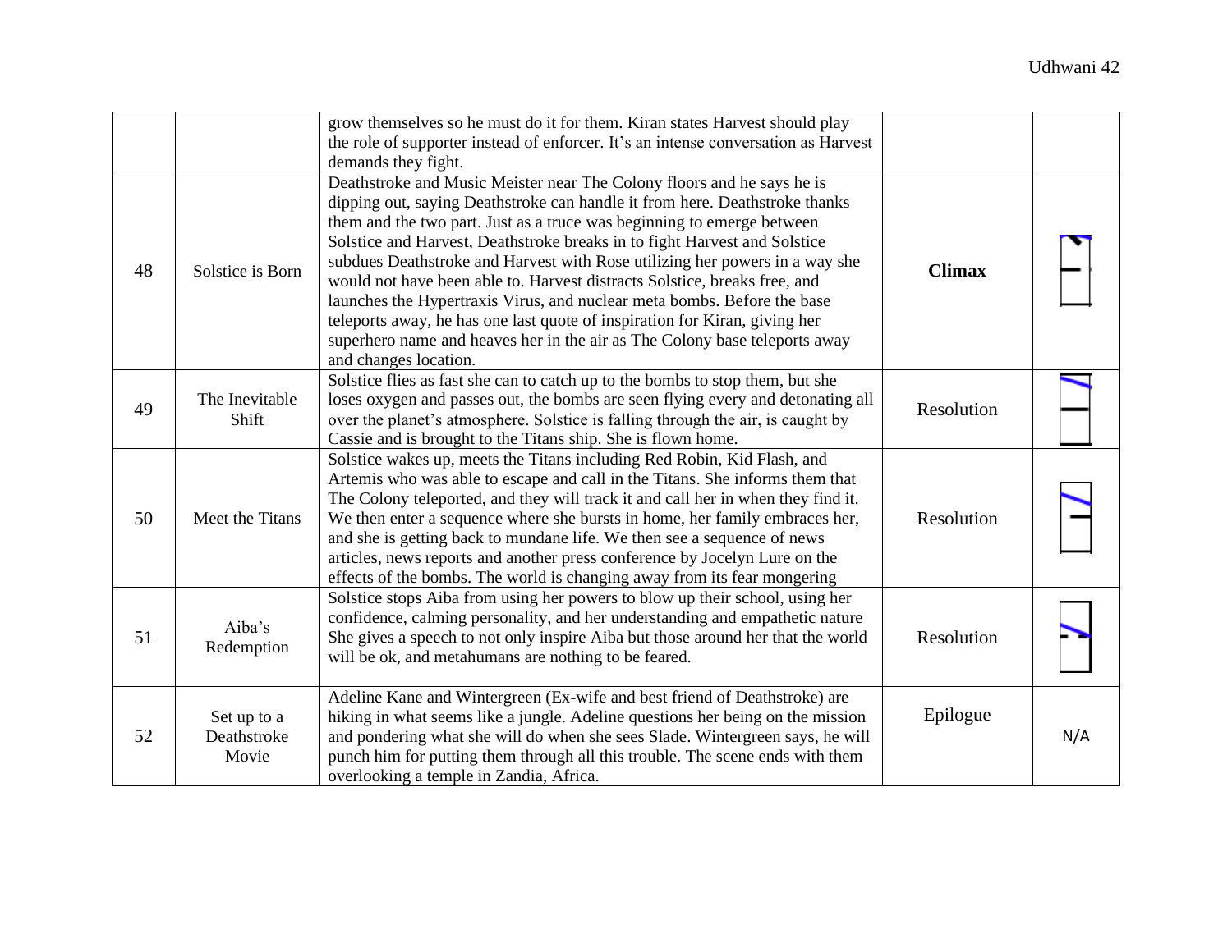| | | | | |
|---|---|---|---|---|
| | | grow themselves so he must do it for them. Kiran states Harvest should play the role of supporter instead of enforcer. It's an intense conversation as Harvest demands they fight. | | |
| 48 | Solstice is Born | Deathstroke and Music Meister near The Colony floors and he says he is dipping out, saying Deathstroke can handle it from here. Deathstroke thanks them and the two part. Just as a truce was beginning to emerge between Solstice and Harvest, Deathstroke breaks in to fight Harvest and Solstice subdues Deathstroke and Harvest with Rose utilizing her powers in a way she would not have been able to. Harvest distracts Solstice, breaks free, and launches the Hypertraxis Virus, and nuclear meta bombs. Before the base teleports away, he has one last quote of inspiration for Kiran, giving her superhero name and heaves her in the air as The Colony base teleports away and changes location. | **Climax** | |
| 49 | The Inevitable Shift | Solstice flies as fast she can to catch up to the bombs to stop them, but she loses oxygen and passes out, the bombs are seen flying every and detonating all over the planet's atmosphere. Solstice is falling through the air, is caught by Cassie and is brought to the Titans ship. She is flown home. | Resolution | |
| 50 | Meet the Titans | Solstice wakes up, meets the Titans including Red Robin, Kid Flash, and Artemis who was able to escape and call in the Titans. She informs them that The Colony teleported, and they will track it and call her in when they find it. We then enter a sequence where she bursts in home, her family embraces her, and she is getting back to mundane life. We then see a sequence of news articles, news reports and another press conference by Jocelyn Lure on the effects of the bombs. The world is changing away from its fear mongering | Resolution | |
| 51 | Aiba's Redemption | Solstice stops Aiba from using her powers to blow up their school, using her confidence, calming personality, and her understanding and empathetic nature She gives a speech to not only inspire Aiba but those around her that the world will be ok, and metahumans are nothing to be feared. | Resolution | |
| 52 | Set up to a Deathstroke Movie | Adeline Kane and Wintergreen (Ex-wife and best friend of Deathstroke) are hiking in what seems like a jungle. Adeline questions her being on the mission and pondering what she will do when she sees Slade. Wintergreen says, he will punch him for putting them through all this trouble. The scene ends with them overlooking a temple in Zandia, Africa. | Epilogue | N/A |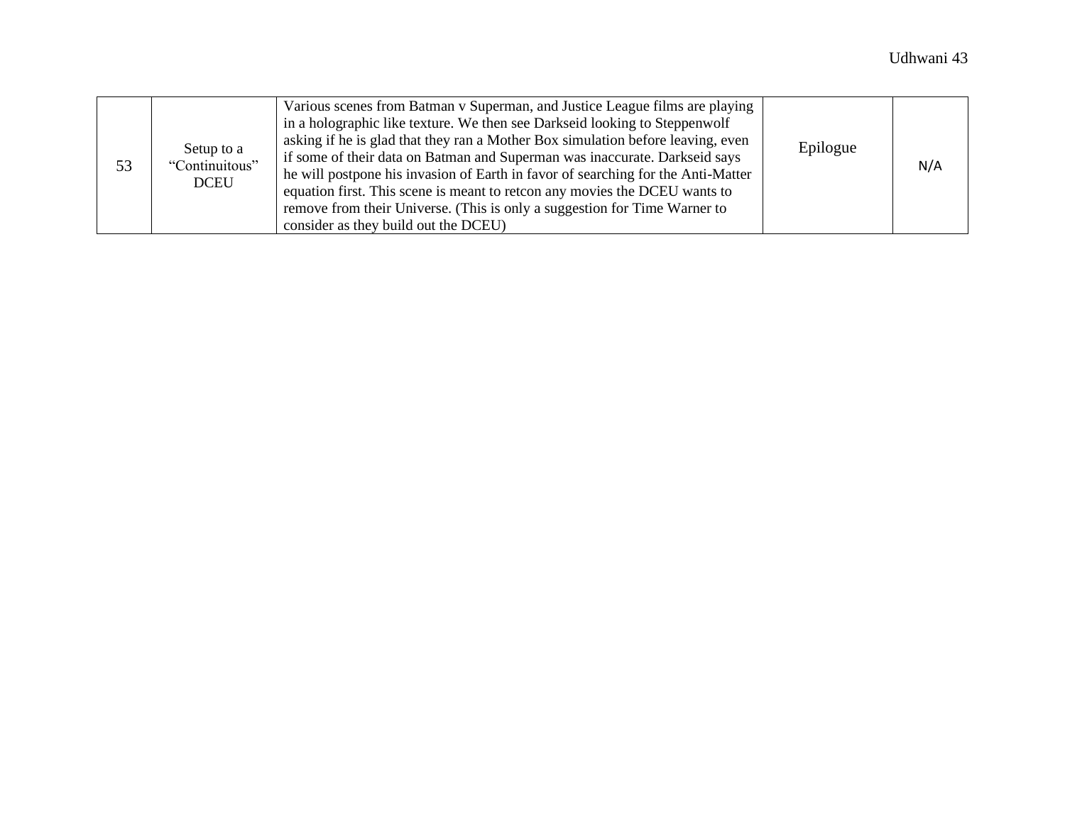| | | | | |
|---|---|---|---|---|
| 53 | Setup to a "Continuitous" DCEU | Various scenes from Batman v Superman, and Justice League films are playing in a holographic like texture. We then see Darkseid looking to Steppenwolf asking if he is glad that they ran a Mother Box simulation before leaving, even if some of their data on Batman and Superman was inaccurate. Darkseid says he will postpone his invasion of Earth in favor of searching for the Anti-Matter equation first. This scene is meant to retcon any movies the DCEU wants to remove from their Universe. (This is only a suggestion for Time Warner to consider as they build out the DCEU) | Epilogue | N/A |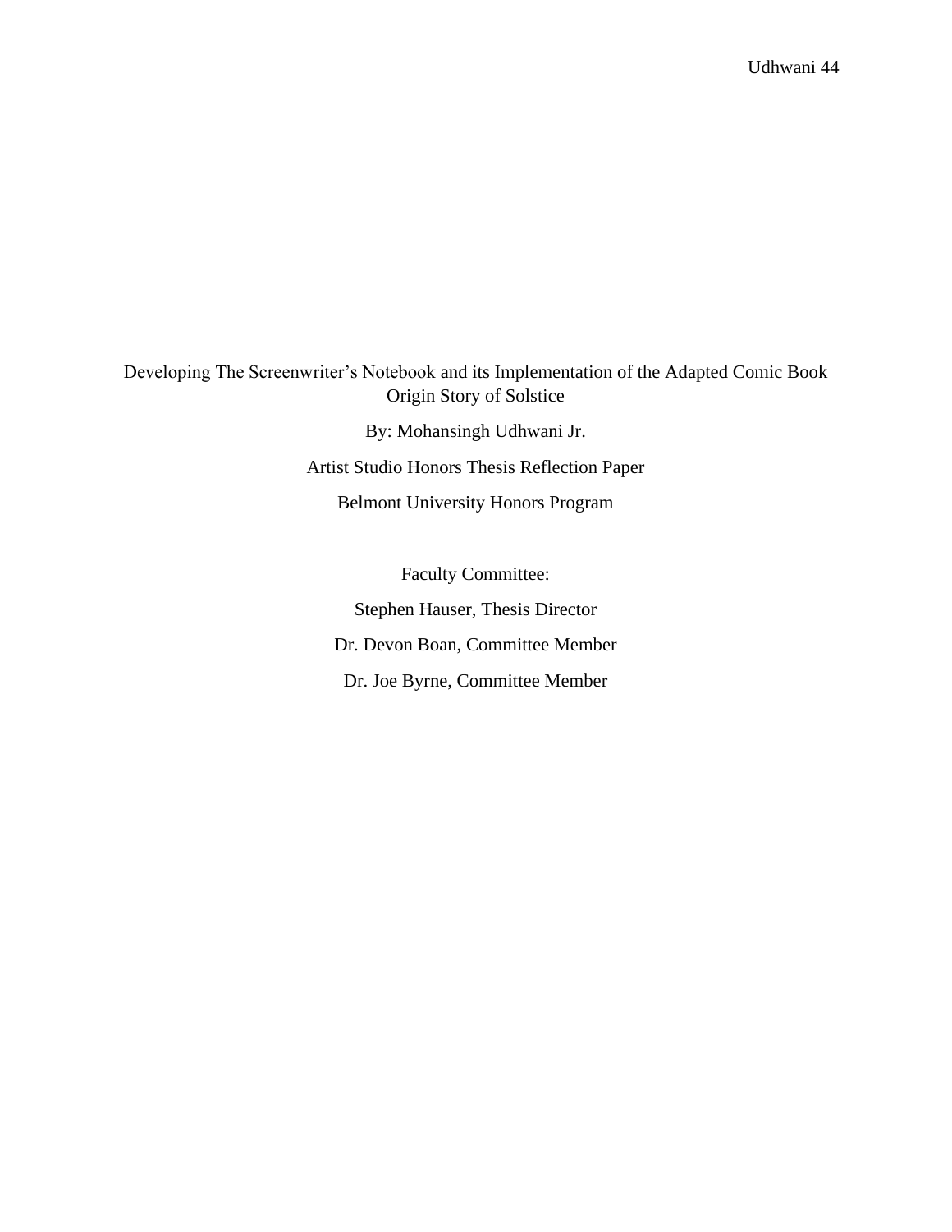Developing The Screenwriter's Notebook and its Implementation of the Adapted Comic Book Origin Story of Solstice

By: Mohansingh Udhwani Jr.

Artist Studio Honors Thesis Reflection Paper

Belmont University Honors Program

Faculty Committee:

Stephen Hauser, Thesis Director

Dr. Devon Boan, Committee Member

Dr. Joe Byrne, Committee Member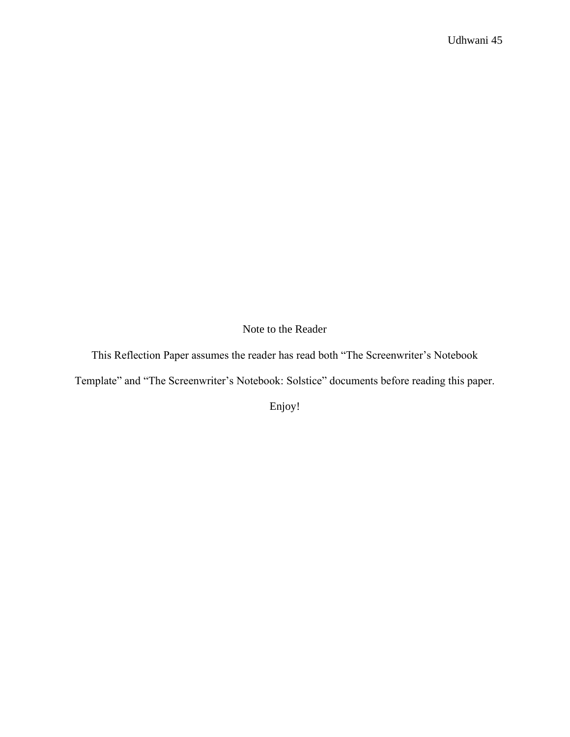Note to the Reader

This Reflection Paper assumes the reader has read both "The Screenwriter's Notebook Template" and "The Screenwriter's Notebook: Solstice" documents before reading this paper.

Enjoy!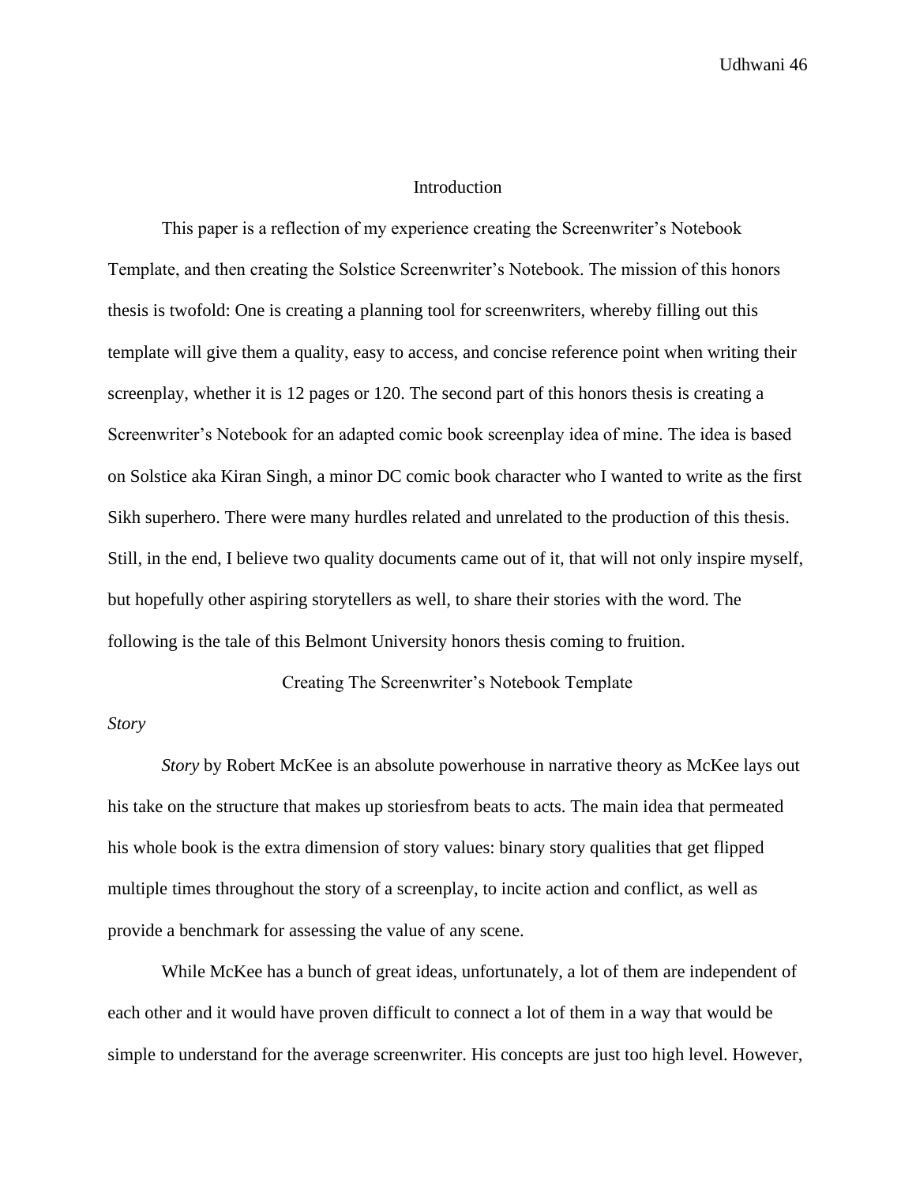## Introduction

This paper is a reflection of my experience creating the Screenwriter's Notebook Template, and then creating the Solstice Screenwriter's Notebook. The mission of this honors thesis is twofold: One is creating a planning tool for screenwriters, whereby filling out this template will give them a quality, easy to access, and concise reference point when writing their screenplay, whether it is 12 pages or 120. The second part of this honors thesis is creating a Screenwriter's Notebook for an adapted comic book screenplay idea of mine. The idea is based on Solstice aka Kiran Singh, a minor DC comic book character who I wanted to write as the first Sikh superhero. There were many hurdles related and unrelated to the production of this thesis. Still, in the end, I believe two quality documents came out of it, that will not only inspire myself, but hopefully other aspiring storytellers as well, to share their stories with the word. The following is the tale of this Belmont University honors thesis coming to fruition.

## Creating The Screenwriter's Notebook Template

### *Story*

*Story* by Robert McKee is an absolute powerhouse in narrative theory as McKee lays out his take on the structure that makes up storiesfrom beats to acts. The main idea that permeated his whole book is the extra dimension of story values: binary story qualities that get flipped multiple times throughout the story of a screenplay, to incite action and conflict, as well as provide a benchmark for assessing the value of any scene.

While McKee has a bunch of great ideas, unfortunately, a lot of them are independent of each other and it would have proven difficult to connect a lot of them in a way that would be simple to understand for the average screenwriter. His concepts are just too high level. However,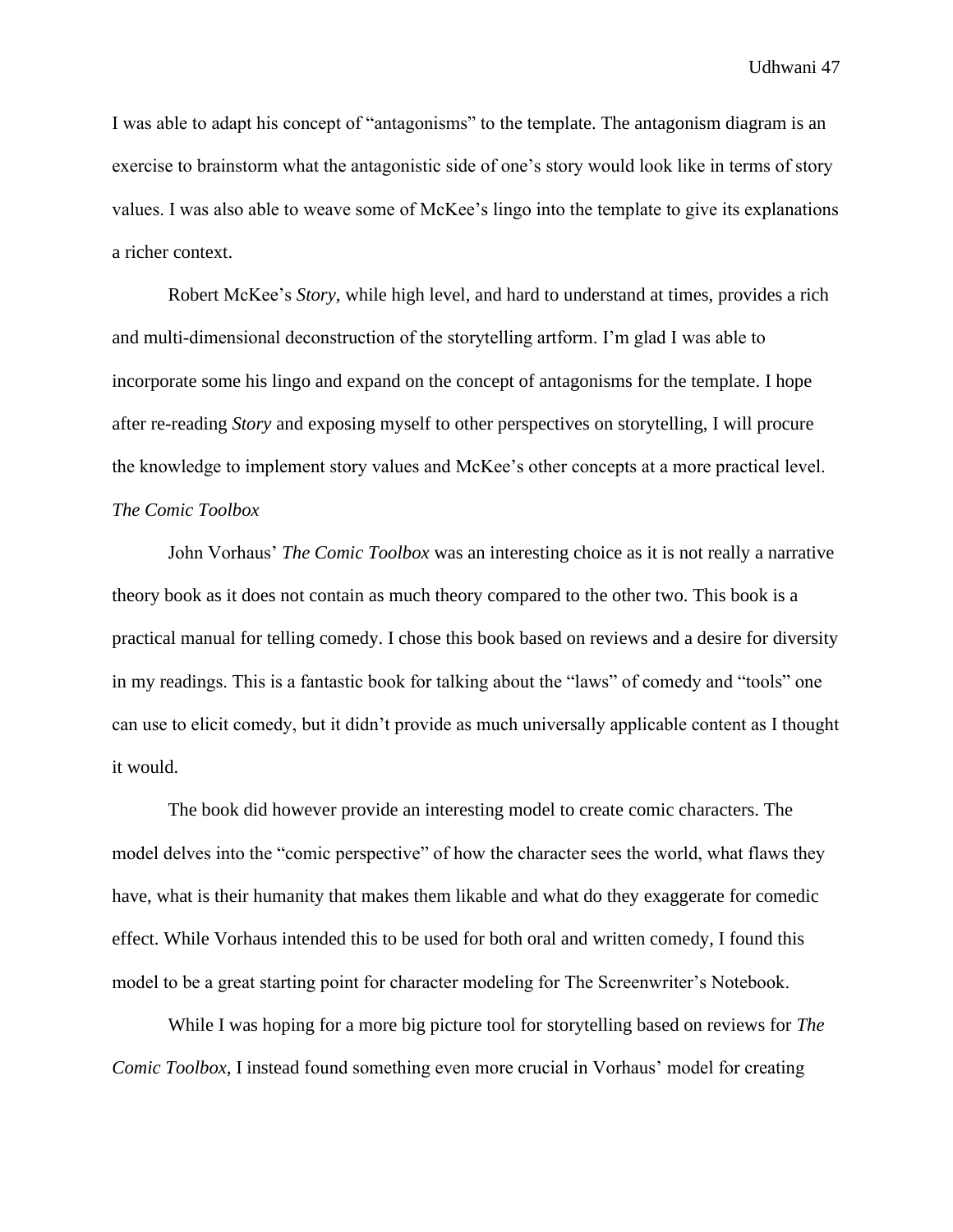I was able to adapt his concept of "antagonisms" to the template. The antagonism diagram is an exercise to brainstorm what the antagonistic side of one's story would look like in terms of story values. I was also able to weave some of McKee's lingo into the template to give its explanations a richer context.

Robert McKee's *Story*, while high level, and hard to understand at times, provides a rich and multi-dimensional deconstruction of the storytelling artform. I'm glad I was able to incorporate some his lingo and expand on the concept of antagonisms for the template. I hope after re-reading *Story* and exposing myself to other perspectives on storytelling, I will procure the knowledge to implement story values and McKee's other concepts at a more practical level.

*The Comic Toolbox*

John Vorhaus' *The Comic Toolbox* was an interesting choice as it is not really a narrative theory book as it does not contain as much theory compared to the other two. This book is a practical manual for telling comedy. I chose this book based on reviews and a desire for diversity in my readings. This is a fantastic book for talking about the "laws" of comedy and "tools" one can use to elicit comedy, but it didn't provide as much universally applicable content as I thought it would.

The book did however provide an interesting model to create comic characters. The model delves into the "comic perspective" of how the character sees the world, what flaws they have, what is their humanity that makes them likable and what do they exaggerate for comedic effect. While Vorhaus intended this to be used for both oral and written comedy, I found this model to be a great starting point for character modeling for The Screenwriter's Notebook.

While I was hoping for a more big picture tool for storytelling based on reviews for *The Comic Toolbox,* I instead found something even more crucial in Vorhaus' model for creating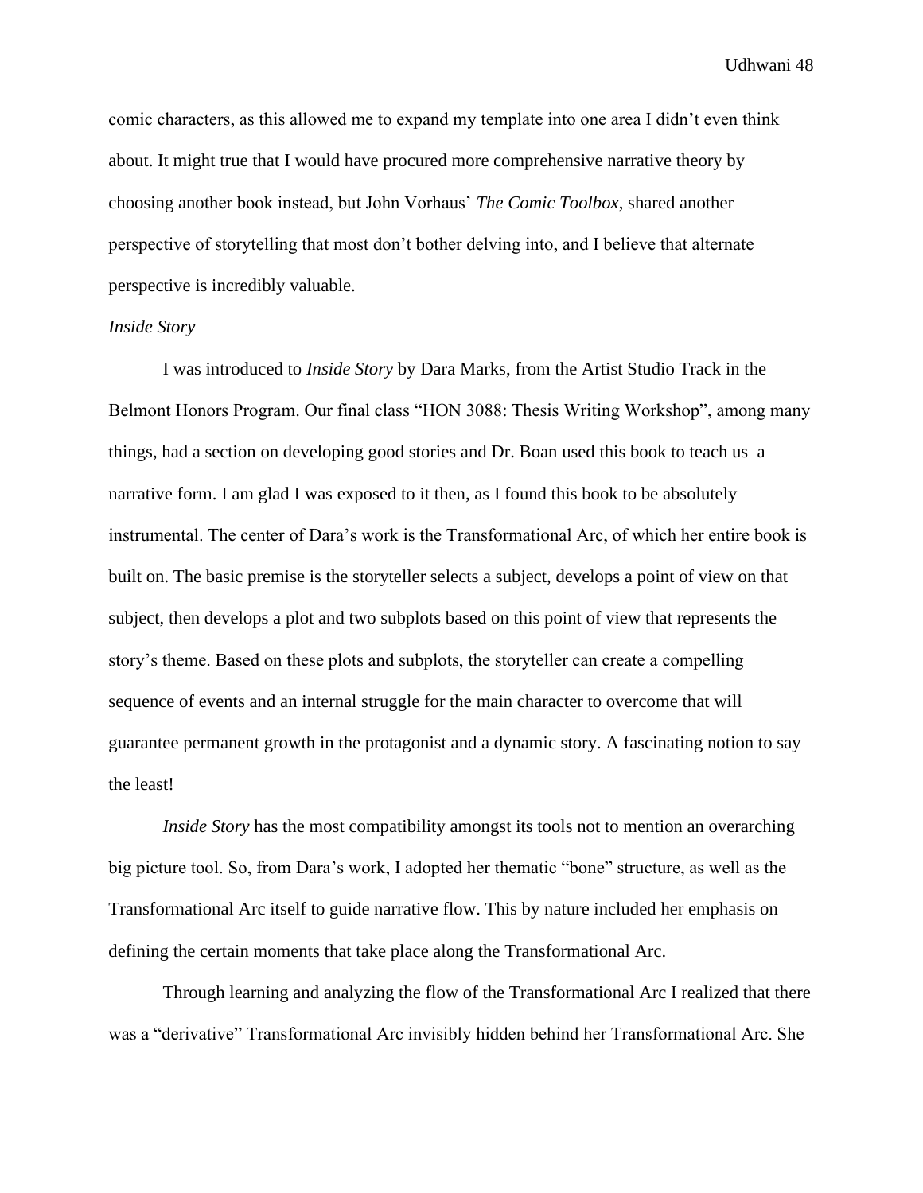comic characters, as this allowed me to expand my template into one area I didn't even think about. It might true that I would have procured more comprehensive narrative theory by choosing another book instead, but John Vorhaus' *The Comic Toolbox*, shared another perspective of storytelling that most don't bother delving into, and I believe that alternate perspective is incredibly valuable.

*Inside Story*

I was introduced to *Inside Story* by Dara Marks, from the Artist Studio Track in the Belmont Honors Program. Our final class "HON 3088: Thesis Writing Workshop", among many things, had a section on developing good stories and Dr. Boan used this book to teach us a narrative form. I am glad I was exposed to it then, as I found this book to be absolutely instrumental. The center of Dara's work is the Transformational Arc, of which her entire book is built on. The basic premise is the storyteller selects a subject, develops a point of view on that subject, then develops a plot and two subplots based on this point of view that represents the story's theme. Based on these plots and subplots, the storyteller can create a compelling sequence of events and an internal struggle for the main character to overcome that will guarantee permanent growth in the protagonist and a dynamic story. A fascinating notion to say the least!

*Inside Story* has the most compatibility amongst its tools not to mention an overarching big picture tool. So, from Dara's work, I adopted her thematic "bone" structure, as well as the Transformational Arc itself to guide narrative flow. This by nature included her emphasis on defining the certain moments that take place along the Transformational Arc.

Through learning and analyzing the flow of the Transformational Arc I realized that there was a "derivative" Transformational Arc invisibly hidden behind her Transformational Arc. She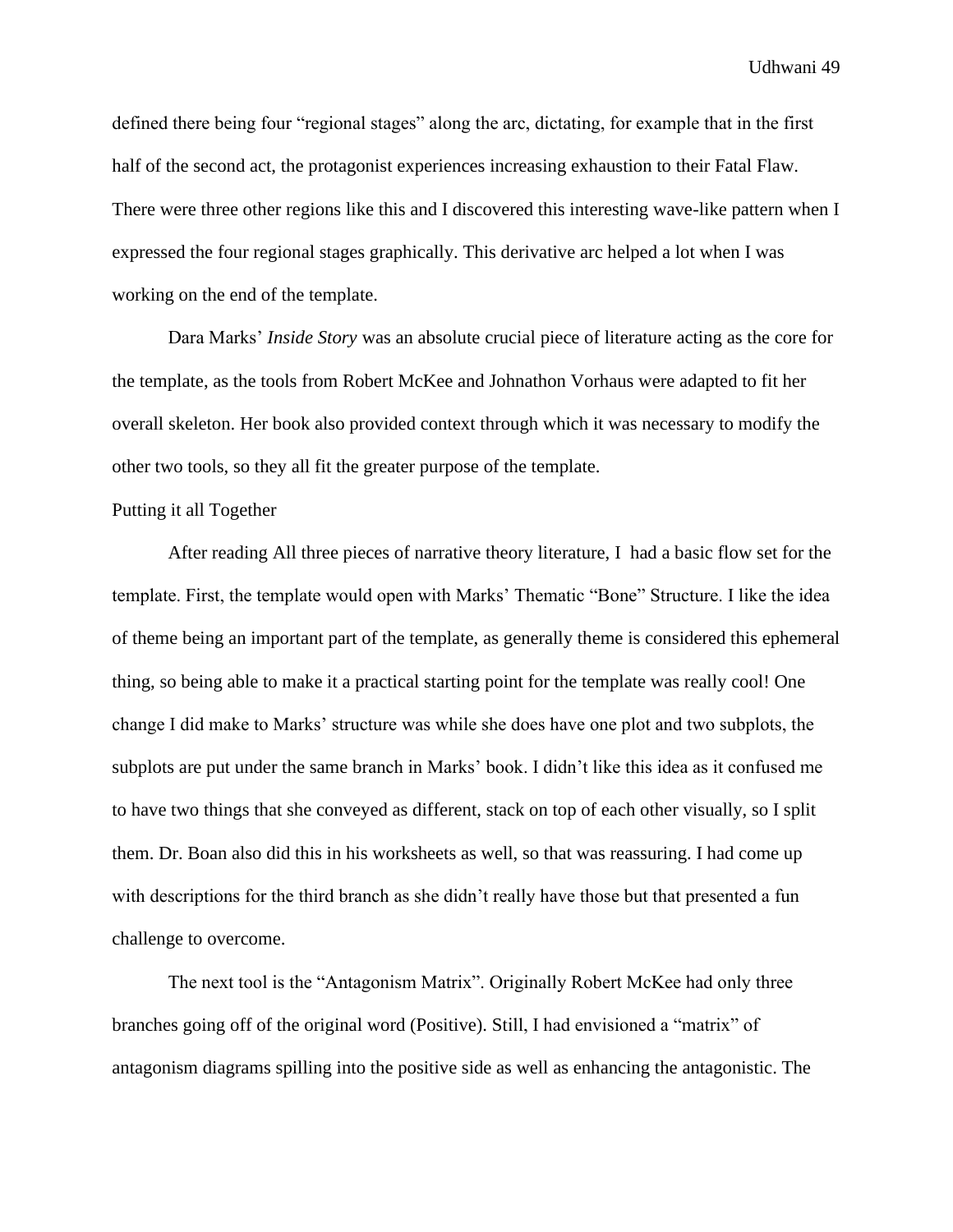defined there being four "regional stages" along the arc, dictating, for example that in the first half of the second act, the protagonist experiences increasing exhaustion to their Fatal Flaw. There were three other regions like this and I discovered this interesting wave-like pattern when I expressed the four regional stages graphically. This derivative arc helped a lot when I was working on the end of the template.

Dara Marks' *Inside Story* was an absolute crucial piece of literature acting as the core for the template, as the tools from Robert McKee and Johnathon Vorhaus were adapted to fit her overall skeleton. Her book also provided context through which it was necessary to modify the other two tools, so they all fit the greater purpose of the template.

Putting it all Together

After reading All three pieces of narrative theory literature, I had a basic flow set for the template. First, the template would open with Marks' Thematic "Bone" Structure. I like the idea of theme being an important part of the template, as generally theme is considered this ephemeral thing, so being able to make it a practical starting point for the template was really cool! One change I did make to Marks' structure was while she does have one plot and two subplots, the subplots are put under the same branch in Marks' book. I didn't like this idea as it confused me to have two things that she conveyed as different, stack on top of each other visually, so I split them. Dr. Boan also did this in his worksheets as well, so that was reassuring. I had come up with descriptions for the third branch as she didn't really have those but that presented a fun challenge to overcome.

The next tool is the "Antagonism Matrix". Originally Robert McKee had only three branches going off of the original word (Positive). Still, I had envisioned a "matrix" of antagonism diagrams spilling into the positive side as well as enhancing the antagonistic. The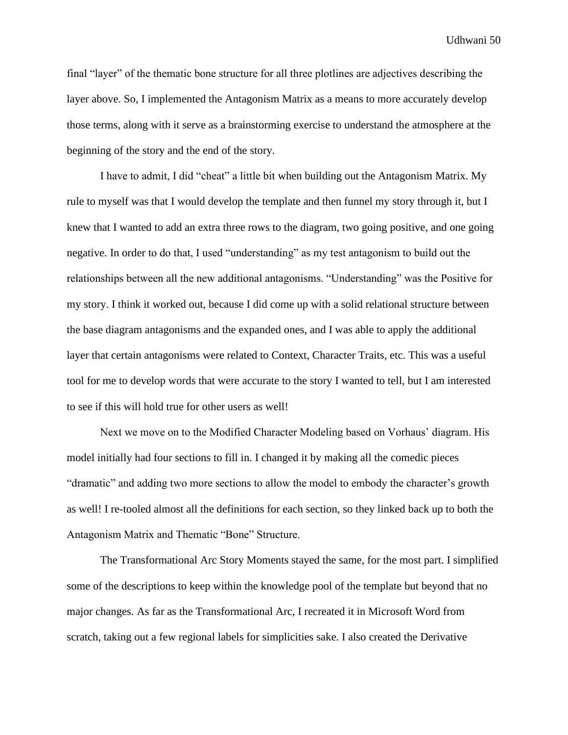final "layer" of the thematic bone structure for all three plotlines are adjectives describing the layer above. So, I implemented the Antagonism Matrix as a means to more accurately develop those terms, along with it serve as a brainstorming exercise to understand the atmosphere at the beginning of the story and the end of the story.

I have to admit, I did "cheat" a little bit when building out the Antagonism Matrix. My rule to myself was that I would develop the template and then funnel my story through it, but I knew that I wanted to add an extra three rows to the diagram, two going positive, and one going negative. In order to do that, I used "understanding" as my test antagonism to build out the relationships between all the new additional antagonisms. "Understanding" was the Positive for my story. I think it worked out, because I did come up with a solid relational structure between the base diagram antagonisms and the expanded ones, and I was able to apply the additional layer that certain antagonisms were related to Context, Character Traits, etc. This was a useful tool for me to develop words that were accurate to the story I wanted to tell, but I am interested to see if this will hold true for other users as well!

Next we move on to the Modified Character Modeling based on Vorhaus' diagram. His model initially had four sections to fill in. I changed it by making all the comedic pieces "dramatic" and adding two more sections to allow the model to embody the character's growth as well! I re-tooled almost all the definitions for each section, so they linked back up to both the Antagonism Matrix and Thematic "Bone" Structure.

The Transformational Arc Story Moments stayed the same, for the most part. I simplified some of the descriptions to keep within the knowledge pool of the template but beyond that no major changes. As far as the Transformational Arc, I recreated it in Microsoft Word from scratch, taking out a few regional labels for simplicities sake. I also created the Derivative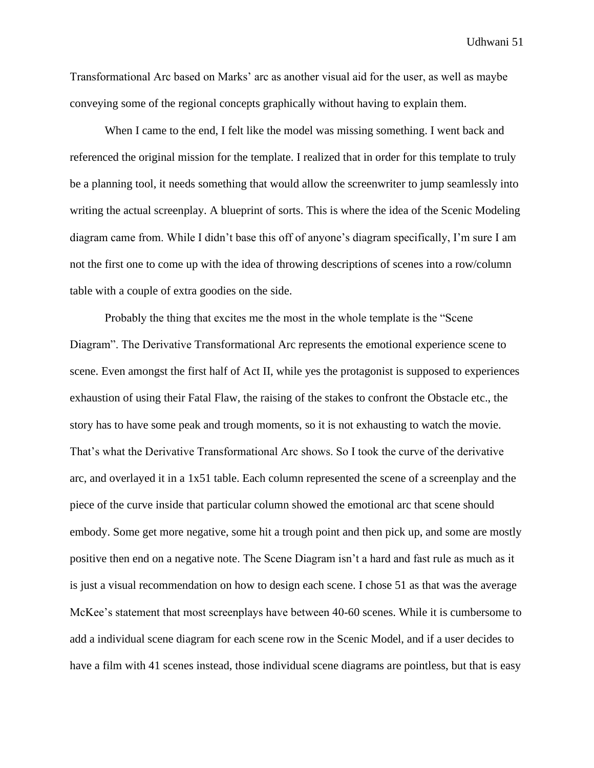Transformational Arc based on Marks' arc as another visual aid for the user, as well as maybe conveying some of the regional concepts graphically without having to explain them.

When I came to the end, I felt like the model was missing something. I went back and referenced the original mission for the template. I realized that in order for this template to truly be a planning tool, it needs something that would allow the screenwriter to jump seamlessly into writing the actual screenplay. A blueprint of sorts. This is where the idea of the Scenic Modeling diagram came from. While I didn't base this off of anyone's diagram specifically, I'm sure I am not the first one to come up with the idea of throwing descriptions of scenes into a row/column table with a couple of extra goodies on the side.

Probably the thing that excites me the most in the whole template is the "Scene Diagram". The Derivative Transformational Arc represents the emotional experience scene to scene. Even amongst the first half of Act II, while yes the protagonist is supposed to experiences exhaustion of using their Fatal Flaw, the raising of the stakes to confront the Obstacle etc., the story has to have some peak and trough moments, so it is not exhausting to watch the movie. That's what the Derivative Transformational Arc shows. So I took the curve of the derivative arc, and overlayed it in a 1x51 table. Each column represented the scene of a screenplay and the piece of the curve inside that particular column showed the emotional arc that scene should embody. Some get more negative, some hit a trough point and then pick up, and some are mostly positive then end on a negative note. The Scene Diagram isn't a hard and fast rule as much as it is just a visual recommendation on how to design each scene. I chose 51 as that was the average McKee's statement that most screenplays have between 40-60 scenes. While it is cumbersome to add a individual scene diagram for each scene row in the Scenic Model, and if a user decides to have a film with 41 scenes instead, those individual scene diagrams are pointless, but that is easy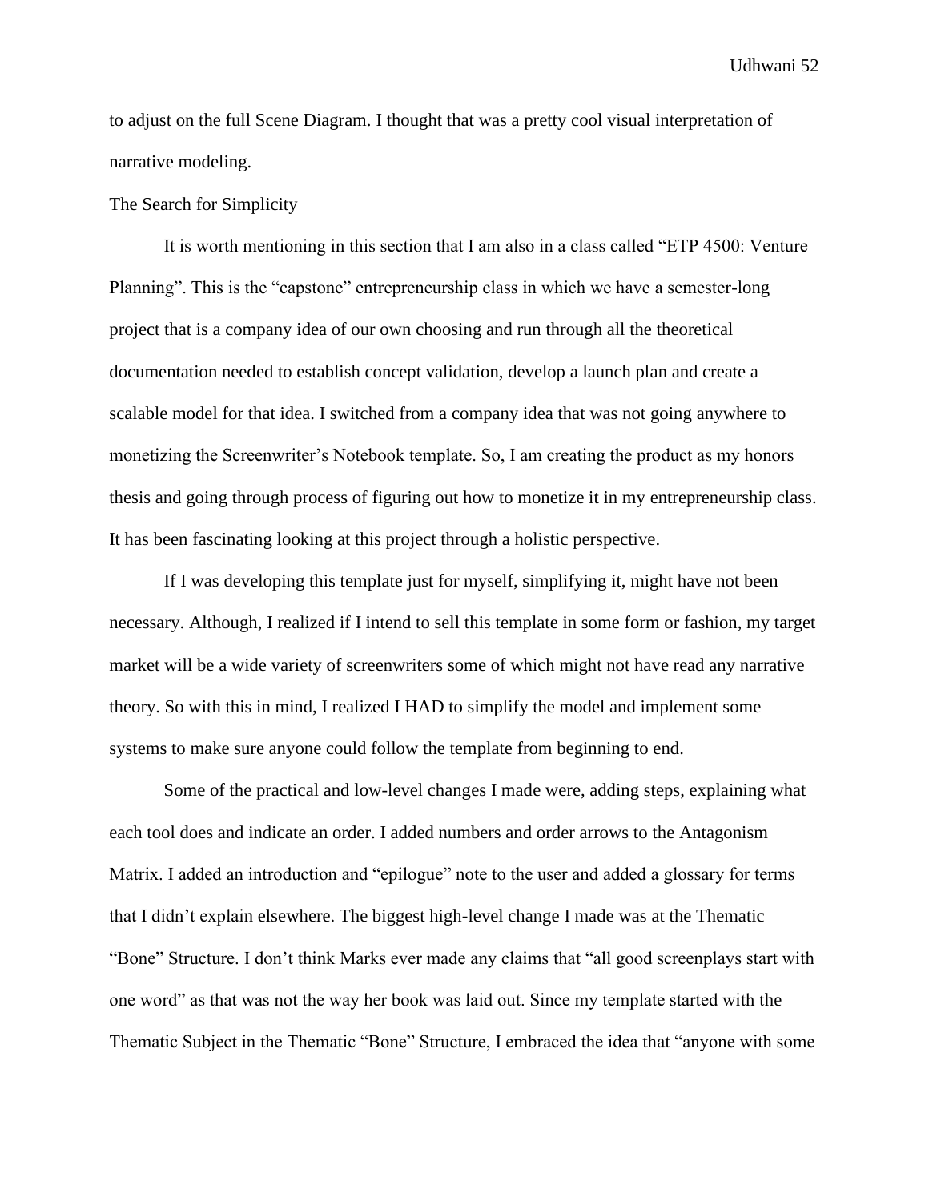to adjust on the full Scene Diagram. I thought that was a pretty cool visual interpretation of narrative modeling.

## The Search for Simplicity

It is worth mentioning in this section that I am also in a class called "ETP 4500: Venture Planning". This is the "capstone" entrepreneurship class in which we have a semester-long project that is a company idea of our own choosing and run through all the theoretical documentation needed to establish concept validation, develop a launch plan and create a scalable model for that idea. I switched from a company idea that was not going anywhere to monetizing the Screenwriter's Notebook template. So, I am creating the product as my honors thesis and going through process of figuring out how to monetize it in my entrepreneurship class. It has been fascinating looking at this project through a holistic perspective.

If I was developing this template just for myself, simplifying it, might have not been necessary. Although, I realized if I intend to sell this template in some form or fashion, my target market will be a wide variety of screenwriters some of which might not have read any narrative theory. So with this in mind, I realized I HAD to simplify the model and implement some systems to make sure anyone could follow the template from beginning to end.

Some of the practical and low-level changes I made were, adding steps, explaining what each tool does and indicate an order. I added numbers and order arrows to the Antagonism Matrix. I added an introduction and "epilogue" note to the user and added a glossary for terms that I didn't explain elsewhere. The biggest high-level change I made was at the Thematic "Bone" Structure. I don't think Marks ever made any claims that "all good screenplays start with one word" as that was not the way her book was laid out. Since my template started with the Thematic Subject in the Thematic "Bone" Structure, I embraced the idea that "anyone with some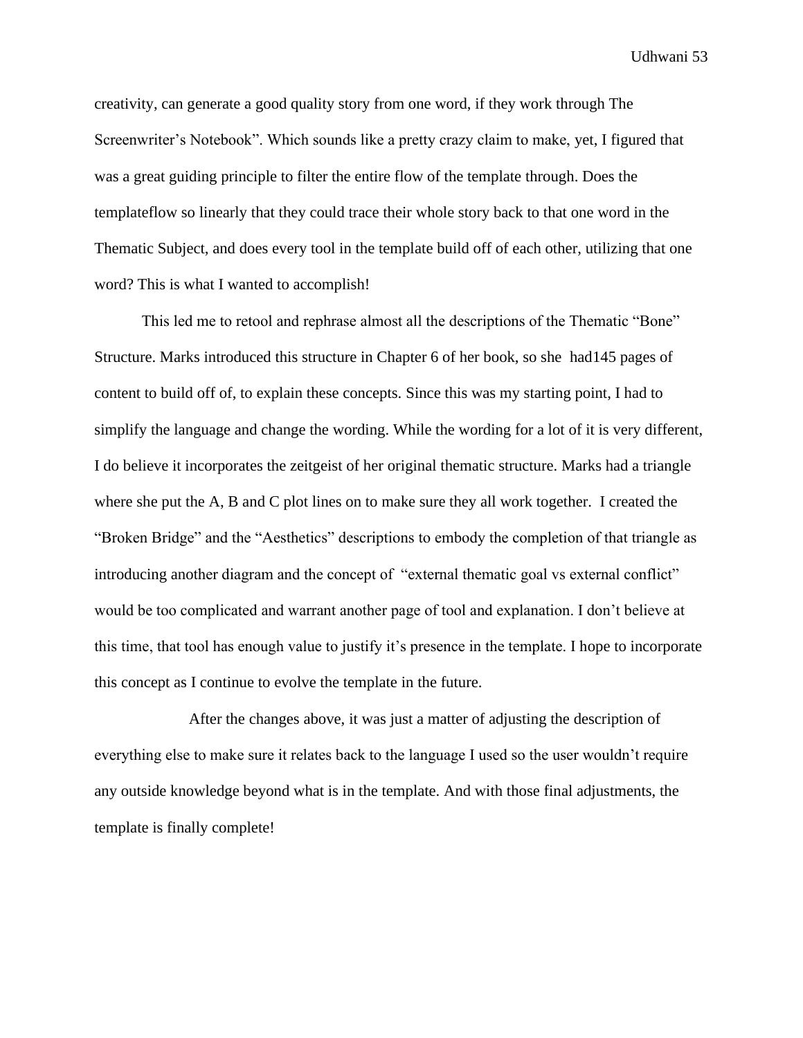creativity, can generate a good quality story from one word, if they work through The Screenwriter's Notebook". Which sounds like a pretty crazy claim to make, yet, I figured that was a great guiding principle to filter the entire flow of the template through. Does the templateflow so linearly that they could trace their whole story back to that one word in the Thematic Subject, and does every tool in the template build off of each other, utilizing that one word? This is what I wanted to accomplish!

This led me to retool and rephrase almost all the descriptions of the Thematic "Bone" Structure. Marks introduced this structure in Chapter 6 of her book, so she had145 pages of content to build off of, to explain these concepts. Since this was my starting point, I had to simplify the language and change the wording. While the wording for a lot of it is very different, I do believe it incorporates the zeitgeist of her original thematic structure. Marks had a triangle where she put the A, B and C plot lines on to make sure they all work together. I created the "Broken Bridge" and the "Aesthetics" descriptions to embody the completion of that triangle as introducing another diagram and the concept of "external thematic goal vs external conflict" would be too complicated and warrant another page of tool and explanation. I don't believe at this time, that tool has enough value to justify it's presence in the template. I hope to incorporate this concept as I continue to evolve the template in the future.

After the changes above, it was just a matter of adjusting the description of everything else to make sure it relates back to the language I used so the user wouldn't require any outside knowledge beyond what is in the template. And with those final adjustments, the template is finally complete!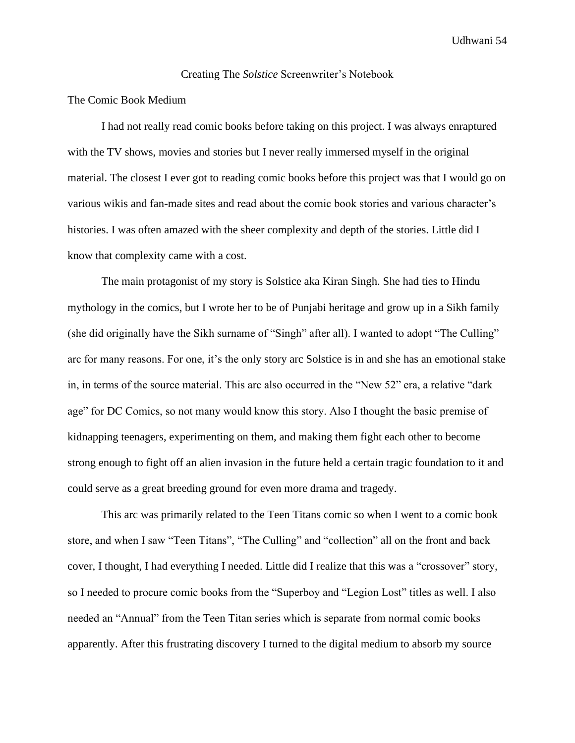Creating The *Solstice* Screenwriter's Notebook

The Comic Book Medium

I had not really read comic books before taking on this project. I was always enraptured with the TV shows, movies and stories but I never really immersed myself in the original material. The closest I ever got to reading comic books before this project was that I would go on various wikis and fan-made sites and read about the comic book stories and various character's histories. I was often amazed with the sheer complexity and depth of the stories. Little did I know that complexity came with a cost.

The main protagonist of my story is Solstice aka Kiran Singh. She had ties to Hindu mythology in the comics, but I wrote her to be of Punjabi heritage and grow up in a Sikh family (she did originally have the Sikh surname of "Singh" after all). I wanted to adopt "The Culling" arc for many reasons. For one, it's the only story arc Solstice is in and she has an emotional stake in, in terms of the source material. This arc also occurred in the "New 52" era, a relative "dark age" for DC Comics, so not many would know this story. Also I thought the basic premise of kidnapping teenagers, experimenting on them, and making them fight each other to become strong enough to fight off an alien invasion in the future held a certain tragic foundation to it and could serve as a great breeding ground for even more drama and tragedy.

This arc was primarily related to the Teen Titans comic so when I went to a comic book store, and when I saw "Teen Titans", "The Culling" and "collection" all on the front and back cover, I thought, I had everything I needed. Little did I realize that this was a "crossover" story, so I needed to procure comic books from the "Superboy and "Legion Lost" titles as well. I also needed an "Annual" from the Teen Titan series which is separate from normal comic books apparently. After this frustrating discovery I turned to the digital medium to absorb my source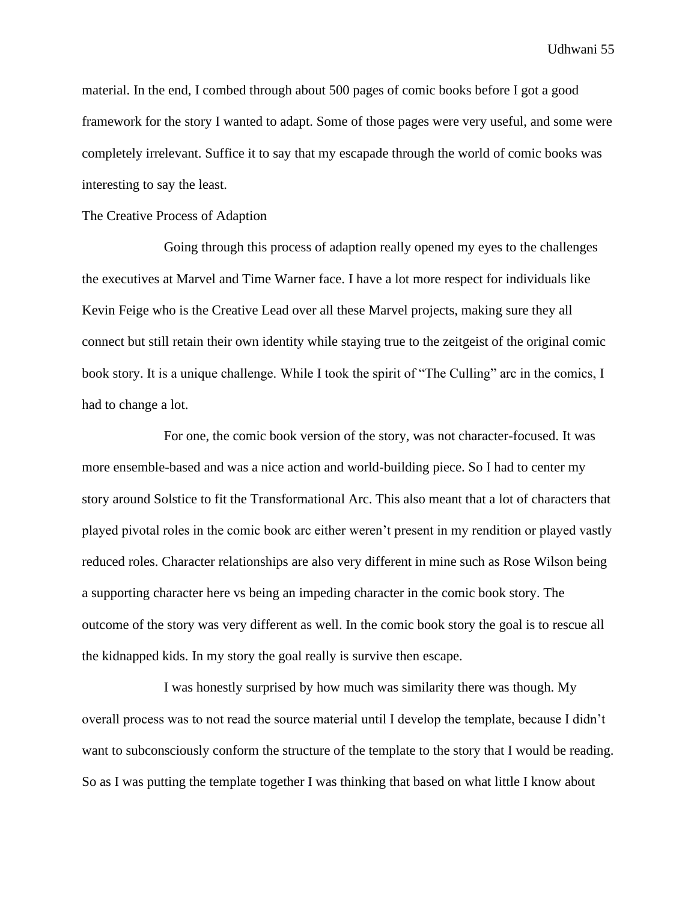material. In the end, I combed through about 500 pages of comic books before I got a good framework for the story I wanted to adapt. Some of those pages were very useful, and some were completely irrelevant. Suffice it to say that my escapade through the world of comic books was interesting to say the least.

## The Creative Process of Adaption

Going through this process of adaption really opened my eyes to the challenges the executives at Marvel and Time Warner face. I have a lot more respect for individuals like Kevin Feige who is the Creative Lead over all these Marvel projects, making sure they all connect but still retain their own identity while staying true to the zeitgeist of the original comic book story. It is a unique challenge. While I took the spirit of "The Culling" arc in the comics, I had to change a lot.

For one, the comic book version of the story, was not character-focused. It was more ensemble-based and was a nice action and world-building piece. So I had to center my story around Solstice to fit the Transformational Arc. This also meant that a lot of characters that played pivotal roles in the comic book arc either weren't present in my rendition or played vastly reduced roles. Character relationships are also very different in mine such as Rose Wilson being a supporting character here vs being an impeding character in the comic book story. The outcome of the story was very different as well. In the comic book story the goal is to rescue all the kidnapped kids. In my story the goal really is survive then escape.

I was honestly surprised by how much was similarity there was though. My overall process was to not read the source material until I develop the template, because I didn't want to subconsciously conform the structure of the template to the story that I would be reading. So as I was putting the template together I was thinking that based on what little I know about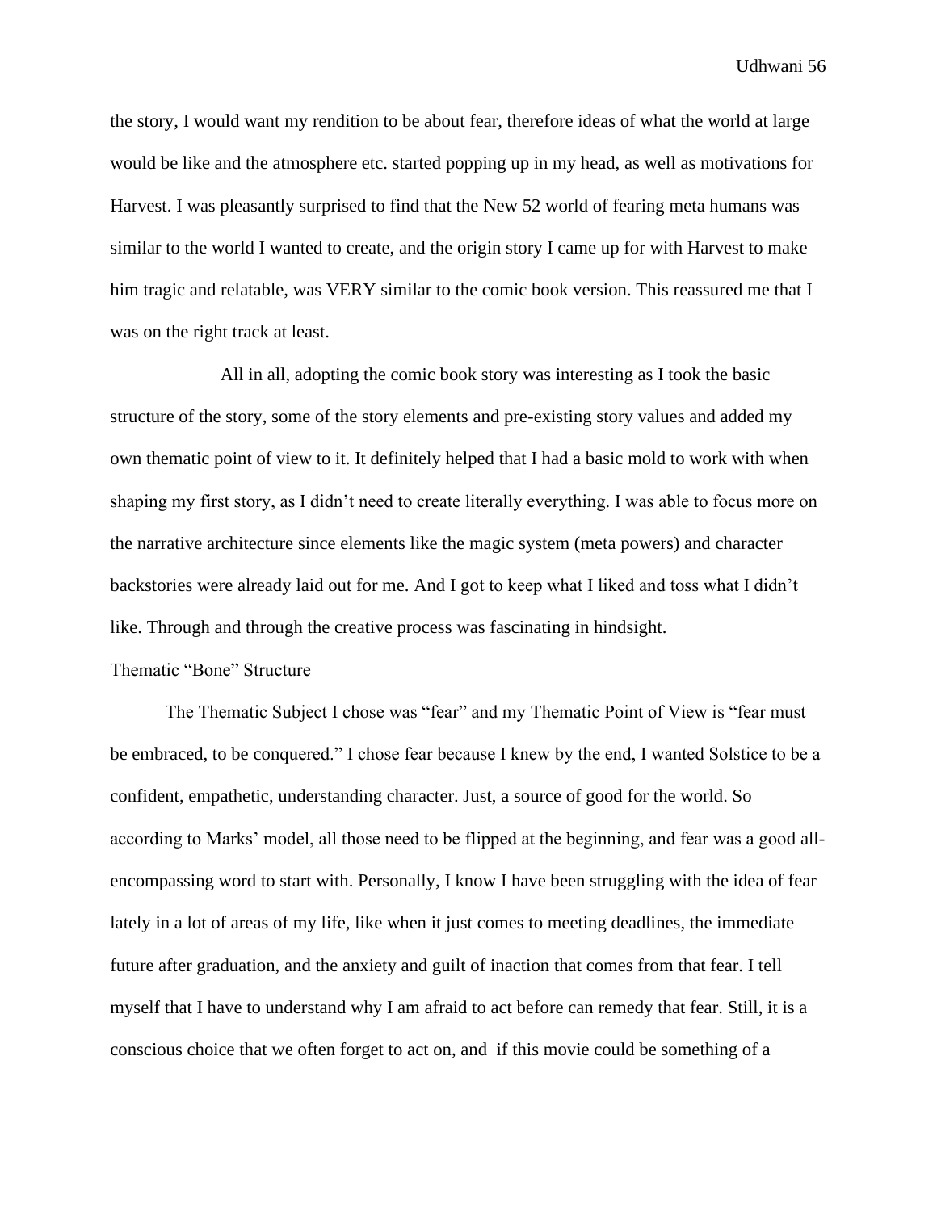the story, I would want my rendition to be about fear, therefore ideas of what the world at large would be like and the atmosphere etc. started popping up in my head, as well as motivations for Harvest. I was pleasantly surprised to find that the New 52 world of fearing meta humans was similar to the world I wanted to create, and the origin story I came up for with Harvest to make him tragic and relatable, was VERY similar to the comic book version. This reassured me that I was on the right track at least.

All in all, adopting the comic book story was interesting as I took the basic structure of the story, some of the story elements and pre-existing story values and added my own thematic point of view to it. It definitely helped that I had a basic mold to work with when shaping my first story, as I didn't need to create literally everything. I was able to focus more on the narrative architecture since elements like the magic system (meta powers) and character backstories were already laid out for me. And I got to keep what I liked and toss what I didn't like. Through and through the creative process was fascinating in hindsight.

## Thematic "Bone" Structure

The Thematic Subject I chose was "fear" and my Thematic Point of View is "fear must be embraced, to be conquered." I chose fear because I knew by the end, I wanted Solstice to be a confident, empathetic, understanding character. Just, a source of good for the world. So according to Marks' model, all those need to be flipped at the beginning, and fear was a good all-encompassing word to start with. Personally, I know I have been struggling with the idea of fear lately in a lot of areas of my life, like when it just comes to meeting deadlines, the immediate future after graduation, and the anxiety and guilt of inaction that comes from that fear. I tell myself that I have to understand why I am afraid to act before can remedy that fear. Still, it is a conscious choice that we often forget to act on, and if this movie could be something of a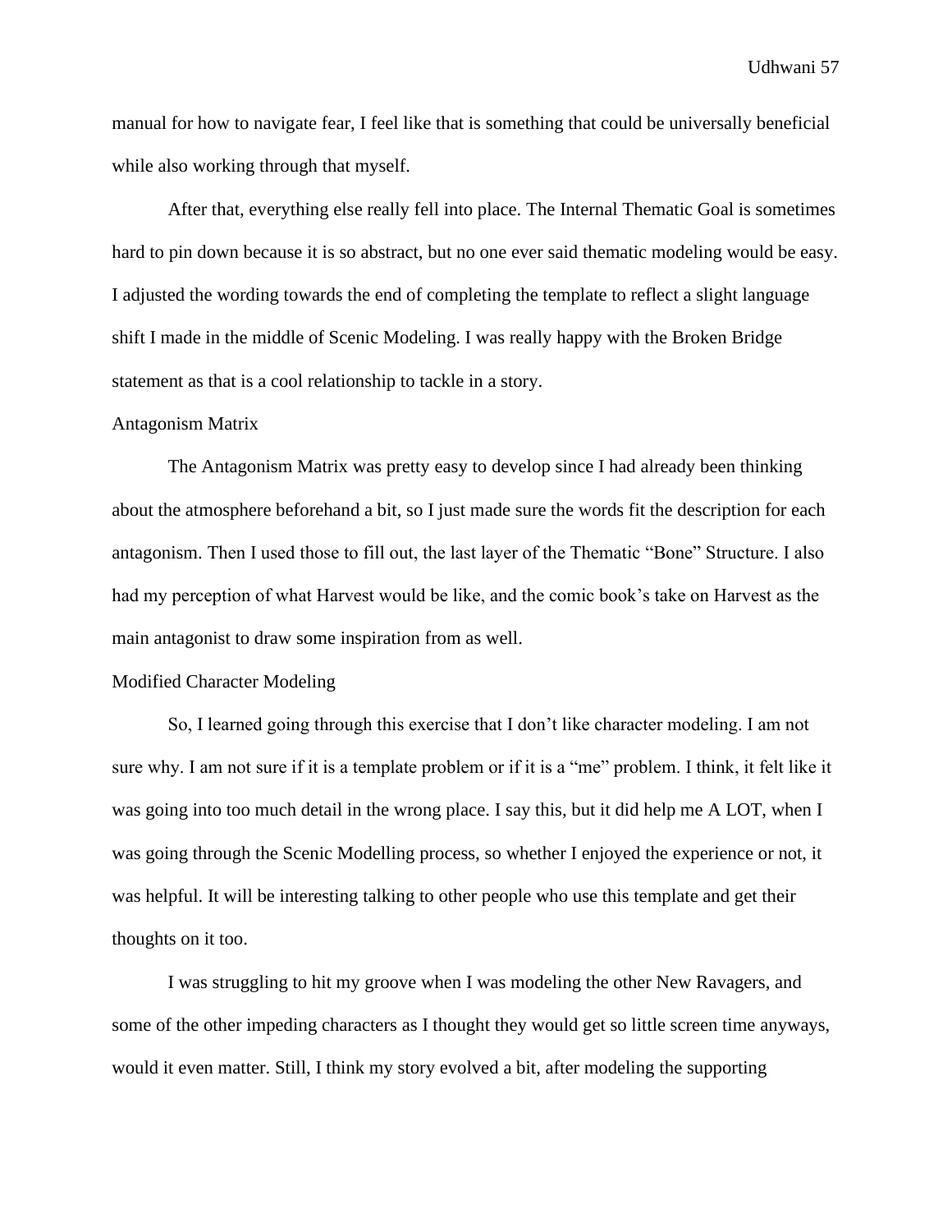manual for how to navigate fear, I feel like that is something that could be universally beneficial while also working through that myself.

After that, everything else really fell into place. The Internal Thematic Goal is sometimes hard to pin down because it is so abstract, but no one ever said thematic modeling would be easy. I adjusted the wording towards the end of completing the template to reflect a slight language shift I made in the middle of Scenic Modeling. I was really happy with the Broken Bridge statement as that is a cool relationship to tackle in a story.

### Antagonism Matrix

The Antagonism Matrix was pretty easy to develop since I had already been thinking about the atmosphere beforehand a bit, so I just made sure the words fit the description for each antagonism. Then I used those to fill out, the last layer of the Thematic "Bone" Structure. I also had my perception of what Harvest would be like, and the comic book's take on Harvest as the main antagonist to draw some inspiration from as well.

### Modified Character Modeling

So, I learned going through this exercise that I don't like character modeling. I am not sure why. I am not sure if it is a template problem or if it is a "me" problem. I think, it felt like it was going into too much detail in the wrong place. I say this, but it did help me A LOT, when I was going through the Scenic Modelling process, so whether I enjoyed the experience or not, it was helpful. It will be interesting talking to other people who use this template and get their thoughts on it too.

I was struggling to hit my groove when I was modeling the other New Ravagers, and some of the other impeding characters as I thought they would get so little screen time anyways, would it even matter. Still, I think my story evolved a bit, after modeling the supporting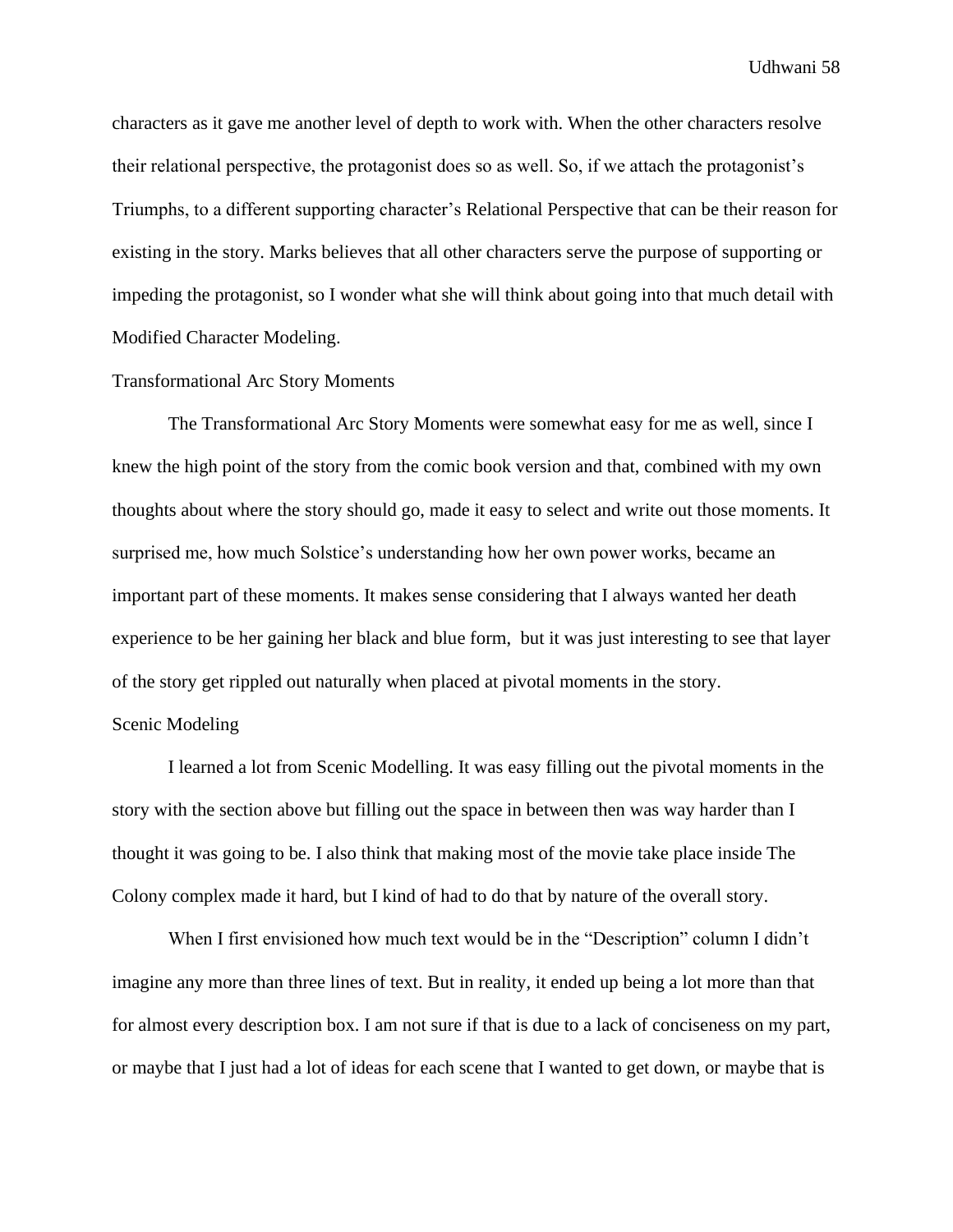characters as it gave me another level of depth to work with. When the other characters resolve their relational perspective, the protagonist does so as well. So, if we attach the protagonist's Triumphs, to a different supporting character's Relational Perspective that can be their reason for existing in the story. Marks believes that all other characters serve the purpose of supporting or impeding the protagonist, so I wonder what she will think about going into that much detail with Modified Character Modeling.

### Transformational Arc Story Moments

The Transformational Arc Story Moments were somewhat easy for me as well, since I knew the high point of the story from the comic book version and that, combined with my own thoughts about where the story should go, made it easy to select and write out those moments. It surprised me, how much Solstice's understanding how her own power works, became an important part of these moments. It makes sense considering that I always wanted her death experience to be her gaining her black and blue form, but it was just interesting to see that layer of the story get rippled out naturally when placed at pivotal moments in the story.

### Scenic Modeling

I learned a lot from Scenic Modelling. It was easy filling out the pivotal moments in the story with the section above but filling out the space in between then was way harder than I thought it was going to be. I also think that making most of the movie take place inside The Colony complex made it hard, but I kind of had to do that by nature of the overall story.

When I first envisioned how much text would be in the "Description" column I didn't imagine any more than three lines of text. But in reality, it ended up being a lot more than that for almost every description box. I am not sure if that is due to a lack of conciseness on my part, or maybe that I just had a lot of ideas for each scene that I wanted to get down, or maybe that is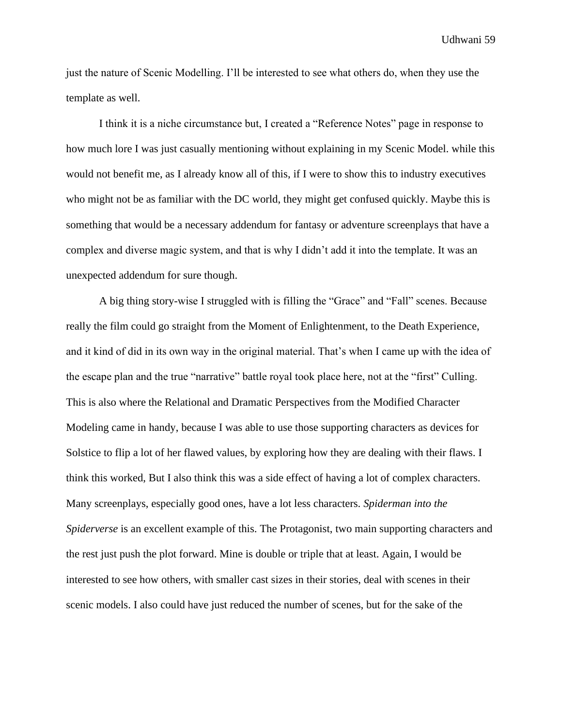just the nature of Scenic Modelling. I'll be interested to see what others do, when they use the template as well.

I think it is a niche circumstance but, I created a "Reference Notes" page in response to how much lore I was just casually mentioning without explaining in my Scenic Model. while this would not benefit me, as I already know all of this, if I were to show this to industry executives who might not be as familiar with the DC world, they might get confused quickly. Maybe this is something that would be a necessary addendum for fantasy or adventure screenplays that have a complex and diverse magic system, and that is why I didn't add it into the template. It was an unexpected addendum for sure though.

A big thing story-wise I struggled with is filling the "Grace" and "Fall" scenes. Because really the film could go straight from the Moment of Enlightenment, to the Death Experience, and it kind of did in its own way in the original material. That's when I came up with the idea of the escape plan and the true "narrative" battle royal took place here, not at the "first" Culling. This is also where the Relational and Dramatic Perspectives from the Modified Character Modeling came in handy, because I was able to use those supporting characters as devices for Solstice to flip a lot of her flawed values, by exploring how they are dealing with their flaws. I think this worked, But I also think this was a side effect of having a lot of complex characters. Many screenplays, especially good ones, have a lot less characters. *Spiderman into the Spiderverse* is an excellent example of this. The Protagonist, two main supporting characters and the rest just push the plot forward. Mine is double or triple that at least. Again, I would be interested to see how others, with smaller cast sizes in their stories, deal with scenes in their scenic models. I also could have just reduced the number of scenes, but for the sake of the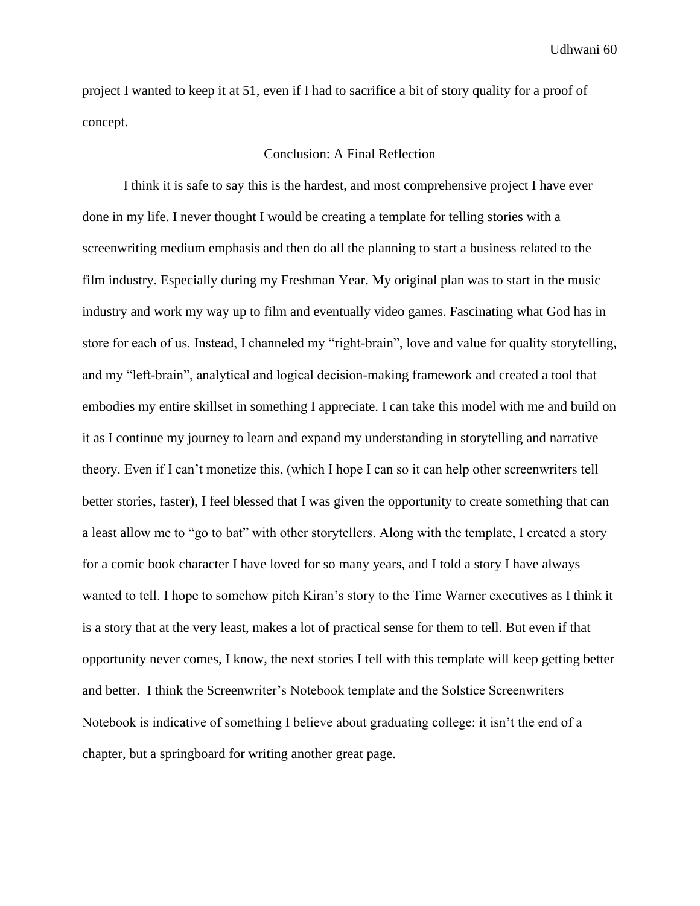project I wanted to keep it at 51, even if I had to sacrifice a bit of story quality for a proof of concept.

## Conclusion: A Final Reflection

I think it is safe to say this is the hardest, and most comprehensive project I have ever done in my life. I never thought I would be creating a template for telling stories with a screenwriting medium emphasis and then do all the planning to start a business related to the film industry. Especially during my Freshman Year. My original plan was to start in the music industry and work my way up to film and eventually video games. Fascinating what God has in store for each of us. Instead, I channeled my "right-brain", love and value for quality storytelling, and my "left-brain", analytical and logical decision-making framework and created a tool that embodies my entire skillset in something I appreciate. I can take this model with me and build on it as I continue my journey to learn and expand my understanding in storytelling and narrative theory. Even if I can't monetize this, (which I hope I can so it can help other screenwriters tell better stories, faster), I feel blessed that I was given the opportunity to create something that can a least allow me to "go to bat" with other storytellers. Along with the template, I created a story for a comic book character I have loved for so many years, and I told a story I have always wanted to tell. I hope to somehow pitch Kiran's story to the Time Warner executives as I think it is a story that at the very least, makes a lot of practical sense for them to tell. But even if that opportunity never comes, I know, the next stories I tell with this template will keep getting better and better. I think the Screenwriter's Notebook template and the Solstice Screenwriters Notebook is indicative of something I believe about graduating college: it isn't the end of a chapter, but a springboard for writing another great page.